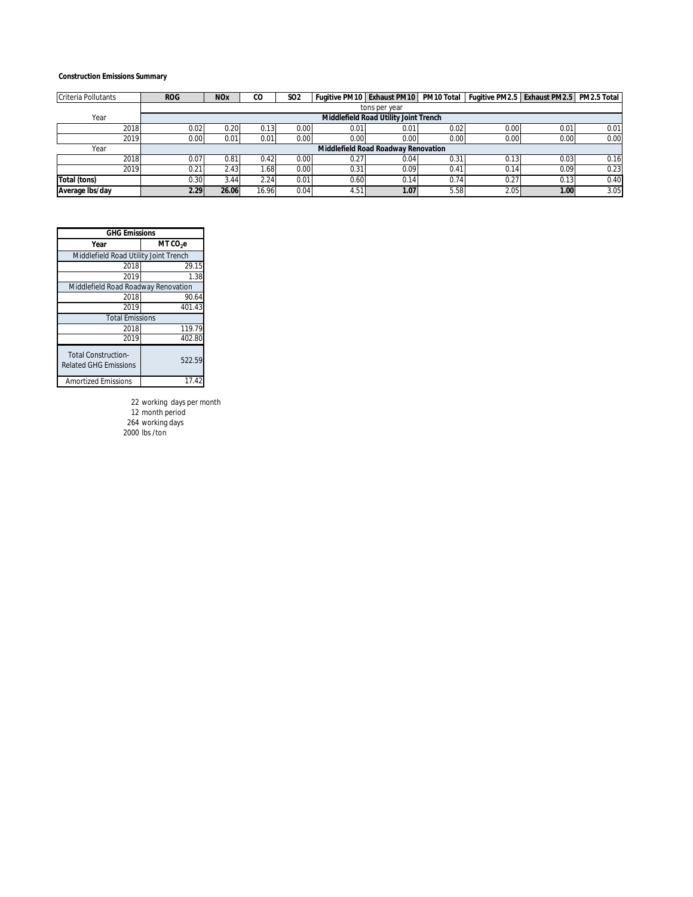**Construction Emissions Summary**

| Criteria Pollutants | ROG | NOx | CO | SO2 | Fugitive PM10 | Exhaust PM10 | PM10 Total | Fugitive PM2.5 | Exhaust PM2.5 | PM2.5 Total |
|---|---|---|---|---|---|---|---|---|---|---|
| | tons per year | | | | | | | | | |
| Year | Middlefield Road Utility Joint Trench | | | | | | | | | |
| 2018 | 0.02 | 0.20 | 0.13 | 0.00 | 0.01 | 0.01 | 0.02 | 0.00 | 0.01 | 0.01 |
| 2019 | 0.00 | 0.01 | 0.01 | 0.00 | 0.00 | 0.00 | 0.00 | 0.00 | 0.00 | 0.00 |
| Year | Middlefield Road Roadway Renovation | | | | | | | | | |
| 2018 | 0.07 | 0.81 | 0.42 | 0.00 | 0.27 | 0.04 | 0.31 | 0.13 | 0.03 | 0.16 |
| 2019 | 0.21 | 2.43 | 1.68 | 0.00 | 0.31 | 0.09 | 0.41 | 0.14 | 0.09 | 0.23 |
| **Total (tons)** | 0.30 | 3.44 | 2.24 | 0.01 | 0.60 | 0.14 | 0.74 | 0.27 | 0.13 | 0.40 |
| **Average lbs/day** | **2.29** | **26.06** | 16.96 | 0.04 | 4.51 | **1.07** | 5.58 | 2.05 | **1.00** | 3.05 |

| GHG Emissions | |
|---|---|
| **Year** | **MT $CO_2e$** |
| Middlefield Road Utility Joint Trench | |
| 2018 | 29.15 |
| 2019 | 1.38 |
| Middlefield Road Roadway Renovation | |
| 2018 | 90.64 |
| 2019 | 401.43 |
| Total Emissions | |
| 2018 | 119.79 |
| 2019 | 402.80 |
| Total Construction-Related GHG Emissions | 522.59 |
| Amortized Emissions | 17.42 |

22 working days per month
12 month period
264 working days
2000 lbs/ton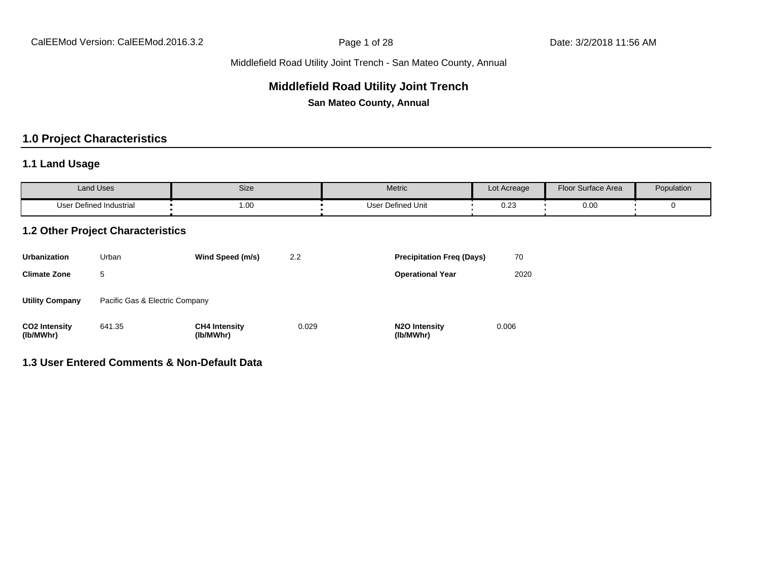# Middlefield Road Utility Joint Trench

**San Mateo County, Annual**

## 1.0 Project Characteristics

### 1.1 Land Usage

| Land Uses | Size | Metric | Lot Acreage | Floor Surface Area | Population |
|---|---|---|---|---|---|
| User Defined Industrial | 1.00 | User Defined Unit | 0.23 | 0.00 | 0 |

### 1.2 Other Project Characteristics

| | | | | | |
|---|---|---|---|---|---|
| **Urbanization** | Urban | **Wind Speed (m/s)** | 2.2 | **Precipitation Freq (Days)** | 70 |
| **Climate Zone** | 5 | | | **Operational Year** | 2020 |
| **Utility Company** | Pacific Gas & Electric Company | | | | |
| **CO2 Intensity (lb/MWhr)** | 641.35 | **CH4 Intensity (lb/MWhr)** | 0.029 | **N2O Intensity (lb/MWhr)** | 0.006 |

### 1.3 User Entered Comments & Non-Default Data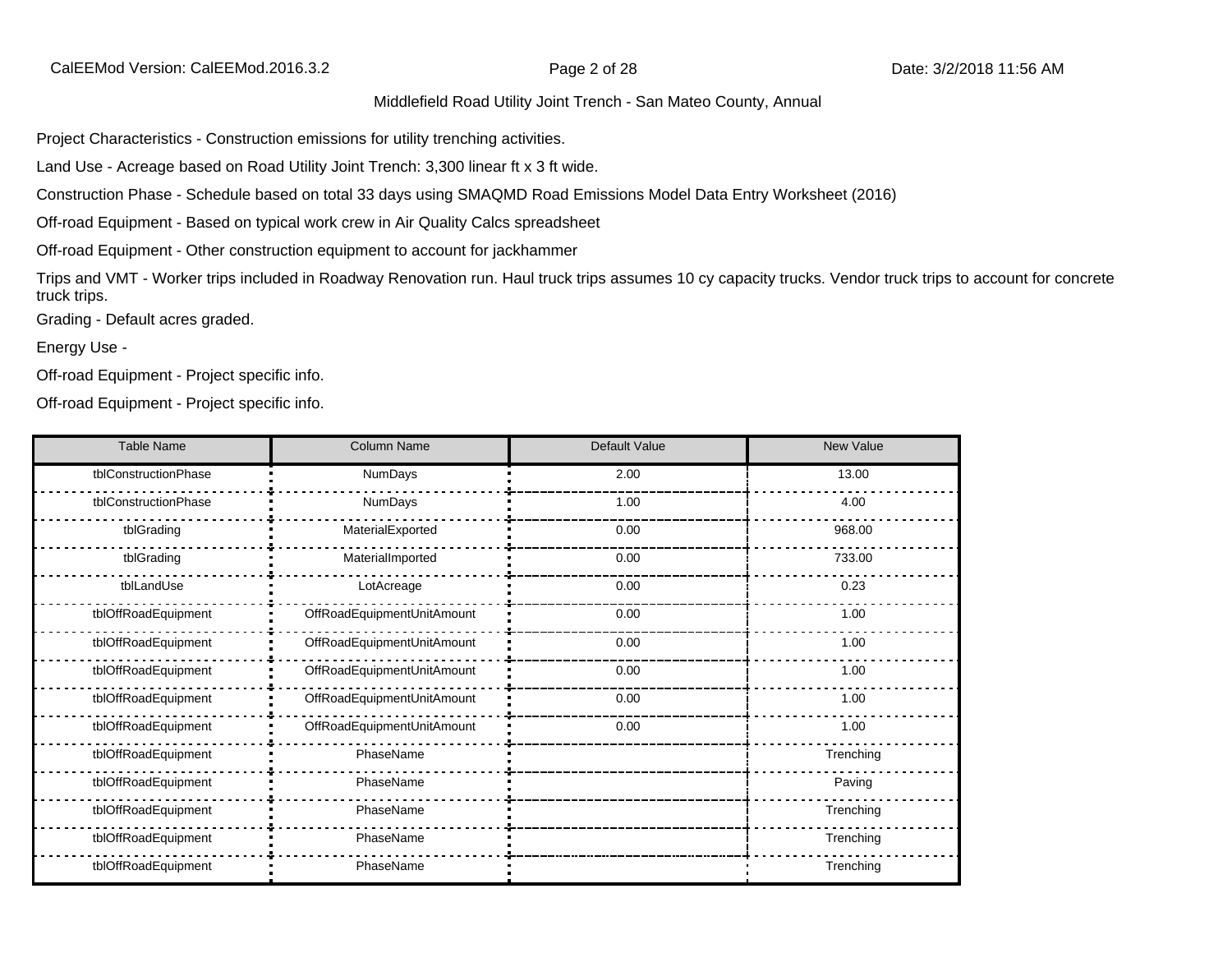Middlefield Road Utility Joint Trench - San Mateo County, Annual

Project Characteristics - Construction emissions for utility trenching activities.

Land Use - Acreage based on Road Utility Joint Trench: 3,300 linear ft x 3 ft wide.

Construction Phase - Schedule based on total 33 days using SMAQMD Road Emissions Model Data Entry Worksheet (2016)

Off-road Equipment - Based on typical work crew in Air Quality Calcs spreadsheet

Off-road Equipment - Other construction equipment to account for jackhammer

Trips and VMT - Worker trips included in Roadway Renovation run. Haul truck trips assumes 10 cy capacity trucks. Vendor truck trips to account for concrete truck trips.

Grading - Default acres graded.

Energy Use -

Off-road Equipment - Project specific info.

Off-road Equipment - Project specific info.

| Table Name | Column Name | Default Value | New Value |
|---|---|---|---|
| tblConstructionPhase | NumDays | 2.00 | 13.00 |
| tblConstructionPhase | NumDays | 1.00 | 4.00 |
| tblGrading | MaterialExported | 0.00 | 968.00 |
| tblGrading | MaterialImported | 0.00 | 733.00 |
| tblLandUse | LotAcreage | 0.00 | 0.23 |
| tblOffRoadEquipment | OffRoadEquipmentUnitAmount | 0.00 | 1.00 |
| tblOffRoadEquipment | OffRoadEquipmentUnitAmount | 0.00 | 1.00 |
| tblOffRoadEquipment | OffRoadEquipmentUnitAmount | 0.00 | 1.00 |
| tblOffRoadEquipment | OffRoadEquipmentUnitAmount | 0.00 | 1.00 |
| tblOffRoadEquipment | OffRoadEquipmentUnitAmount | 0.00 | 1.00 |
| tblOffRoadEquipment | PhaseName | | Trenching |
| tblOffRoadEquipment | PhaseName | | Paving |
| tblOffRoadEquipment | PhaseName | | Trenching |
| tblOffRoadEquipment | PhaseName | | Trenching |
| tblOffRoadEquipment | PhaseName | | Trenching |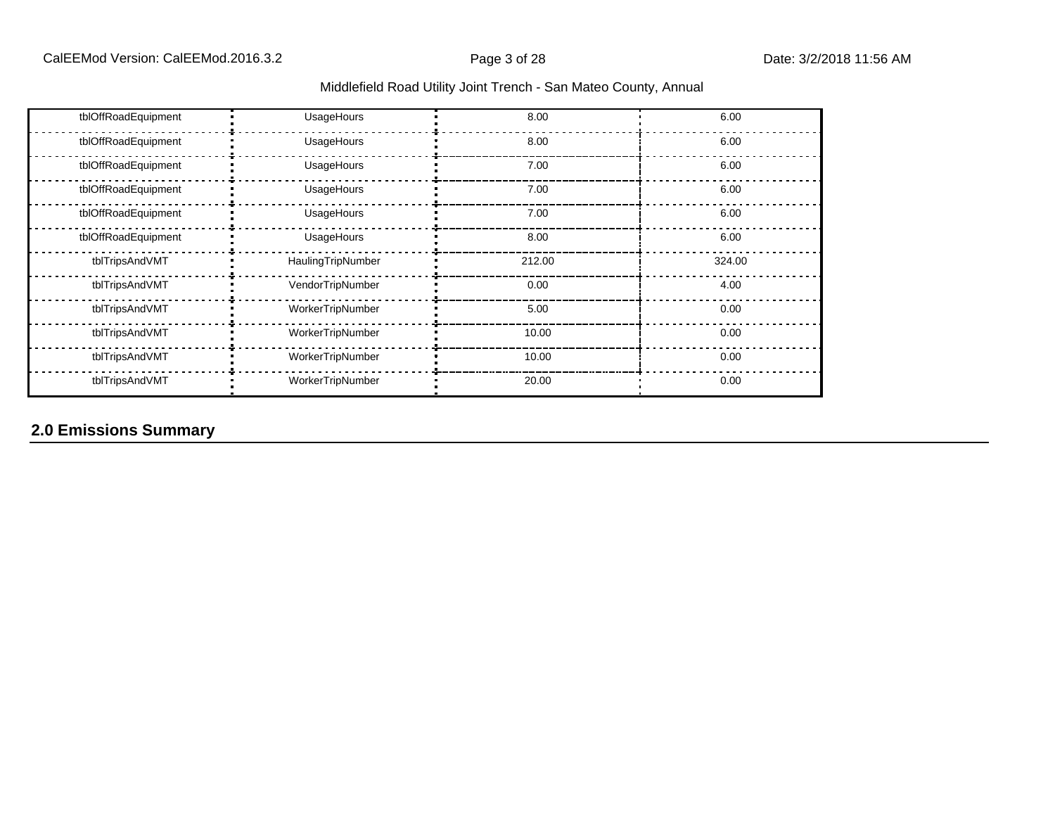| | | | |
|---|---|---|---|
| tblOffRoadEquipment | UsageHours | 8.00 | 6.00 |
| tblOffRoadEquipment | UsageHours | 8.00 | 6.00 |
| tblOffRoadEquipment | UsageHours | 7.00 | 6.00 |
| tblOffRoadEquipment | UsageHours | 7.00 | 6.00 |
| tblOffRoadEquipment | UsageHours | 7.00 | 6.00 |
| tblOffRoadEquipment | UsageHours | 8.00 | 6.00 |
| tblTripsAndVMT | HaulingTripNumber | 212.00 | 324.00 |
| tblTripsAndVMT | VendorTripNumber | 0.00 | 4.00 |
| tblTripsAndVMT | WorkerTripNumber | 5.00 | 0.00 |
| tblTripsAndVMT | WorkerTripNumber | 10.00 | 0.00 |
| tblTripsAndVMT | WorkerTripNumber | 10.00 | 0.00 |
| tblTripsAndVMT | WorkerTripNumber | 20.00 | 0.00 |

## 2.0 Emissions Summary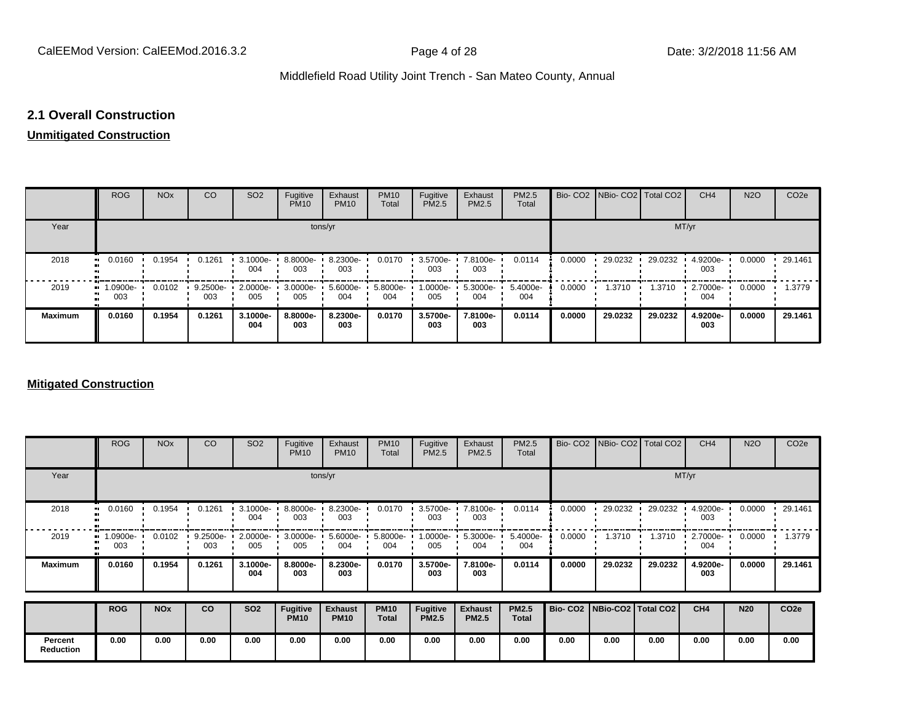## 2.1 Overall Construction

**Unmitigated Construction**

| | ROG | NOx | CO | SO2 | Fugitive PM10 | Exhaust PM10 | PM10 Total | Fugitive PM2.5 | Exhaust PM2.5 | PM2.5 Total | Bio- CO2 | NBio- CO2 | Total CO2 | CH4 | N2O | CO2e |
|---|---|---|---|---|---|---|---|---|---|---|---|---|---|---|---|---|
| Year | tons/yr | | | | | | | | | | MT/yr | | | | | |
| 2018 | 0.0160 | 0.1954 | 0.1261 | 3.1000e-004 | 8.8000e-003 | 8.2300e-003 | 0.0170 | 3.5700e-003 | 7.8100e-003 | 0.0114 | 0.0000 | 29.0232 | 29.0232 | 4.9200e-003 | 0.0000 | 29.1461 |
| 2019 | 1.0900e-003 | 0.0102 | 9.2500e-003 | 2.0000e-005 | 3.0000e-005 | 5.6000e-004 | 5.8000e-004 | 1.0000e-005 | 5.3000e-004 | 5.4000e-004 | 0.0000 | 1.3710 | 1.3710 | 2.7000e-004 | 0.0000 | 1.3779 |
| **Maximum** | **0.0160** | **0.1954** | **0.1261** | **3.1000e-004** | **8.8000e-003** | **8.2300e-003** | **0.0170** | **3.5700e-003** | **7.8100e-003** | **0.0114** | **0.0000** | **29.0232** | **29.0232** | **4.9200e-003** | **0.0000** | **29.1461** |

**Mitigated Construction**

| | ROG | NOx | CO | SO2 | Fugitive PM10 | Exhaust PM10 | PM10 Total | Fugitive PM2.5 | Exhaust PM2.5 | PM2.5 Total | Bio- CO2 | NBio- CO2 | Total CO2 | CH4 | N2O | CO2e |
|---|---|---|---|---|---|---|---|---|---|---|---|---|---|---|---|---|
| Year | tons/yr | | | | | | | | | | MT/yr | | | | | |
| 2018 | 0.0160 | 0.1954 | 0.1261 | 3.1000e-004 | 8.8000e-003 | 8.2300e-003 | 0.0170 | 3.5700e-003 | 7.8100e-003 | 0.0114 | 0.0000 | 29.0232 | 29.0232 | 4.9200e-003 | 0.0000 | 29.1461 |
| 2019 | 1.0900e-003 | 0.0102 | 9.2500e-003 | 2.0000e-005 | 3.0000e-005 | 5.6000e-004 | 5.8000e-004 | 1.0000e-005 | 5.3000e-004 | 5.4000e-004 | 0.0000 | 1.3710 | 1.3710 | 2.7000e-004 | 0.0000 | 1.3779 |
| **Maximum** | **0.0160** | **0.1954** | **0.1261** | **3.1000e-004** | **8.8000e-003** | **8.2300e-003** | **0.0170** | **3.5700e-003** | **7.8100e-003** | **0.0114** | **0.0000** | **29.0232** | **29.0232** | **4.9200e-003** | **0.0000** | **29.1461** |

| | **ROG** | **NOx** | **CO** | **SO2** | **Fugitive PM10** | **Exhaust PM10** | **PM10 Total** | **Fugitive PM2.5** | **Exhaust PM2.5** | **PM2.5 Total** | **Bio- CO2** | **NBio-CO2** | **Total CO2** | **CH4** | **N20** | **CO2e** |
|---|---|---|---|---|---|---|---|---|---|---|---|---|---|---|---|---|
| **Percent Reduction** | **0.00** | **0.00** | **0.00** | **0.00** | **0.00** | **0.00** | **0.00** | **0.00** | **0.00** | **0.00** | **0.00** | **0.00** | **0.00** | **0.00** | **0.00** | **0.00** |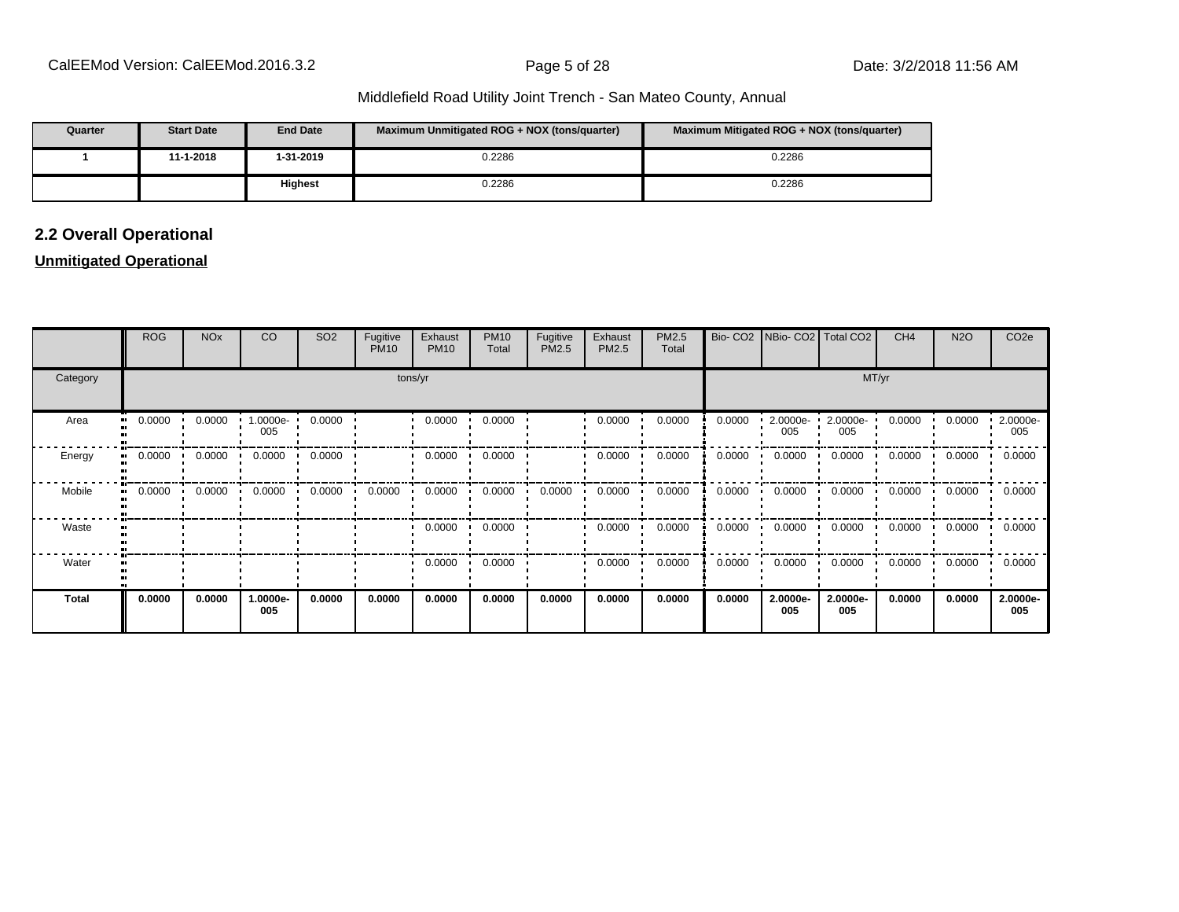| Quarter | Start Date | End Date | Maximum Unmitigated ROG + NOX (tons/quarter) | Maximum Mitigated ROG + NOX (tons/quarter) |
|---|---|---|---|---|
| 1 | 11-1-2018 | 1-31-2019 | 0.2286 | 0.2286 |
| | | Highest | 0.2286 | 0.2286 |

## 2.2 Overall Operational

**Unmitigated Operational**

| | ROG | NOx | CO | SO2 | Fugitive PM10 | Exhaust PM10 | PM10 Total | Fugitive PM2.5 | Exhaust PM2.5 | PM2.5 Total | Bio- CO2 | NBio- CO2 | Total CO2 | CH4 | N2O | CO2e |
|---|---|---|---|---|---|---|---|---|---|---|---|---|---|---|---|---|
| Category | tons/yr | | | | | | | | | | MT/yr | | | | | |
| Area | 0.0000 | 0.0000 | 1.0000e-005 | 0.0000 | | 0.0000 | 0.0000 | | 0.0000 | 0.0000 | 0.0000 | 2.0000e-005 | 2.0000e-005 | 0.0000 | 0.0000 | 2.0000e-005 |
| Energy | 0.0000 | 0.0000 | 0.0000 | 0.0000 | | 0.0000 | 0.0000 | | 0.0000 | 0.0000 | 0.0000 | 0.0000 | 0.0000 | 0.0000 | 0.0000 | 0.0000 |
| Mobile | 0.0000 | 0.0000 | 0.0000 | 0.0000 | 0.0000 | 0.0000 | 0.0000 | 0.0000 | 0.0000 | 0.0000 | 0.0000 | 0.0000 | 0.0000 | 0.0000 | 0.0000 | 0.0000 |
| Waste | | | | | | 0.0000 | 0.0000 | | 0.0000 | 0.0000 | 0.0000 | 0.0000 | 0.0000 | 0.0000 | 0.0000 | 0.0000 |
| Water | | | | | | 0.0000 | 0.0000 | | 0.0000 | 0.0000 | 0.0000 | 0.0000 | 0.0000 | 0.0000 | 0.0000 | 0.0000 |
| **Total** | **0.0000** | **0.0000** | **1.0000e-005** | **0.0000** | **0.0000** | **0.0000** | **0.0000** | **0.0000** | **0.0000** | **0.0000** | **0.0000** | **2.0000e-005** | **2.0000e-005** | **0.0000** | **0.0000** | **2.0000e-005** |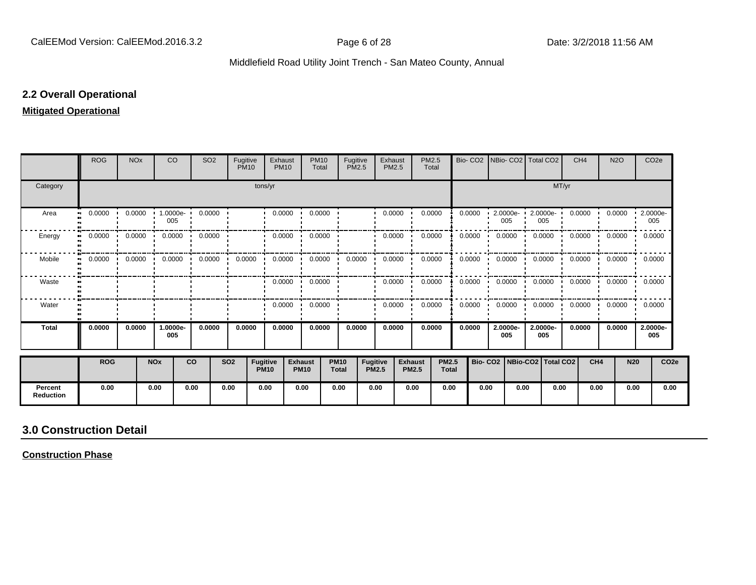## 2.2 Overall Operational

**Mitigated Operational**

| | ROG | NOx | CO | SO2 | Fugitive PM10 | Exhaust PM10 | PM10 Total | Fugitive PM2.5 | Exhaust PM2.5 | PM2.5 Total | Bio- CO2 | NBio- CO2 | Total CO2 | CH4 | N2O | CO2e |
|---|---|---|---|---|---|---|---|---|---|---|---|---|---|---|---|---|
| Category | tons/yr | | | | | | | | | | MT/yr | | | | | |
| Area | 0.0000 | 0.0000 | 1.0000e-005 | 0.0000 | | 0.0000 | 0.0000 | | 0.0000 | 0.0000 | 0.0000 | 2.0000e-005 | 2.0000e-005 | 0.0000 | 0.0000 | 2.0000e-005 |
| Energy | 0.0000 | 0.0000 | 0.0000 | 0.0000 | | 0.0000 | 0.0000 | | 0.0000 | 0.0000 | 0.0000 | 0.0000 | 0.0000 | 0.0000 | 0.0000 | 0.0000 |
| Mobile | 0.0000 | 0.0000 | 0.0000 | 0.0000 | 0.0000 | 0.0000 | 0.0000 | 0.0000 | 0.0000 | 0.0000 | 0.0000 | 0.0000 | 0.0000 | 0.0000 | 0.0000 | 0.0000 |
| Waste | | | | | | 0.0000 | 0.0000 | | 0.0000 | 0.0000 | 0.0000 | 0.0000 | 0.0000 | 0.0000 | 0.0000 | 0.0000 |
| Water | | | | | | 0.0000 | 0.0000 | | 0.0000 | 0.0000 | 0.0000 | 0.0000 | 0.0000 | 0.0000 | 0.0000 | 0.0000 |
| **Total** | **0.0000** | **0.0000** | **1.0000e-005** | **0.0000** | **0.0000** | **0.0000** | **0.0000** | **0.0000** | **0.0000** | **0.0000** | **0.0000** | **2.0000e-005** | **2.0000e-005** | **0.0000** | **0.0000** | **2.0000e-005** |

| | ROG | NOx | CO | SO2 | Fugitive PM10 | Exhaust PM10 | PM10 Total | Fugitive PM2.5 | Exhaust PM2.5 | PM2.5 Total | Bio- CO2 | NBio-CO2 | Total CO2 | CH4 | N20 | CO2e |
|---|---|---|---|---|---|---|---|---|---|---|---|---|---|---|---|---|
| **Percent Reduction** | 0.00 | 0.00 | 0.00 | 0.00 | 0.00 | 0.00 | 0.00 | 0.00 | 0.00 | 0.00 | 0.00 | 0.00 | 0.00 | 0.00 | 0.00 | 0.00 |

## 3.0 Construction Detail

**Construction Phase**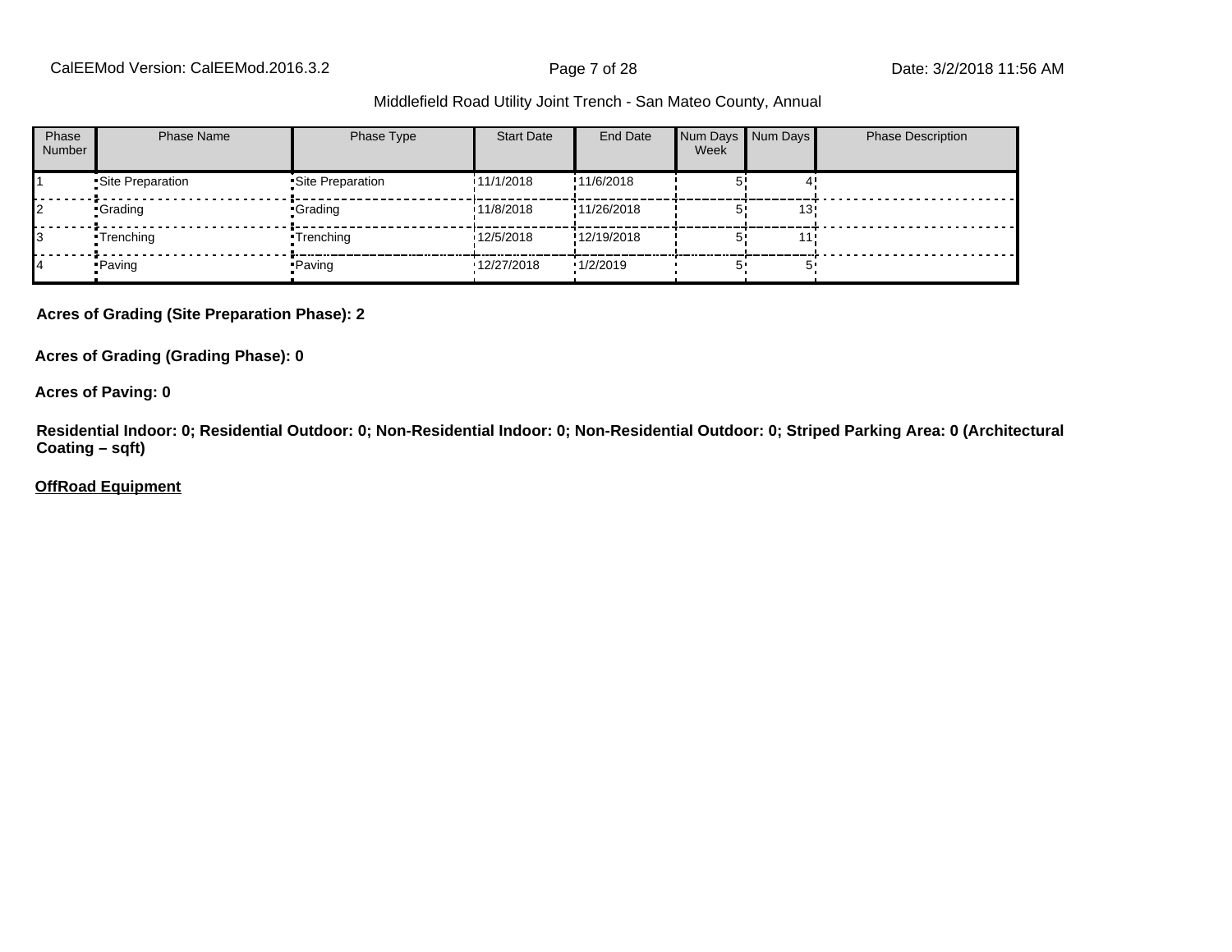| Phase Number | Phase Name | Phase Type | Start Date | End Date | Num Days Week | Num Days | Phase Description |
|---|---|---|---|---|---|---|---|
| 1 | Site Preparation | Site Preparation | 11/1/2018 | 11/6/2018 | 5 | 4 | |
| 2 | Grading | Grading | 11/8/2018 | 11/26/2018 | 5 | 13 | |
| 3 | Trenching | Trenching | 12/5/2018 | 12/19/2018 | 5 | 11 | |
| 4 | Paving | Paving | 12/27/2018 | 1/2/2019 | 5 | 5 | |

**Acres of Grading (Site Preparation Phase): 2**

**Acres of Grading (Grading Phase): 0**

**Acres of Paving: 0**

**Residential Indoor: 0; Residential Outdoor: 0; Non-Residential Indoor: 0; Non-Residential Outdoor: 0; Striped Parking Area: 0 (Architectural Coating – sqft)**

**OffRoad Equipment**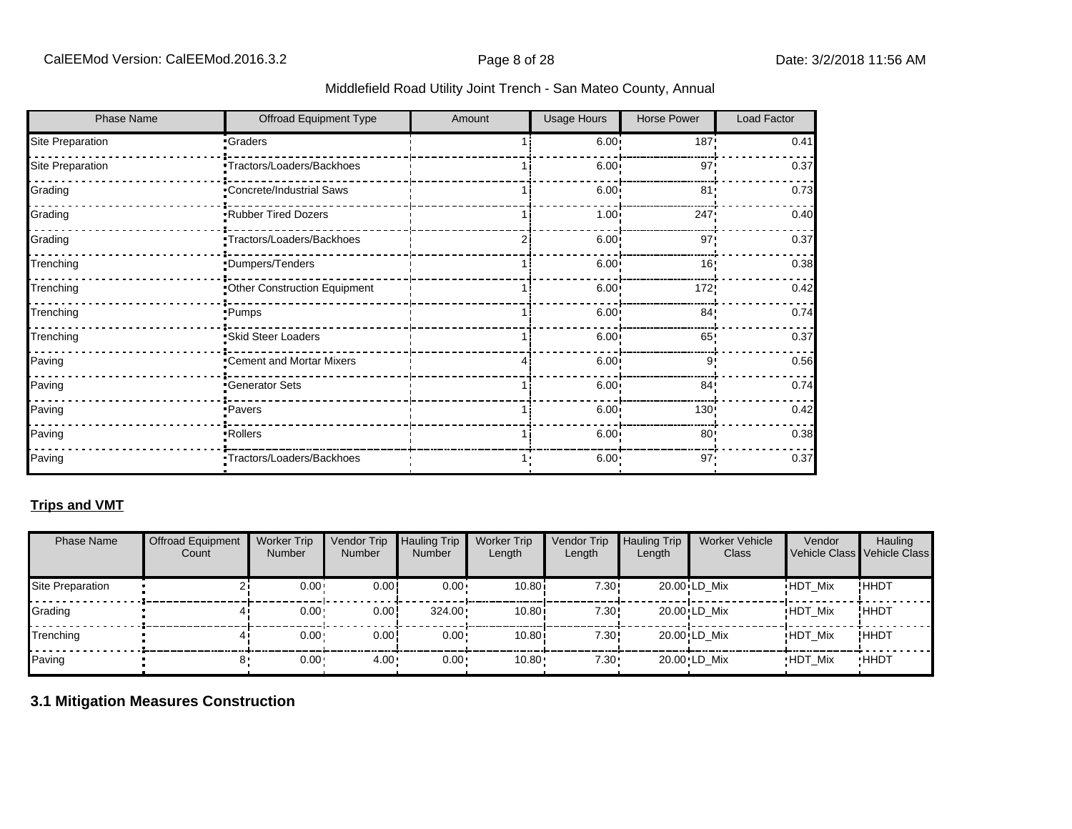| Phase Name | Offroad Equipment Type | Amount | Usage Hours | Horse Power | Load Factor |
|---|---|---|---|---|---|
| Site Preparation | Graders | 1 | 6.00 | 187 | 0.41 |
| Site Preparation | Tractors/Loaders/Backhoes | 1 | 6.00 | 97 | 0.37 |
| Grading | Concrete/Industrial Saws | 1 | 6.00 | 81 | 0.73 |
| Grading | Rubber Tired Dozers | 1 | 1.00 | 247 | 0.40 |
| Grading | Tractors/Loaders/Backhoes | 2 | 6.00 | 97 | 0.37 |
| Trenching | Dumpers/Tenders | 1 | 6.00 | 16 | 0.38 |
| Trenching | Other Construction Equipment | 1 | 6.00 | 172 | 0.42 |
| Trenching | Pumps | 1 | 6.00 | 84 | 0.74 |
| Trenching | Skid Steer Loaders | 1 | 6.00 | 65 | 0.37 |
| Paving | Cement and Mortar Mixers | 4 | 6.00 | 9 | 0.56 |
| Paving | Generator Sets | 1 | 6.00 | 84 | 0.74 |
| Paving | Pavers | 1 | 6.00 | 130 | 0.42 |
| Paving | Rollers | 1 | 6.00 | 80 | 0.38 |
| Paving | Tractors/Loaders/Backhoes | 1 | 6.00 | 97 | 0.37 |

**Trips and VMT**

| Phase Name | Offroad Equipment Count | Worker Trip Number | Vendor Trip Number | Hauling Trip Number | Worker Trip Length | Vendor Trip Length | Hauling Trip Length | Worker Vehicle Class | Vendor Vehicle Class | Hauling Vehicle Class |
|---|---|---|---|---|---|---|---|---|---|---|
| Site Preparation | 2 | 0.00 | 0.00 | 0.00 | 10.80 | 7.30 | 20.00 | LD_Mix | HDT_Mix | HHDT |
| Grading | 4 | 0.00 | 0.00 | 324.00 | 10.80 | 7.30 | 20.00 | LD_Mix | HDT_Mix | HHDT |
| Trenching | 4 | 0.00 | 0.00 | 0.00 | 10.80 | 7.30 | 20.00 | LD_Mix | HDT_Mix | HHDT |
| Paving | 8 | 0.00 | 4.00 | 0.00 | 10.80 | 7.30 | 20.00 | LD_Mix | HDT_Mix | HHDT |

## 3.1 Mitigation Measures Construction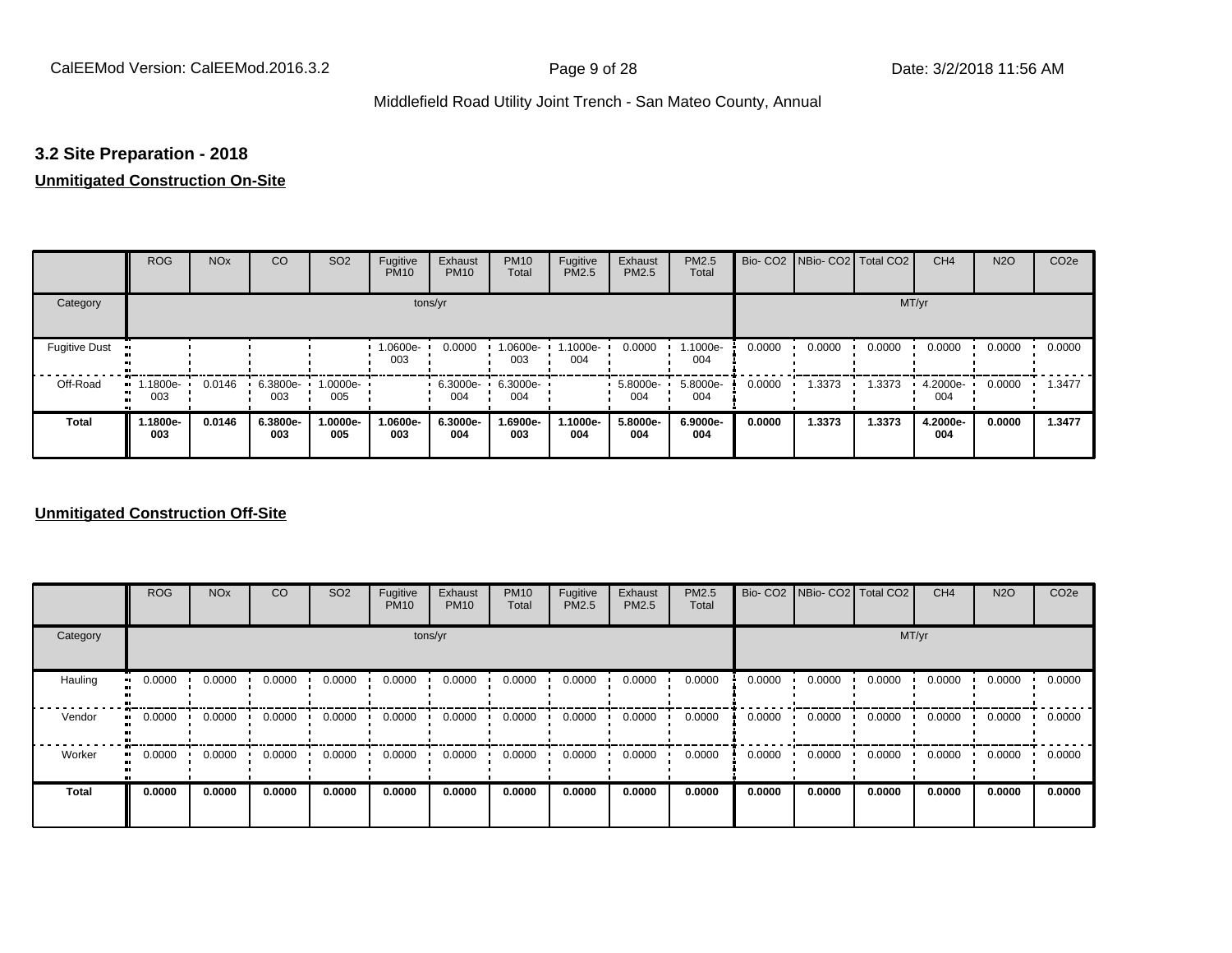## 3.2 Site Preparation - 2018

**Unmitigated Construction On-Site**

| | ROG | NOx | CO | SO2 | Fugitive PM10 | Exhaust PM10 | PM10 Total | Fugitive PM2.5 | Exhaust PM2.5 | PM2.5 Total | Bio- CO2 | NBio- CO2 | Total CO2 | CH4 | N2O | CO2e |
|---|---|---|---|---|---|---|---|---|---|---|---|---|---|---|---|---|
| Category | tons/yr | | | | | | | | | | MT/yr | | | | | |
| Fugitive Dust | | | | | 1.0600e-003 | 0.0000 | 1.0600e-003 | 1.1000e-004 | 0.0000 | 1.1000e-004 | 0.0000 | 0.0000 | 0.0000 | 0.0000 | 0.0000 | 0.0000 |
| Off-Road | 1.1800e-003 | 0.0146 | 6.3800e-003 | 1.0000e-005 | | 6.3000e-004 | 6.3000e-004 | | 5.8000e-004 | 5.8000e-004 | 0.0000 | 1.3373 | 1.3373 | 4.2000e-004 | 0.0000 | 1.3477 |
| **Total** | **1.1800e-003** | **0.0146** | **6.3800e-003** | **1.0000e-005** | **1.0600e-003** | **6.3000e-004** | **1.6900e-003** | **1.1000e-004** | **5.8000e-004** | **6.9000e-004** | **0.0000** | **1.3373** | **1.3373** | **4.2000e-004** | **0.0000** | **1.3477** |

**Unmitigated Construction Off-Site**

| | ROG | NOx | CO | SO2 | Fugitive PM10 | Exhaust PM10 | PM10 Total | Fugitive PM2.5 | Exhaust PM2.5 | PM2.5 Total | Bio- CO2 | NBio- CO2 | Total CO2 | CH4 | N2O | CO2e |
|---|---|---|---|---|---|---|---|---|---|---|---|---|---|---|---|---|
| Category | tons/yr | | | | | | | | | | MT/yr | | | | | |
| Hauling | 0.0000 | 0.0000 | 0.0000 | 0.0000 | 0.0000 | 0.0000 | 0.0000 | 0.0000 | 0.0000 | 0.0000 | 0.0000 | 0.0000 | 0.0000 | 0.0000 | 0.0000 | 0.0000 |
| Vendor | 0.0000 | 0.0000 | 0.0000 | 0.0000 | 0.0000 | 0.0000 | 0.0000 | 0.0000 | 0.0000 | 0.0000 | 0.0000 | 0.0000 | 0.0000 | 0.0000 | 0.0000 | 0.0000 |
| Worker | 0.0000 | 0.0000 | 0.0000 | 0.0000 | 0.0000 | 0.0000 | 0.0000 | 0.0000 | 0.0000 | 0.0000 | 0.0000 | 0.0000 | 0.0000 | 0.0000 | 0.0000 | 0.0000 |
| **Total** | **0.0000** | **0.0000** | **0.0000** | **0.0000** | **0.0000** | **0.0000** | **0.0000** | **0.0000** | **0.0000** | **0.0000** | **0.0000** | **0.0000** | **0.0000** | **0.0000** | **0.0000** | **0.0000** |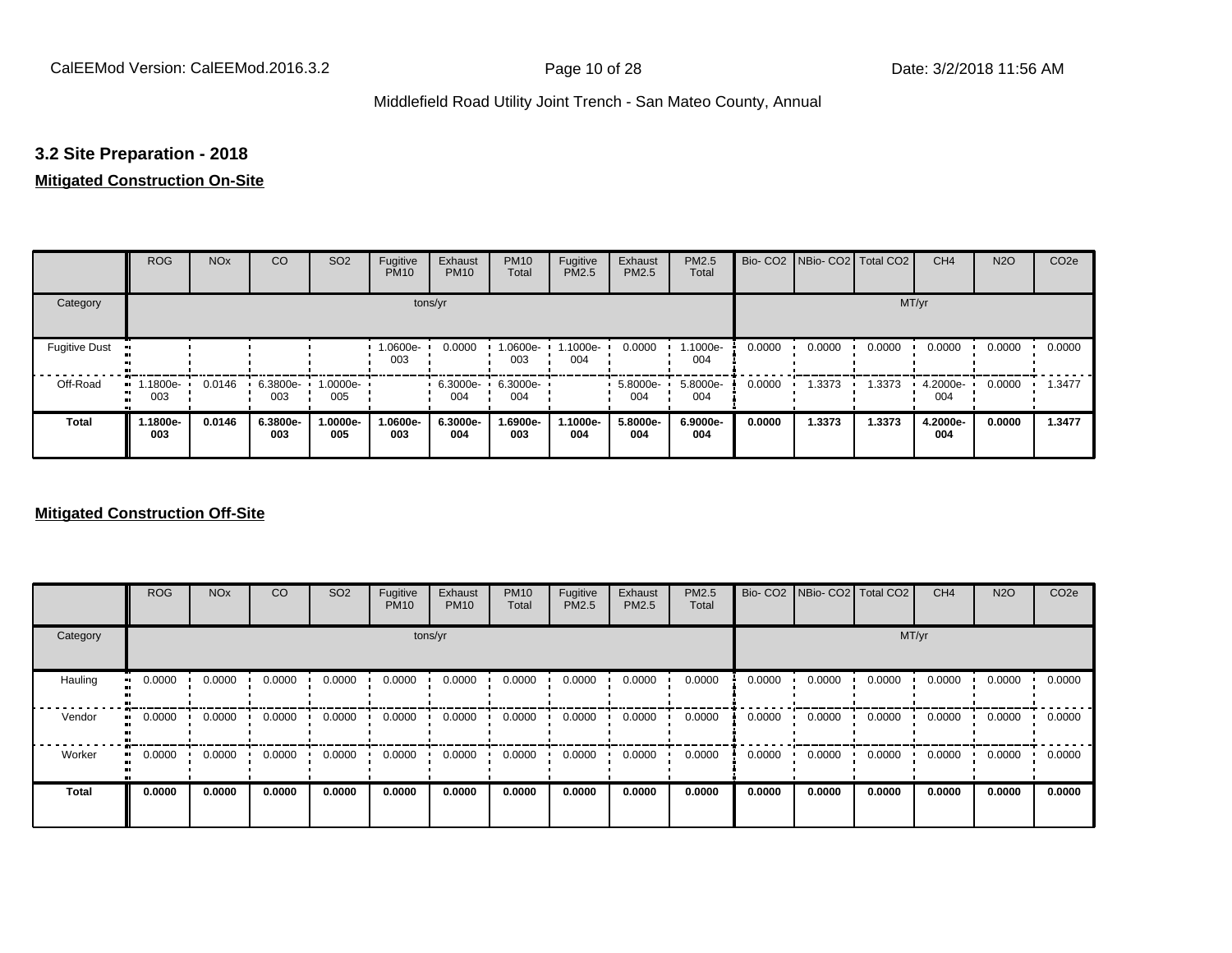## 3.2 Site Preparation - 2018

**Mitigated Construction On-Site**

| | ROG | NOx | CO | SO2 | Fugitive PM10 | Exhaust PM10 | PM10 Total | Fugitive PM2.5 | Exhaust PM2.5 | PM2.5 Total | Bio- CO2 | NBio- CO2 | Total CO2 | CH4 | N2O | CO2e |
|---|---|---|---|---|---|---|---|---|---|---|---|---|---|---|---|---|
| Category | | | | | tons/yr | | | | | | | | MT/yr | | | |
| Fugitive Dust | | | | | 1.0600e-003 | 0.0000 | 1.0600e-003 | 1.1000e-004 | 0.0000 | 1.1000e-004 | 0.0000 | 0.0000 | 0.0000 | 0.0000 | 0.0000 | 0.0000 |
| Off-Road | 1.1800e-003 | 0.0146 | 6.3800e-003 | 1.0000e-005 | | 6.3000e-004 | 6.3000e-004 | | 5.8000e-004 | 5.8000e-004 | 0.0000 | 1.3373 | 1.3373 | 4.2000e-004 | 0.0000 | 1.3477 |
| **Total** | **1.1800e-003** | **0.0146** | **6.3800e-003** | **1.0000e-005** | **1.0600e-003** | **6.3000e-004** | **1.6900e-003** | **1.1000e-004** | **5.8000e-004** | **6.9000e-004** | **0.0000** | **1.3373** | **1.3373** | **4.2000e-004** | **0.0000** | **1.3477** |

**Mitigated Construction Off-Site**

| | ROG | NOx | CO | SO2 | Fugitive PM10 | Exhaust PM10 | PM10 Total | Fugitive PM2.5 | Exhaust PM2.5 | PM2.5 Total | Bio- CO2 | NBio- CO2 | Total CO2 | CH4 | N2O | CO2e |
|---|---|---|---|---|---|---|---|---|---|---|---|---|---|---|---|---|
| Category | | | | | tons/yr | | | | | | | | MT/yr | | | |
| Hauling | 0.0000 | 0.0000 | 0.0000 | 0.0000 | 0.0000 | 0.0000 | 0.0000 | 0.0000 | 0.0000 | 0.0000 | 0.0000 | 0.0000 | 0.0000 | 0.0000 | 0.0000 | 0.0000 |
| Vendor | 0.0000 | 0.0000 | 0.0000 | 0.0000 | 0.0000 | 0.0000 | 0.0000 | 0.0000 | 0.0000 | 0.0000 | 0.0000 | 0.0000 | 0.0000 | 0.0000 | 0.0000 | 0.0000 |
| Worker | 0.0000 | 0.0000 | 0.0000 | 0.0000 | 0.0000 | 0.0000 | 0.0000 | 0.0000 | 0.0000 | 0.0000 | 0.0000 | 0.0000 | 0.0000 | 0.0000 | 0.0000 | 0.0000 |
| **Total** | **0.0000** | **0.0000** | **0.0000** | **0.0000** | **0.0000** | **0.0000** | **0.0000** | **0.0000** | **0.0000** | **0.0000** | **0.0000** | **0.0000** | **0.0000** | **0.0000** | **0.0000** | **0.0000** |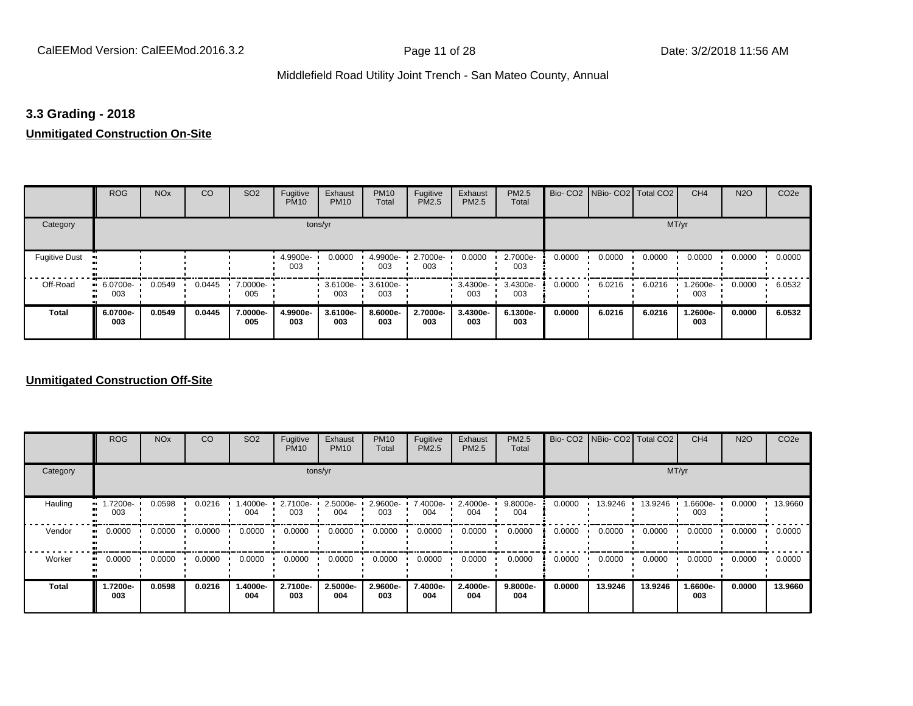## 3.3 Grading - 2018

**Unmitigated Construction On-Site**

| | ROG | NOx | CO | SO2 | Fugitive PM10 | Exhaust PM10 | PM10 Total | Fugitive PM2.5 | Exhaust PM2.5 | PM2.5 Total | Bio- CO2 | NBio- CO2 | Total CO2 | CH4 | N2O | CO2e |
|---|---|---|---|---|---|---|---|---|---|---|---|---|---|---|---|---|
| Category | tons/yr | | | | | | | | | | MT/yr | | | | | |
| Fugitive Dust | | | | | 4.9900e-003 | 0.0000 | 4.9900e-003 | 2.7000e-003 | 0.0000 | 2.7000e-003 | 0.0000 | 0.0000 | 0.0000 | 0.0000 | 0.0000 | 0.0000 |
| Off-Road | 6.0700e-003 | 0.0549 | 0.0445 | 7.0000e-005 | | 3.6100e-003 | 3.6100e-003 | | 3.4300e-003 | 3.4300e-003 | 0.0000 | 6.0216 | 6.0216 | 1.2600e-003 | 0.0000 | 6.0532 |
| **Total** | **6.0700e-003** | **0.0549** | **0.0445** | **7.0000e-005** | **4.9900e-003** | **3.6100e-003** | **8.6000e-003** | **2.7000e-003** | **3.4300e-003** | **6.1300e-003** | **0.0000** | **6.0216** | **6.0216** | **1.2600e-003** | **0.0000** | **6.0532** |

**Unmitigated Construction Off-Site**

| | ROG | NOx | CO | SO2 | Fugitive PM10 | Exhaust PM10 | PM10 Total | Fugitive PM2.5 | Exhaust PM2.5 | PM2.5 Total | Bio- CO2 | NBio- CO2 | Total CO2 | CH4 | N2O | CO2e |
|---|---|---|---|---|---|---|---|---|---|---|---|---|---|---|---|---|
| Category | tons/yr | | | | | | | | | | MT/yr | | | | | |
| Hauling | 1.7200e-003 | 0.0598 | 0.0216 | 1.4000e-004 | 2.7100e-003 | 2.5000e-004 | 2.9600e-003 | 7.4000e-004 | 2.4000e-004 | 9.8000e-004 | 0.0000 | 13.9246 | 13.9246 | 1.6600e-003 | 0.0000 | 13.9660 |
| Vendor | 0.0000 | 0.0000 | 0.0000 | 0.0000 | 0.0000 | 0.0000 | 0.0000 | 0.0000 | 0.0000 | 0.0000 | 0.0000 | 0.0000 | 0.0000 | 0.0000 | 0.0000 | 0.0000 |
| Worker | 0.0000 | 0.0000 | 0.0000 | 0.0000 | 0.0000 | 0.0000 | 0.0000 | 0.0000 | 0.0000 | 0.0000 | 0.0000 | 0.0000 | 0.0000 | 0.0000 | 0.0000 | 0.0000 |
| **Total** | **1.7200e-003** | **0.0598** | **0.0216** | **1.4000e-004** | **2.7100e-003** | **2.5000e-004** | **2.9600e-003** | **7.4000e-004** | **2.4000e-004** | **9.8000e-004** | **0.0000** | **13.9246** | **13.9246** | **1.6600e-003** | **0.0000** | **13.9660** |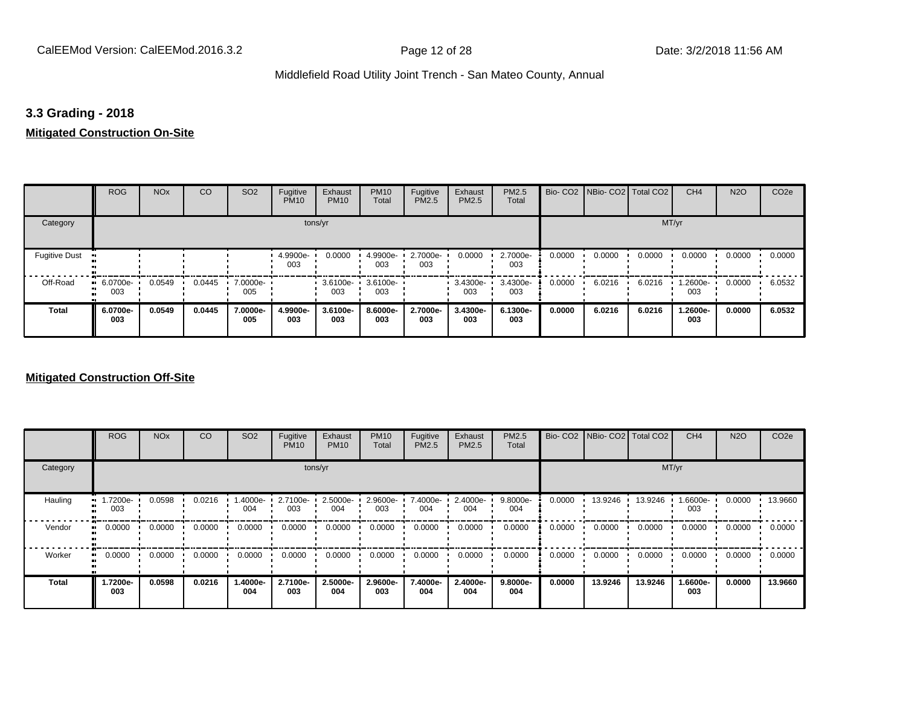## 3.3 Grading - 2018

**Mitigated Construction On-Site**

| | ROG | NOx | CO | SO2 | Fugitive PM10 | Exhaust PM10 | PM10 Total | Fugitive PM2.5 | Exhaust PM2.5 | PM2.5 Total | Bio- CO2 | NBio- CO2 | Total CO2 | CH4 | N2O | CO2e |
|---|---|---|---|---|---|---|---|---|---|---|---|---|---|---|---|---|
| Category | | | | | tons/yr | | | | | | | | MT/yr | | | |
| Fugitive Dust | | | | | 4.9900e-003 | 0.0000 | 4.9900e-003 | 2.7000e-003 | 0.0000 | 2.7000e-003 | 0.0000 | 0.0000 | 0.0000 | 0.0000 | 0.0000 | 0.0000 |
| Off-Road | 6.0700e-003 | 0.0549 | 0.0445 | 7.0000e-005 | | 3.6100e-003 | 3.6100e-003 | | 3.4300e-003 | 3.4300e-003 | 0.0000 | 6.0216 | 6.0216 | 1.2600e-003 | 0.0000 | 6.0532 |
| **Total** | **6.0700e-003** | **0.0549** | **0.0445** | **7.0000e-005** | **4.9900e-003** | **3.6100e-003** | **8.6000e-003** | **2.7000e-003** | **3.4300e-003** | **6.1300e-003** | **0.0000** | **6.0216** | **6.0216** | **1.2600e-003** | **0.0000** | **6.0532** |

**Mitigated Construction Off-Site**

| | ROG | NOx | CO | SO2 | Fugitive PM10 | Exhaust PM10 | PM10 Total | Fugitive PM2.5 | Exhaust PM2.5 | PM2.5 Total | Bio- CO2 | NBio- CO2 | Total CO2 | CH4 | N2O | CO2e |
|---|---|---|---|---|---|---|---|---|---|---|---|---|---|---|---|---|
| Category | | | | | tons/yr | | | | | | | | MT/yr | | | |
| Hauling | 1.7200e-003 | 0.0598 | 0.0216 | 1.4000e-004 | 2.7100e-003 | 2.5000e-004 | 2.9600e-003 | 7.4000e-004 | 2.4000e-004 | 9.8000e-004 | 0.0000 | 13.9246 | 13.9246 | 1.6600e-003 | 0.0000 | 13.9660 |
| Vendor | 0.0000 | 0.0000 | 0.0000 | 0.0000 | 0.0000 | 0.0000 | 0.0000 | 0.0000 | 0.0000 | 0.0000 | 0.0000 | 0.0000 | 0.0000 | 0.0000 | 0.0000 | 0.0000 |
| Worker | 0.0000 | 0.0000 | 0.0000 | 0.0000 | 0.0000 | 0.0000 | 0.0000 | 0.0000 | 0.0000 | 0.0000 | 0.0000 | 0.0000 | 0.0000 | 0.0000 | 0.0000 | 0.0000 |
| **Total** | **1.7200e-003** | **0.0598** | **0.0216** | **1.4000e-004** | **2.7100e-003** | **2.5000e-004** | **2.9600e-003** | **7.4000e-004** | **2.4000e-004** | **9.8000e-004** | **0.0000** | **13.9246** | **13.9246** | **1.6600e-003** | **0.0000** | **13.9660** |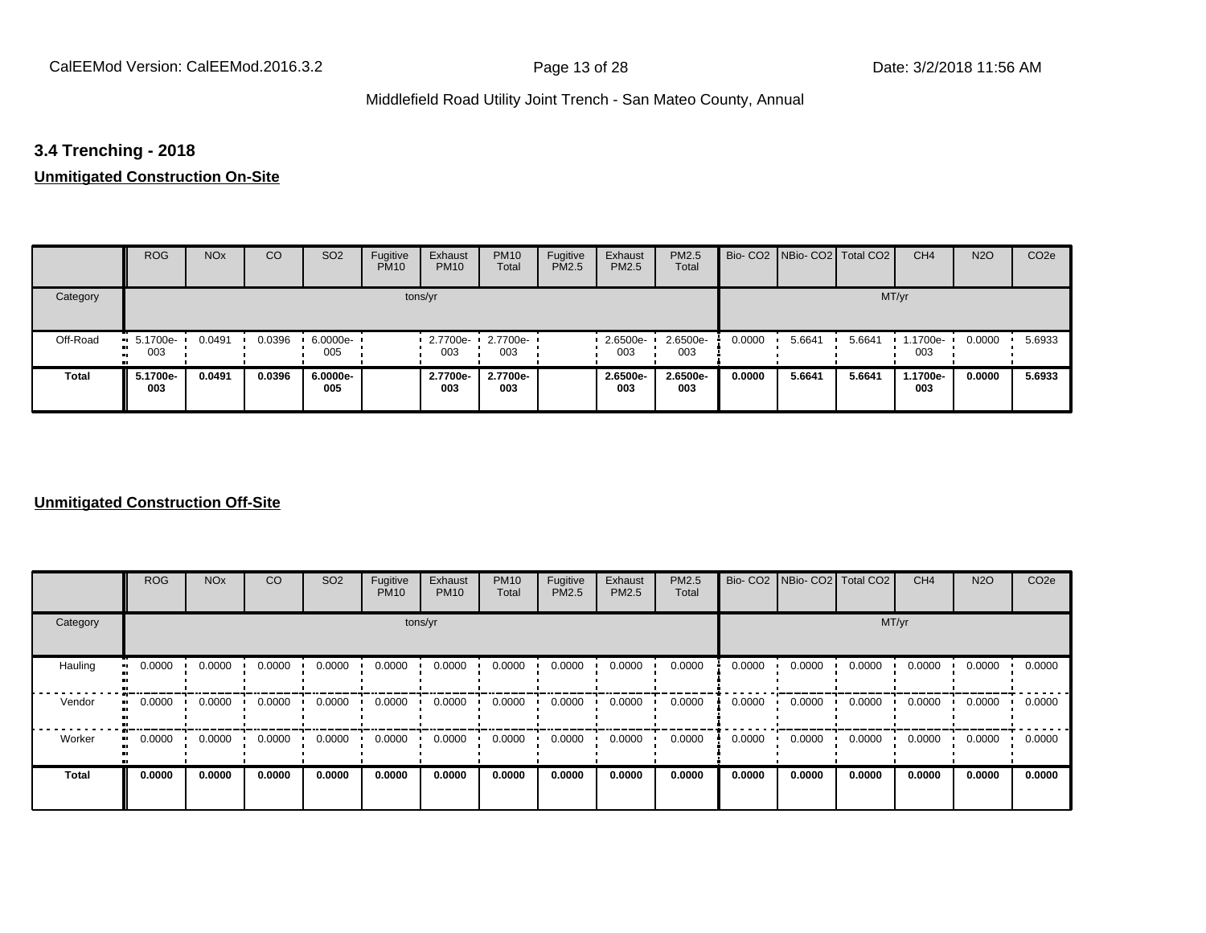### 3.4 Trenching - 2018

**Unmitigated Construction On-Site**

| | ROG | NOx | CO | SO2 | Fugitive PM10 | Exhaust PM10 | PM10 Total | Fugitive PM2.5 | Exhaust PM2.5 | PM2.5 Total | Bio- CO2 | NBio- CO2 | Total CO2 | CH4 | N2O | CO2e |
|---|---|---|---|---|---|---|---|---|---|---|---|---|---|---|---|---|
| Category | tons/yr | | | | | | | | | | MT/yr | | | | | |
| Off-Road | 5.1700e-003 | 0.0491 | 0.0396 | 6.0000e-005 | | 2.7700e-003 | 2.7700e-003 | | 2.6500e-003 | 2.6500e-003 | 0.0000 | 5.6641 | 5.6641 | 1.1700e-003 | 0.0000 | 5.6933 |
| **Total** | **5.1700e-003** | **0.0491** | **0.0396** | **6.0000e-005** | | **2.7700e-003** | **2.7700e-003** | | **2.6500e-003** | **2.6500e-003** | **0.0000** | **5.6641** | **5.6641** | **1.1700e-003** | **0.0000** | **5.6933** |

**Unmitigated Construction Off-Site**

| | ROG | NOx | CO | SO2 | Fugitive PM10 | Exhaust PM10 | PM10 Total | Fugitive PM2.5 | Exhaust PM2.5 | PM2.5 Total | Bio- CO2 | NBio- CO2 | Total CO2 | CH4 | N2O | CO2e |
|---|---|---|---|---|---|---|---|---|---|---|---|---|---|---|---|---|
| Category | tons/yr | | | | | | | | | | MT/yr | | | | | |
| Hauling | 0.0000 | 0.0000 | 0.0000 | 0.0000 | 0.0000 | 0.0000 | 0.0000 | 0.0000 | 0.0000 | 0.0000 | 0.0000 | 0.0000 | 0.0000 | 0.0000 | 0.0000 | 0.0000 |
| Vendor | 0.0000 | 0.0000 | 0.0000 | 0.0000 | 0.0000 | 0.0000 | 0.0000 | 0.0000 | 0.0000 | 0.0000 | 0.0000 | 0.0000 | 0.0000 | 0.0000 | 0.0000 | 0.0000 |
| Worker | 0.0000 | 0.0000 | 0.0000 | 0.0000 | 0.0000 | 0.0000 | 0.0000 | 0.0000 | 0.0000 | 0.0000 | 0.0000 | 0.0000 | 0.0000 | 0.0000 | 0.0000 | 0.0000 |
| **Total** | **0.0000** | **0.0000** | **0.0000** | **0.0000** | **0.0000** | **0.0000** | **0.0000** | **0.0000** | **0.0000** | **0.0000** | **0.0000** | **0.0000** | **0.0000** | **0.0000** | **0.0000** | **0.0000** |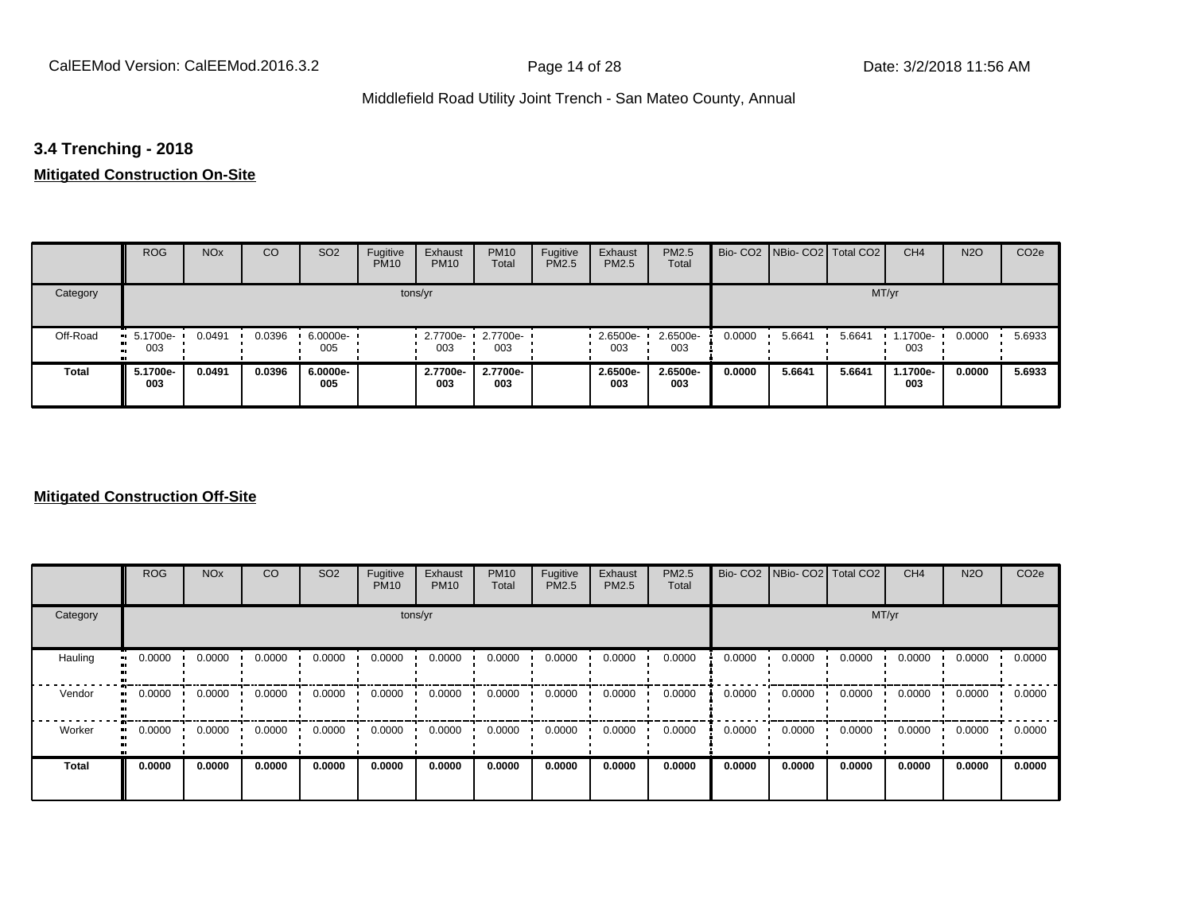## 3.4 Trenching - 2018

**Mitigated Construction On-Site**

| | ROG | NOx | CO | SO2 | Fugitive PM10 | Exhaust PM10 | PM10 Total | Fugitive PM2.5 | Exhaust PM2.5 | PM2.5 Total | Bio- CO2 | NBio- CO2 | Total CO2 | CH4 | N2O | CO2e |
|---|---|---|---|---|---|---|---|---|---|---|---|---|---|---|---|---|
| Category | tons/yr | | | | | | | | | | MT/yr | | | | | |
| Off-Road | 5.1700e-003 | 0.0491 | 0.0396 | 6.0000e-005 | | 2.7700e-003 | 2.7700e-003 | | 2.6500e-003 | 2.6500e-003 | 0.0000 | 5.6641 | 5.6641 | 1.1700e-003 | 0.0000 | 5.6933 |
| **Total** | **5.1700e-003** | **0.0491** | **0.0396** | **6.0000e-005** | | **2.7700e-003** | **2.7700e-003** | | **2.6500e-003** | **2.6500e-003** | **0.0000** | **5.6641** | **5.6641** | **1.1700e-003** | **0.0000** | **5.6933** |

**Mitigated Construction Off-Site**

| | ROG | NOx | CO | SO2 | Fugitive PM10 | Exhaust PM10 | PM10 Total | Fugitive PM2.5 | Exhaust PM2.5 | PM2.5 Total | Bio- CO2 | NBio- CO2 | Total CO2 | CH4 | N2O | CO2e |
|---|---|---|---|---|---|---|---|---|---|---|---|---|---|---|---|---|
| Category | tons/yr | | | | | | | | | | MT/yr | | | | | |
| Hauling | 0.0000 | 0.0000 | 0.0000 | 0.0000 | 0.0000 | 0.0000 | 0.0000 | 0.0000 | 0.0000 | 0.0000 | 0.0000 | 0.0000 | 0.0000 | 0.0000 | 0.0000 | 0.0000 |
| Vendor | 0.0000 | 0.0000 | 0.0000 | 0.0000 | 0.0000 | 0.0000 | 0.0000 | 0.0000 | 0.0000 | 0.0000 | 0.0000 | 0.0000 | 0.0000 | 0.0000 | 0.0000 | 0.0000 |
| Worker | 0.0000 | 0.0000 | 0.0000 | 0.0000 | 0.0000 | 0.0000 | 0.0000 | 0.0000 | 0.0000 | 0.0000 | 0.0000 | 0.0000 | 0.0000 | 0.0000 | 0.0000 | 0.0000 |
| **Total** | **0.0000** | **0.0000** | **0.0000** | **0.0000** | **0.0000** | **0.0000** | **0.0000** | **0.0000** | **0.0000** | **0.0000** | **0.0000** | **0.0000** | **0.0000** | **0.0000** | **0.0000** | **0.0000** |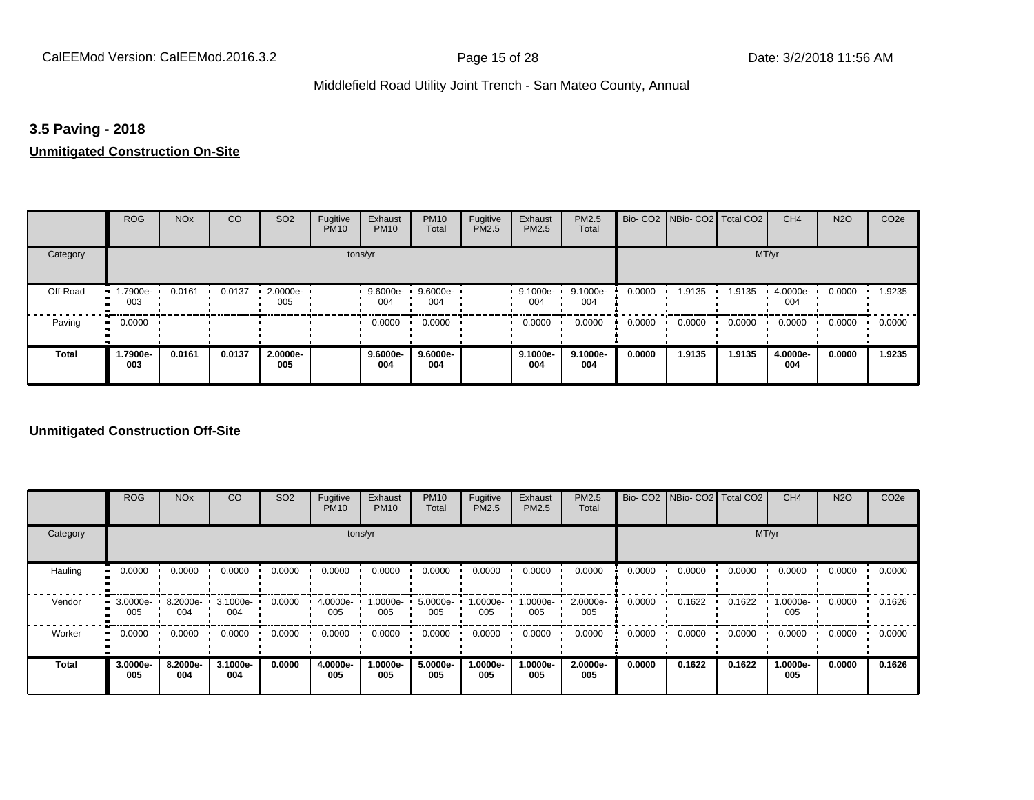## 3.5 Paving - 2018

**Unmitigated Construction On-Site**

| | ROG | NOx | CO | SO2 | Fugitive PM10 | Exhaust PM10 | PM10 Total | Fugitive PM2.5 | Exhaust PM2.5 | PM2.5 Total | Bio- CO2 | NBio- CO2 | Total CO2 | CH4 | N2O | CO2e |
|---|---|---|---|---|---|---|---|---|---|---|---|---|---|---|---|---|
| Category | tons/yr | | | | | | | | | | MT/yr | | | | | |
| Off-Road | 1.7900e-003 | 0.0161 | 0.0137 | 2.0000e-005 | | 9.6000e-004 | 9.6000e-004 | | 9.1000e-004 | 9.1000e-004 | 0.0000 | 1.9135 | 1.9135 | 4.0000e-004 | 0.0000 | 1.9235 |
| Paving | 0.0000 | | | | | 0.0000 | 0.0000 | | 0.0000 | 0.0000 | 0.0000 | 0.0000 | 0.0000 | 0.0000 | 0.0000 | 0.0000 |
| **Total** | **1.7900e-003** | **0.0161** | **0.0137** | **2.0000e-005** | | **9.6000e-004** | **9.6000e-004** | | **9.1000e-004** | **9.1000e-004** | **0.0000** | **1.9135** | **1.9135** | **4.0000e-004** | **0.0000** | **1.9235** |

**Unmitigated Construction Off-Site**

| | ROG | NOx | CO | SO2 | Fugitive PM10 | Exhaust PM10 | PM10 Total | Fugitive PM2.5 | Exhaust PM2.5 | PM2.5 Total | Bio- CO2 | NBio- CO2 | Total CO2 | CH4 | N2O | CO2e |
|---|---|---|---|---|---|---|---|---|---|---|---|---|---|---|---|---|
| Category | tons/yr | | | | | | | | | | MT/yr | | | | | |
| Hauling | 0.0000 | 0.0000 | 0.0000 | 0.0000 | 0.0000 | 0.0000 | 0.0000 | 0.0000 | 0.0000 | 0.0000 | 0.0000 | 0.0000 | 0.0000 | 0.0000 | 0.0000 | 0.0000 |
| Vendor | 3.0000e-005 | 8.2000e-004 | 3.1000e-004 | 0.0000 | 4.0000e-005 | 1.0000e-005 | 5.0000e-005 | 1.0000e-005 | 1.0000e-005 | 2.0000e-005 | 0.0000 | 0.1622 | 0.1622 | 1.0000e-005 | 0.0000 | 0.1626 |
| Worker | 0.0000 | 0.0000 | 0.0000 | 0.0000 | 0.0000 | 0.0000 | 0.0000 | 0.0000 | 0.0000 | 0.0000 | 0.0000 | 0.0000 | 0.0000 | 0.0000 | 0.0000 | 0.0000 |
| **Total** | **3.0000e-005** | **8.2000e-004** | **3.1000e-004** | **0.0000** | **4.0000e-005** | **1.0000e-005** | **5.0000e-005** | **1.0000e-005** | **1.0000e-005** | **2.0000e-005** | **0.0000** | **0.1622** | **0.1622** | **1.0000e-005** | **0.0000** | **0.1626** |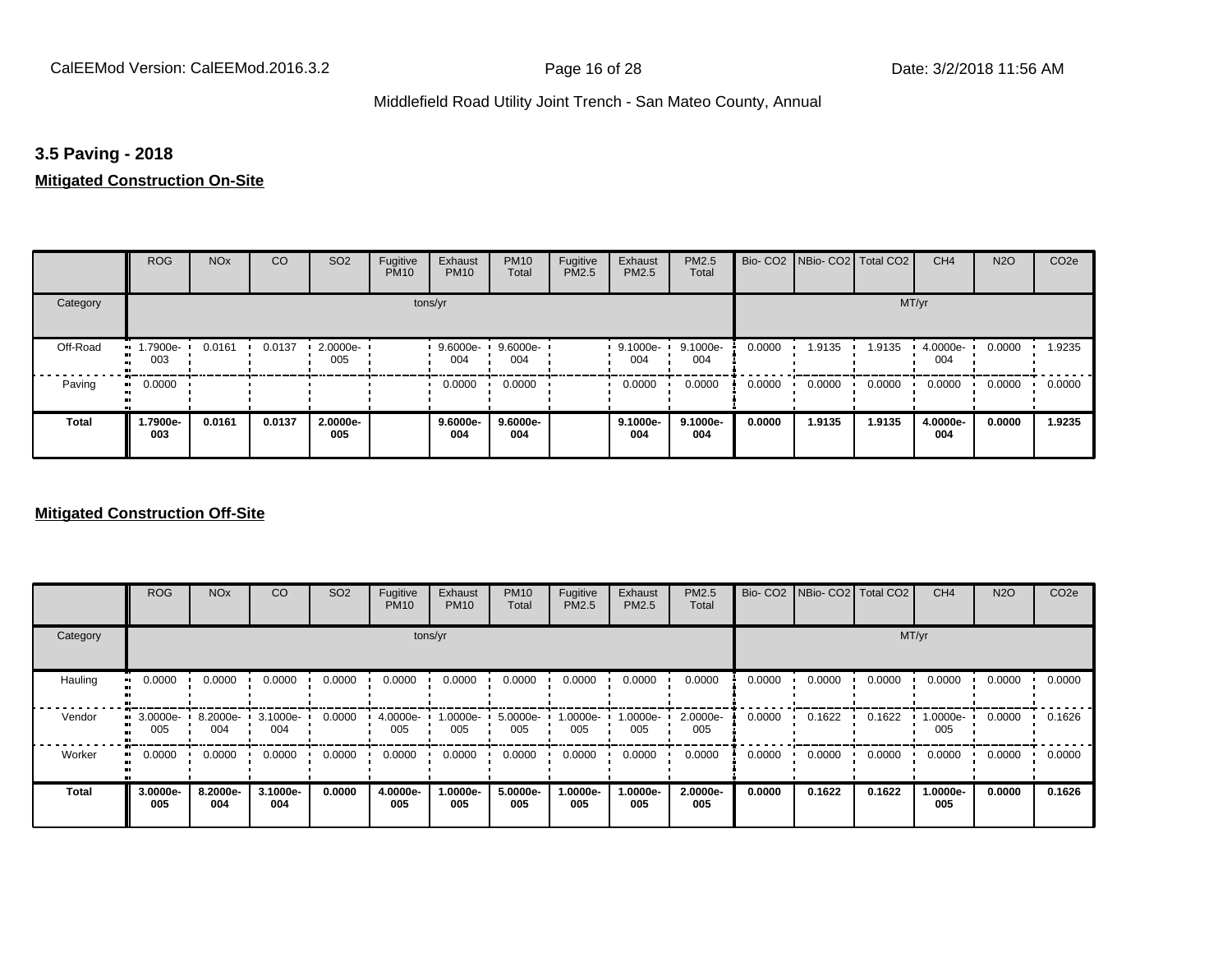## 3.5 Paving - 2018

**Mitigated Construction On-Site**

| | ROG | NOx | CO | SO2 | Fugitive PM10 | Exhaust PM10 | PM10 Total | Fugitive PM2.5 | Exhaust PM2.5 | PM2.5 Total | Bio- CO2 | NBio- CO2 | Total CO2 | CH4 | N2O | CO2e |
|---|---|---|---|---|---|---|---|---|---|---|---|---|---|---|---|---|
| Category | tons/yr | | | | | | | | | | MT/yr | | | | | |
| Off-Road | 1.7900e-003 | 0.0161 | 0.0137 | 2.0000e-005 | | 9.6000e-004 | 9.6000e-004 | | 9.1000e-004 | 9.1000e-004 | 0.0000 | 1.9135 | 1.9135 | 4.0000e-004 | 0.0000 | 1.9235 |
| Paving | 0.0000 | | | | | 0.0000 | 0.0000 | | 0.0000 | 0.0000 | 0.0000 | 0.0000 | 0.0000 | 0.0000 | 0.0000 | 0.0000 |
| **Total** | **1.7900e-003** | **0.0161** | **0.0137** | **2.0000e-005** | | **9.6000e-004** | **9.6000e-004** | | **9.1000e-004** | **9.1000e-004** | **0.0000** | **1.9135** | **1.9135** | **4.0000e-004** | **0.0000** | **1.9235** |

**Mitigated Construction Off-Site**

| | ROG | NOx | CO | SO2 | Fugitive PM10 | Exhaust PM10 | PM10 Total | Fugitive PM2.5 | Exhaust PM2.5 | PM2.5 Total | Bio- CO2 | NBio- CO2 | Total CO2 | CH4 | N2O | CO2e |
|---|---|---|---|---|---|---|---|---|---|---|---|---|---|---|---|---|
| Category | tons/yr | | | | | | | | | | MT/yr | | | | | |
| Hauling | 0.0000 | 0.0000 | 0.0000 | 0.0000 | 0.0000 | 0.0000 | 0.0000 | 0.0000 | 0.0000 | 0.0000 | 0.0000 | 0.0000 | 0.0000 | 0.0000 | 0.0000 | 0.0000 |
| Vendor | 3.0000e-005 | 8.2000e-004 | 3.1000e-004 | 0.0000 | 4.0000e-005 | 1.0000e-005 | 5.0000e-005 | 1.0000e-005 | 1.0000e-005 | 2.0000e-005 | 0.0000 | 0.1622 | 0.1622 | 1.0000e-005 | 0.0000 | 0.1626 |
| Worker | 0.0000 | 0.0000 | 0.0000 | 0.0000 | 0.0000 | 0.0000 | 0.0000 | 0.0000 | 0.0000 | 0.0000 | 0.0000 | 0.0000 | 0.0000 | 0.0000 | 0.0000 | 0.0000 |
| **Total** | **3.0000e-005** | **8.2000e-004** | **3.1000e-004** | **0.0000** | **4.0000e-005** | **1.0000e-005** | **5.0000e-005** | **1.0000e-005** | **1.0000e-005** | **2.0000e-005** | **0.0000** | **0.1622** | **0.1622** | **1.0000e-005** | **0.0000** | **0.1626** |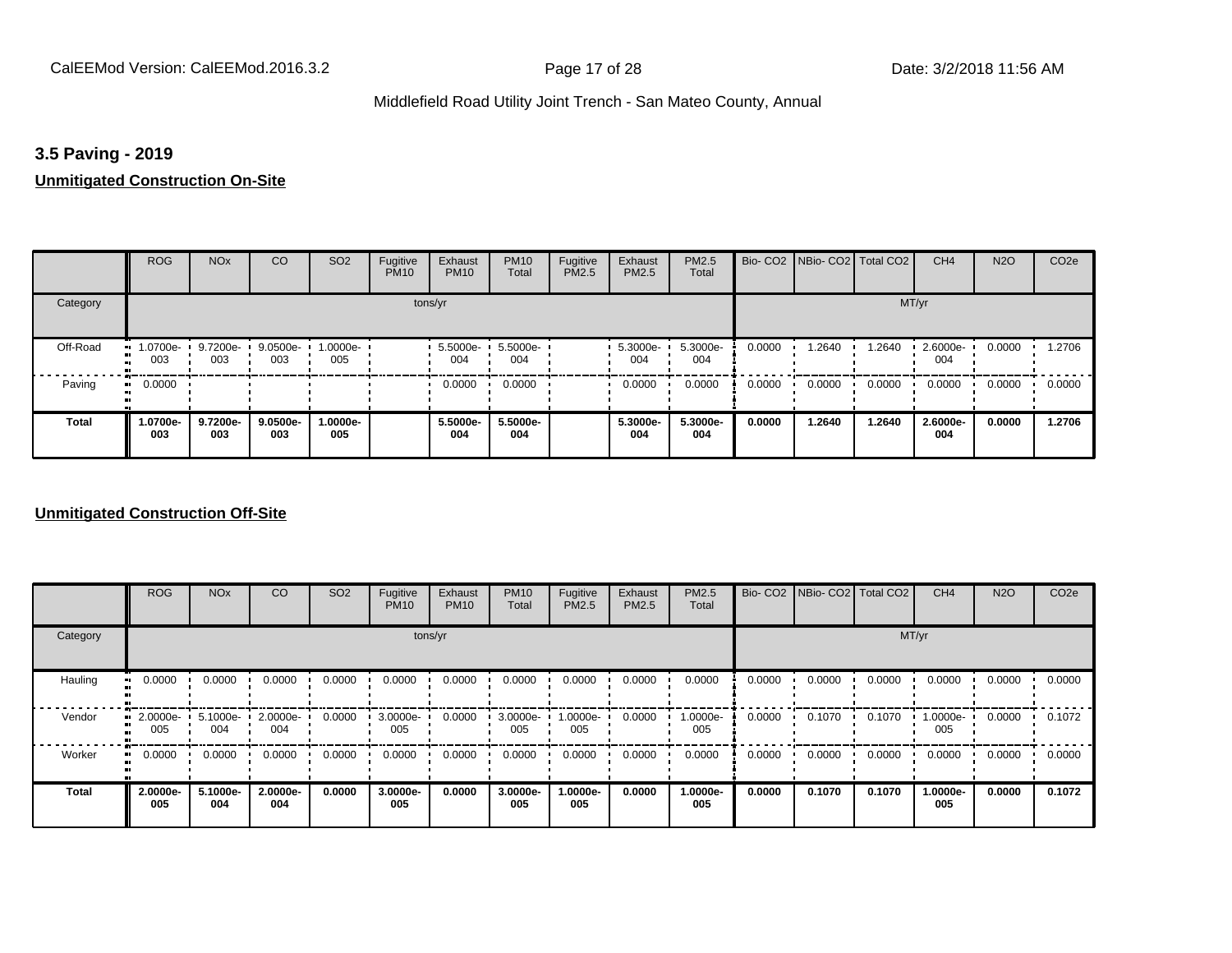### 3.5 Paving - 2019

**Unmitigated Construction On-Site**

| | ROG | NOx | CO | SO2 | Fugitive PM10 | Exhaust PM10 | PM10 Total | Fugitive PM2.5 | Exhaust PM2.5 | PM2.5 Total | Bio- CO2 | NBio- CO2 | Total CO2 | CH4 | N2O | CO2e |
|---|---|---|---|---|---|---|---|---|---|---|---|---|---|---|---|---|
| Category | tons/yr | | | | | | | | | | MT/yr | | | | | |
| Off-Road | 1.0700e-003 | 9.7200e-003 | 9.0500e-003 | 1.0000e-005 | | 5.5000e-004 | 5.5000e-004 | | 5.3000e-004 | 5.3000e-004 | 0.0000 | 1.2640 | 1.2640 | 2.6000e-004 | 0.0000 | 1.2706 |
| Paving | 0.0000 | | | | | 0.0000 | 0.0000 | | 0.0000 | 0.0000 | 0.0000 | 0.0000 | 0.0000 | 0.0000 | 0.0000 | 0.0000 |
| **Total** | **1.0700e-003** | **9.7200e-003** | **9.0500e-003** | **1.0000e-005** | | **5.5000e-004** | **5.5000e-004** | | **5.3000e-004** | **5.3000e-004** | **0.0000** | **1.2640** | **1.2640** | **2.6000e-004** | **0.0000** | **1.2706** |

**Unmitigated Construction Off-Site**

| | ROG | NOx | CO | SO2 | Fugitive PM10 | Exhaust PM10 | PM10 Total | Fugitive PM2.5 | Exhaust PM2.5 | PM2.5 Total | Bio- CO2 | NBio- CO2 | Total CO2 | CH4 | N2O | CO2e |
|---|---|---|---|---|---|---|---|---|---|---|---|---|---|---|---|---|
| Category | tons/yr | | | | | | | | | | MT/yr | | | | | |
| Hauling | 0.0000 | 0.0000 | 0.0000 | 0.0000 | 0.0000 | 0.0000 | 0.0000 | 0.0000 | 0.0000 | 0.0000 | 0.0000 | 0.0000 | 0.0000 | 0.0000 | 0.0000 | 0.0000 |
| Vendor | 2.0000e-005 | 5.1000e-004 | 2.0000e-004 | 0.0000 | 3.0000e-005 | 0.0000 | 3.0000e-005 | 1.0000e-005 | 0.0000 | 1.0000e-005 | 0.0000 | 0.1070 | 0.1070 | 1.0000e-005 | 0.0000 | 0.1072 |
| Worker | 0.0000 | 0.0000 | 0.0000 | 0.0000 | 0.0000 | 0.0000 | 0.0000 | 0.0000 | 0.0000 | 0.0000 | 0.0000 | 0.0000 | 0.0000 | 0.0000 | 0.0000 | 0.0000 |
| **Total** | **2.0000e-005** | **5.1000e-004** | **2.0000e-004** | **0.0000** | **3.0000e-005** | **0.0000** | **3.0000e-005** | **1.0000e-005** | **0.0000** | **1.0000e-005** | **0.0000** | **0.1070** | **0.1070** | **1.0000e-005** | **0.0000** | **0.1072** |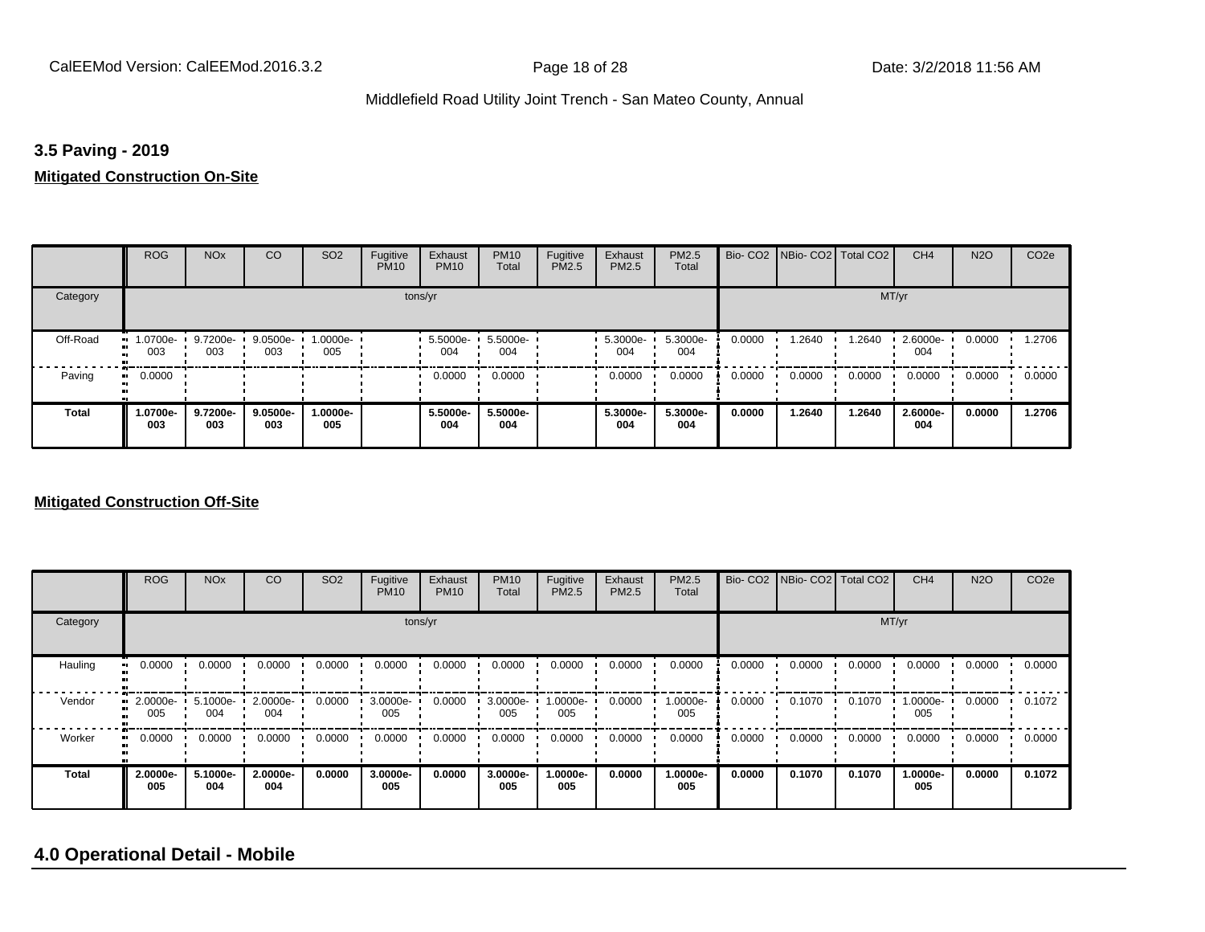## 3.5 Paving - 2019

**Mitigated Construction On-Site**

| | ROG | NOx | CO | SO2 | Fugitive PM10 | Exhaust PM10 | PM10 Total | Fugitive PM2.5 | Exhaust PM2.5 | PM2.5 Total | Bio- CO2 | NBio- CO2 | Total CO2 | CH4 | N2O | CO2e |
|---|---|---|---|---|---|---|---|---|---|---|---|---|---|---|---|---|
| Category | tons/yr | | | | | | | | | | MT/yr | | | | | |
| Off-Road | 1.0700e-003 | 9.7200e-003 | 9.0500e-003 | 1.0000e-005 | | 5.5000e-004 | 5.5000e-004 | | 5.3000e-004 | 5.3000e-004 | 0.0000 | 1.2640 | 1.2640 | 2.6000e-004 | 0.0000 | 1.2706 |
| Paving | 0.0000 | | | | | 0.0000 | 0.0000 | | 0.0000 | 0.0000 | 0.0000 | 0.0000 | 0.0000 | 0.0000 | 0.0000 | 0.0000 |
| **Total** | **1.0700e-003** | **9.7200e-003** | **9.0500e-003** | **1.0000e-005** | | **5.5000e-004** | **5.5000e-004** | | **5.3000e-004** | **5.3000e-004** | **0.0000** | **1.2640** | **1.2640** | **2.6000e-004** | **0.0000** | **1.2706** |

**Mitigated Construction Off-Site**

| | ROG | NOx | CO | SO2 | Fugitive PM10 | Exhaust PM10 | PM10 Total | Fugitive PM2.5 | Exhaust PM2.5 | PM2.5 Total | Bio- CO2 | NBio- CO2 | Total CO2 | CH4 | N2O | CO2e |
|---|---|---|---|---|---|---|---|---|---|---|---|---|---|---|---|---|
| Category | tons/yr | | | | | | | | | | MT/yr | | | | | |
| Hauling | 0.0000 | 0.0000 | 0.0000 | 0.0000 | 0.0000 | 0.0000 | 0.0000 | 0.0000 | 0.0000 | 0.0000 | 0.0000 | 0.0000 | 0.0000 | 0.0000 | 0.0000 | 0.0000 |
| Vendor | 2.0000e-005 | 5.1000e-004 | 2.0000e-004 | 0.0000 | 3.0000e-005 | 0.0000 | 3.0000e-005 | 1.0000e-005 | 0.0000 | 1.0000e-005 | 0.0000 | 0.1070 | 0.1070 | 1.0000e-005 | 0.0000 | 0.1072 |
| Worker | 0.0000 | 0.0000 | 0.0000 | 0.0000 | 0.0000 | 0.0000 | 0.0000 | 0.0000 | 0.0000 | 0.0000 | 0.0000 | 0.0000 | 0.0000 | 0.0000 | 0.0000 | 0.0000 |
| **Total** | **2.0000e-005** | **5.1000e-004** | **2.0000e-004** | **0.0000** | **3.0000e-005** | **0.0000** | **3.0000e-005** | **1.0000e-005** | **0.0000** | **1.0000e-005** | **0.0000** | **0.1070** | **0.1070** | **1.0000e-005** | **0.0000** | **0.1072** |

# 4.0 Operational Detail - Mobile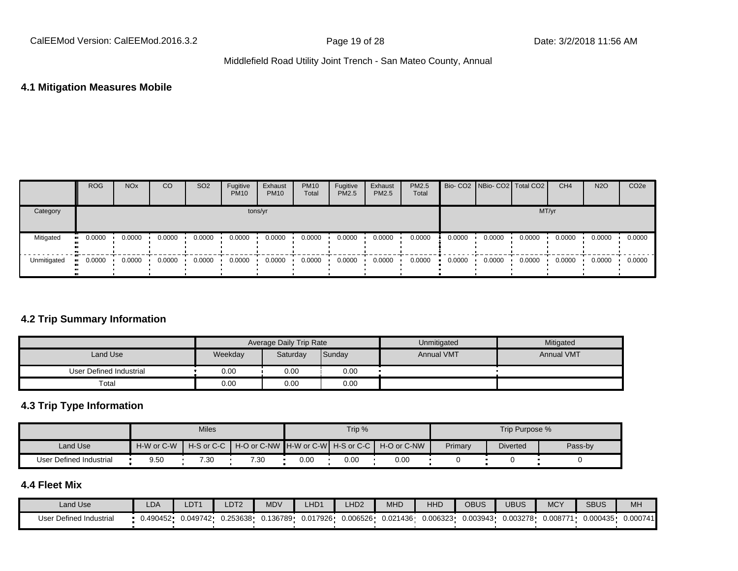## 4.1 Mitigation Measures Mobile

| | ROG | NOx | CO | SO2 | Fugitive PM10 | Exhaust PM10 | PM10 Total | Fugitive PM2.5 | Exhaust PM2.5 | PM2.5 Total | Bio- CO2 | NBio- CO2 | Total CO2 | CH4 | N2O | CO2e |
|---|---|---|---|---|---|---|---|---|---|---|---|---|---|---|---|---|
| Category | tons/yr | | | | | | | | | | MT/yr | | | | | |
| Mitigated | 0.0000 | 0.0000 | 0.0000 | 0.0000 | 0.0000 | 0.0000 | 0.0000 | 0.0000 | 0.0000 | 0.0000 | 0.0000 | 0.0000 | 0.0000 | 0.0000 | 0.0000 | 0.0000 |
| Unmitigated | 0.0000 | 0.0000 | 0.0000 | 0.0000 | 0.0000 | 0.0000 | 0.0000 | 0.0000 | 0.0000 | 0.0000 | 0.0000 | 0.0000 | 0.0000 | 0.0000 | 0.0000 | 0.0000 |

## 4.2 Trip Summary Information

| | Average Daily Trip Rate | | | Unmitigated | Mitigated |
|---|---|---|---|---|---|
| Land Use | Weekday | Saturday | Sunday | Annual VMT | Annual VMT |
| User Defined Industrial | 0.00 | 0.00 | 0.00 | | |
| Total | 0.00 | 0.00 | 0.00 | | |

## 4.3 Trip Type Information

| | Miles | | | Trip % | | | Trip Purpose % | | |
|---|---|---|---|---|---|---|---|---|---|
| Land Use | H-W or C-W | H-S or C-C | H-O or C-NW | H-W or C-W | H-S or C-C | H-O or C-NW | Primary | Diverted | Pass-by |
| User Defined Industrial | 9.50 | 7.30 | 7.30 | 0.00 | 0.00 | 0.00 | 0 | 0 | 0 |

## 4.4 Fleet Mix

| Land Use | LDA | LDT1 | LDT2 | MDV | LHD1 | LHD2 | MHD | HHD | OBUS | UBUS | MCY | SBUS | MH |
|---|---|---|---|---|---|---|---|---|---|---|---|---|---|
| User Defined Industrial | 0.490452 | 0.049742 | 0.253638 | 0.136789 | 0.017926 | 0.006526 | 0.021436 | 0.006323 | 0.003943 | 0.003278 | 0.008771 | 0.000435 | 0.000741 |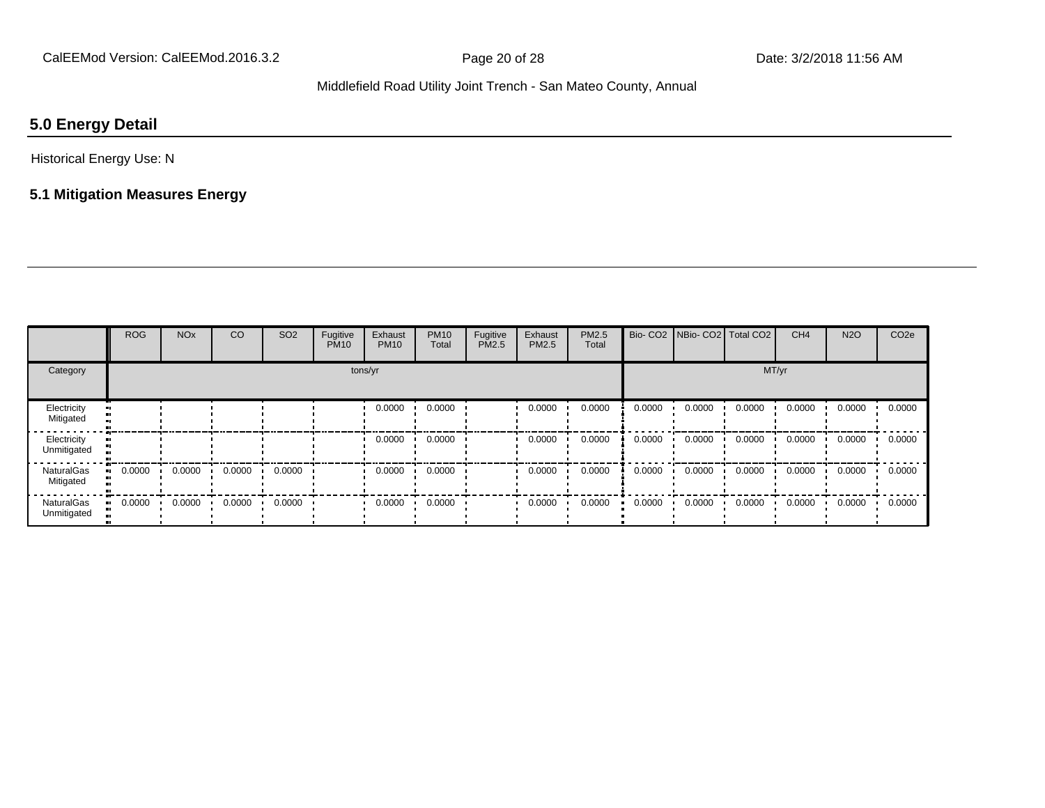## 5.0 Energy Detail

Historical Energy Use: N

### 5.1 Mitigation Measures Energy

| | ROG | NOx | CO | SO2 | Fugitive PM10 | Exhaust PM10 | PM10 Total | Fugitive PM2.5 | Exhaust PM2.5 | PM2.5 Total | Bio- CO2 | NBio- CO2 | Total CO2 | CH4 | N2O | CO2e |
|---|---|---|---|---|---|---|---|---|---|---|---|---|---|---|---|---|
| Category | tons/yr | | | | | | | | | | MT/yr | | | | | |
| Electricity Mitigated | | | | | | 0.0000 | 0.0000 | | 0.0000 | 0.0000 | 0.0000 | 0.0000 | 0.0000 | 0.0000 | 0.0000 | 0.0000 |
| Electricity Unmitigated | | | | | | 0.0000 | 0.0000 | | 0.0000 | 0.0000 | 0.0000 | 0.0000 | 0.0000 | 0.0000 | 0.0000 | 0.0000 |
| NaturalGas Mitigated | 0.0000 | 0.0000 | 0.0000 | 0.0000 | | 0.0000 | 0.0000 | | 0.0000 | 0.0000 | 0.0000 | 0.0000 | 0.0000 | 0.0000 | 0.0000 | 0.0000 |
| NaturalGas Unmitigated | 0.0000 | 0.0000 | 0.0000 | 0.0000 | | 0.0000 | 0.0000 | | 0.0000 | 0.0000 | 0.0000 | 0.0000 | 0.0000 | 0.0000 | 0.0000 | 0.0000 |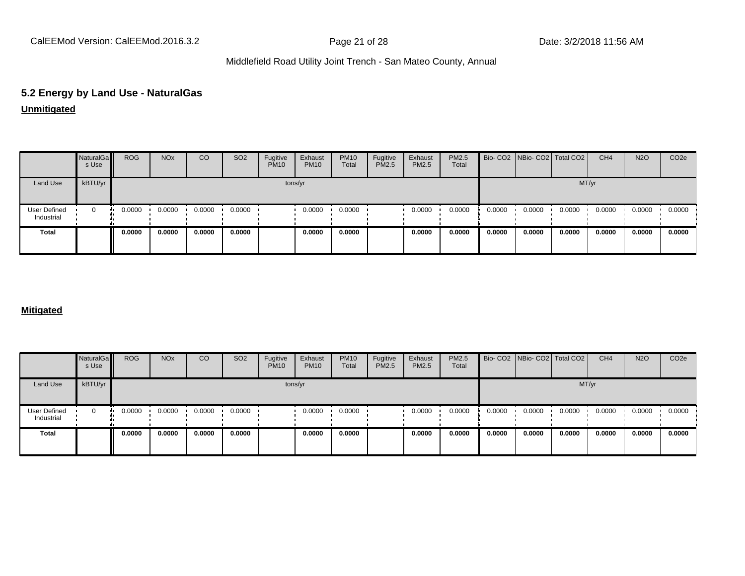## 5.2 Energy by Land Use - NaturalGas

**Unmitigated**

| | NaturalGas Use | ROG | NOx | CO | SO2 | Fugitive PM10 | Exhaust PM10 | PM10 Total | Fugitive PM2.5 | Exhaust PM2.5 | PM2.5 Total | Bio- CO2 | NBio- CO2 | Total CO2 | CH4 | N2O | CO2e |
|---|---|---|---|---|---|---|---|---|---|---|---|---|---|---|---|---|---|
| Land Use | kBTU/yr | tons/yr | | | | | | | | | | MT/yr | | | | | |
| User Defined Industrial | 0 | 0.0000 | 0.0000 | 0.0000 | 0.0000 | | 0.0000 | 0.0000 | | 0.0000 | 0.0000 | 0.0000 | 0.0000 | 0.0000 | 0.0000 | 0.0000 | 0.0000 |
| **Total** | | **0.0000** | **0.0000** | **0.0000** | **0.0000** | | **0.0000** | **0.0000** | | **0.0000** | **0.0000** | **0.0000** | **0.0000** | **0.0000** | **0.0000** | **0.0000** | **0.0000** |

**Mitigated**

| | NaturalGas Use | ROG | NOx | CO | SO2 | Fugitive PM10 | Exhaust PM10 | PM10 Total | Fugitive PM2.5 | Exhaust PM2.5 | PM2.5 Total | Bio- CO2 | NBio- CO2 | Total CO2 | CH4 | N2O | CO2e |
|---|---|---|---|---|---|---|---|---|---|---|---|---|---|---|---|---|---|
| Land Use | kBTU/yr | tons/yr | | | | | | | | | | MT/yr | | | | | |
| User Defined Industrial | 0 | 0.0000 | 0.0000 | 0.0000 | 0.0000 | | 0.0000 | 0.0000 | | 0.0000 | 0.0000 | 0.0000 | 0.0000 | 0.0000 | 0.0000 | 0.0000 | 0.0000 |
| **Total** | | **0.0000** | **0.0000** | **0.0000** | **0.0000** | | **0.0000** | **0.0000** | | **0.0000** | **0.0000** | **0.0000** | **0.0000** | **0.0000** | **0.0000** | **0.0000** | **0.0000** |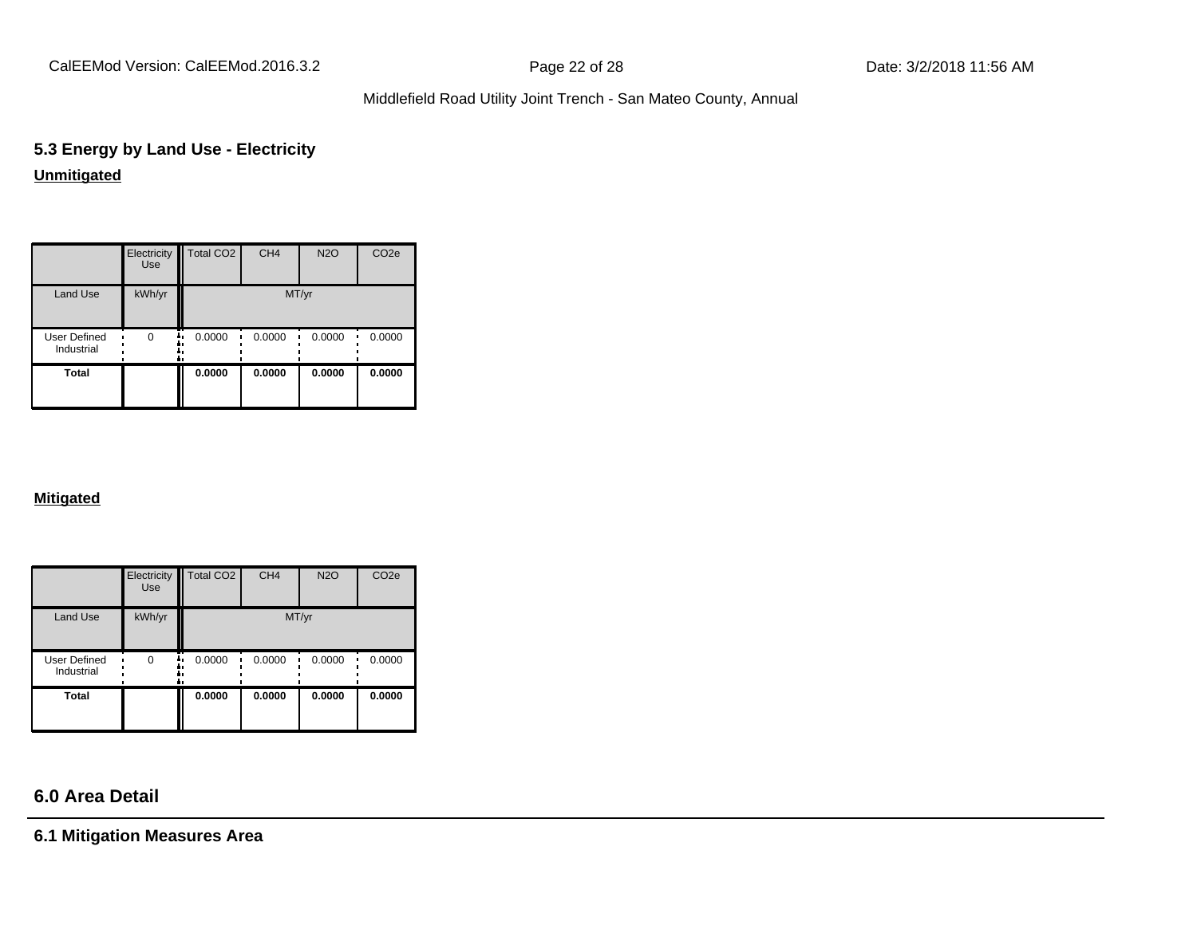## 5.3 Energy by Land Use - Electricity

**Unmitigated**

| | Electricity Use | Total CO2 | CH4 | N2O | CO2e |
|---|---|---|---|---|---|
| Land Use | kWh/yr | MT/yr | | | |
| User Defined Industrial | 0 | 0.0000 | 0.0000 | 0.0000 | 0.0000 |
| **Total** | | **0.0000** | **0.0000** | **0.0000** | **0.0000** |

**Mitigated**

| | Electricity Use | Total CO2 | CH4 | N2O | CO2e |
|---|---|---|---|---|---|
| Land Use | kWh/yr | MT/yr | | | |
| User Defined Industrial | 0 | 0.0000 | 0.0000 | 0.0000 | 0.0000 |
| **Total** | | **0.0000** | **0.0000** | **0.0000** | **0.0000** |

## 6.0 Area Detail

### 6.1 Mitigation Measures Area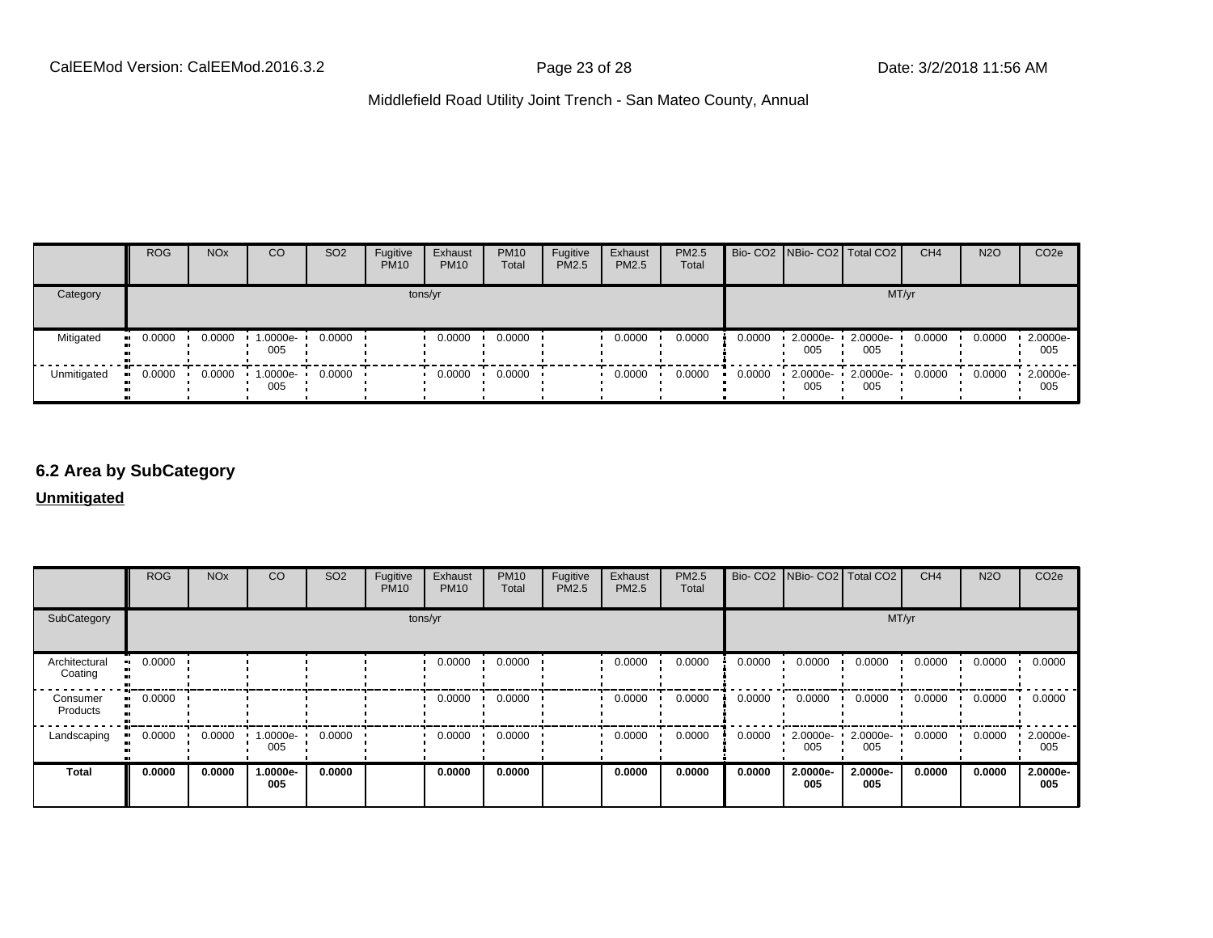| | ROG | NOx | CO | SO2 | Fugitive PM10 | Exhaust PM10 | PM10 Total | Fugitive PM2.5 | Exhaust PM2.5 | PM2.5 Total | Bio- CO2 | NBio- CO2 | Total CO2 | CH4 | N2O | CO2e |
|---|---|---|---|---|---|---|---|---|---|---|---|---|---|---|---|---|
| Category | tons/yr | | | | | | | | | | MT/yr | | | | | |
| Mitigated | 0.0000 | 0.0000 | 1.0000e-005 | 0.0000 | | 0.0000 | 0.0000 | | 0.0000 | 0.0000 | 0.0000 | 2.0000e-005 | 2.0000e-005 | 0.0000 | 0.0000 | 2.0000e-005 |
| Unmitigated | 0.0000 | 0.0000 | 1.0000e-005 | 0.0000 | | 0.0000 | 0.0000 | | 0.0000 | 0.0000 | 0.0000 | 2.0000e-005 | 2.0000e-005 | 0.0000 | 0.0000 | 2.0000e-005 |

## 6.2 Area by SubCategory

**Unmitigated**

| | ROG | NOx | CO | SO2 | Fugitive PM10 | Exhaust PM10 | PM10 Total | Fugitive PM2.5 | Exhaust PM2.5 | PM2.5 Total | Bio- CO2 | NBio- CO2 | Total CO2 | CH4 | N2O | CO2e |
|---|---|---|---|---|---|---|---|---|---|---|---|---|---|---|---|---|
| SubCategory | tons/yr | | | | | | | | | | MT/yr | | | | | |
| Architectural Coating | 0.0000 | | | | | 0.0000 | 0.0000 | | 0.0000 | 0.0000 | 0.0000 | 0.0000 | 0.0000 | 0.0000 | 0.0000 | 0.0000 |
| Consumer Products | 0.0000 | | | | | 0.0000 | 0.0000 | | 0.0000 | 0.0000 | 0.0000 | 0.0000 | 0.0000 | 0.0000 | 0.0000 | 0.0000 |
| Landscaping | 0.0000 | 0.0000 | 1.0000e-005 | 0.0000 | | 0.0000 | 0.0000 | | 0.0000 | 0.0000 | 0.0000 | 2.0000e-005 | 2.0000e-005 | 0.0000 | 0.0000 | 2.0000e-005 |
| **Total** | **0.0000** | **0.0000** | **1.0000e-005** | **0.0000** | | **0.0000** | **0.0000** | | **0.0000** | **0.0000** | **0.0000** | **2.0000e-005** | **2.0000e-005** | **0.0000** | **0.0000** | **2.0000e-005** |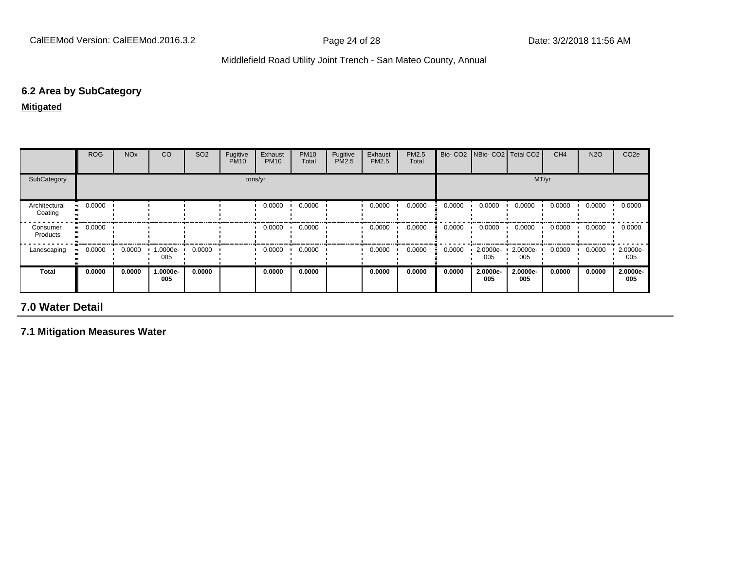### 6.2 Area by SubCategory

**Mitigated**

| | ROG | NOx | CO | SO2 | Fugitive PM10 | Exhaust PM10 | PM10 Total | Fugitive PM2.5 | Exhaust PM2.5 | PM2.5 Total | Bio- CO2 | NBio- CO2 | Total CO2 | CH4 | N2O | CO2e |
|---|---|---|---|---|---|---|---|---|---|---|---|---|---|---|---|---|
| SubCategory | tons/yr | | | | | | | | | | MT/yr | | | | | |
| Architectural Coating | 0.0000 | | | | | 0.0000 | 0.0000 | | 0.0000 | 0.0000 | 0.0000 | 0.0000 | 0.0000 | 0.0000 | 0.0000 | 0.0000 |
| Consumer Products | 0.0000 | | | | | 0.0000 | 0.0000 | | 0.0000 | 0.0000 | 0.0000 | 0.0000 | 0.0000 | 0.0000 | 0.0000 | 0.0000 |
| Landscaping | 0.0000 | 0.0000 | 1.0000e-005 | 0.0000 | | 0.0000 | 0.0000 | | 0.0000 | 0.0000 | 0.0000 | 2.0000e-005 | 2.0000e-005 | 0.0000 | 0.0000 | 2.0000e-005 |
| **Total** | **0.0000** | **0.0000** | **1.0000e-005** | **0.0000** | | **0.0000** | **0.0000** | | **0.0000** | **0.0000** | **0.0000** | **2.0000e-005** | **2.0000e-005** | **0.0000** | **0.0000** | **2.0000e-005** |

## 7.0 Water Detail

### 7.1 Mitigation Measures Water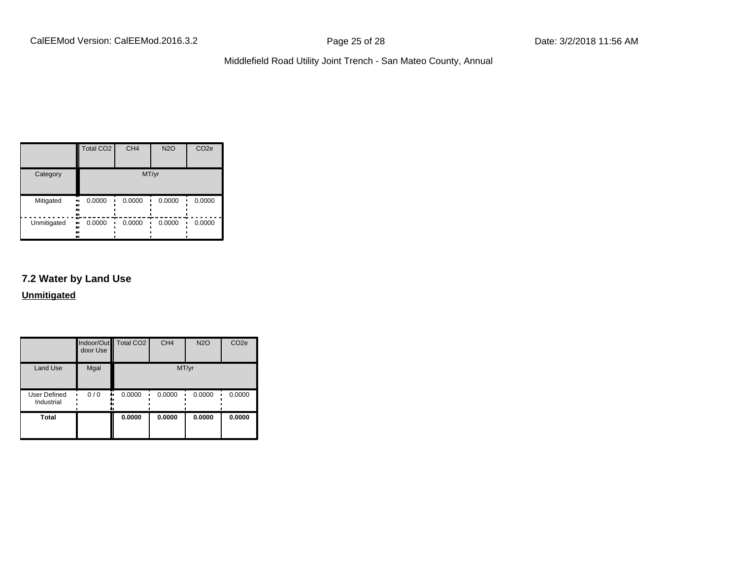| | Total CO2 | CH4 | N2O | CO2e |
|---|---|---|---|---|
| Category | MT/yr | | | |
| Mitigated | 0.0000 | 0.0000 | 0.0000 | 0.0000 |
| Unmitigated | 0.0000 | 0.0000 | 0.0000 | 0.0000 |

### 7.2 Water by Land Use

**Unmitigated**

| | Indoor/Outdoor Use | Total CO2 | CH4 | N2O | CO2e |
|---|---|---|---|---|---|
| Land Use | Mgal | MT/yr | | | |
| User Defined Industrial | 0 / 0 | 0.0000 | 0.0000 | 0.0000 | 0.0000 |
| **Total** | | **0.0000** | **0.0000** | **0.0000** | **0.0000** |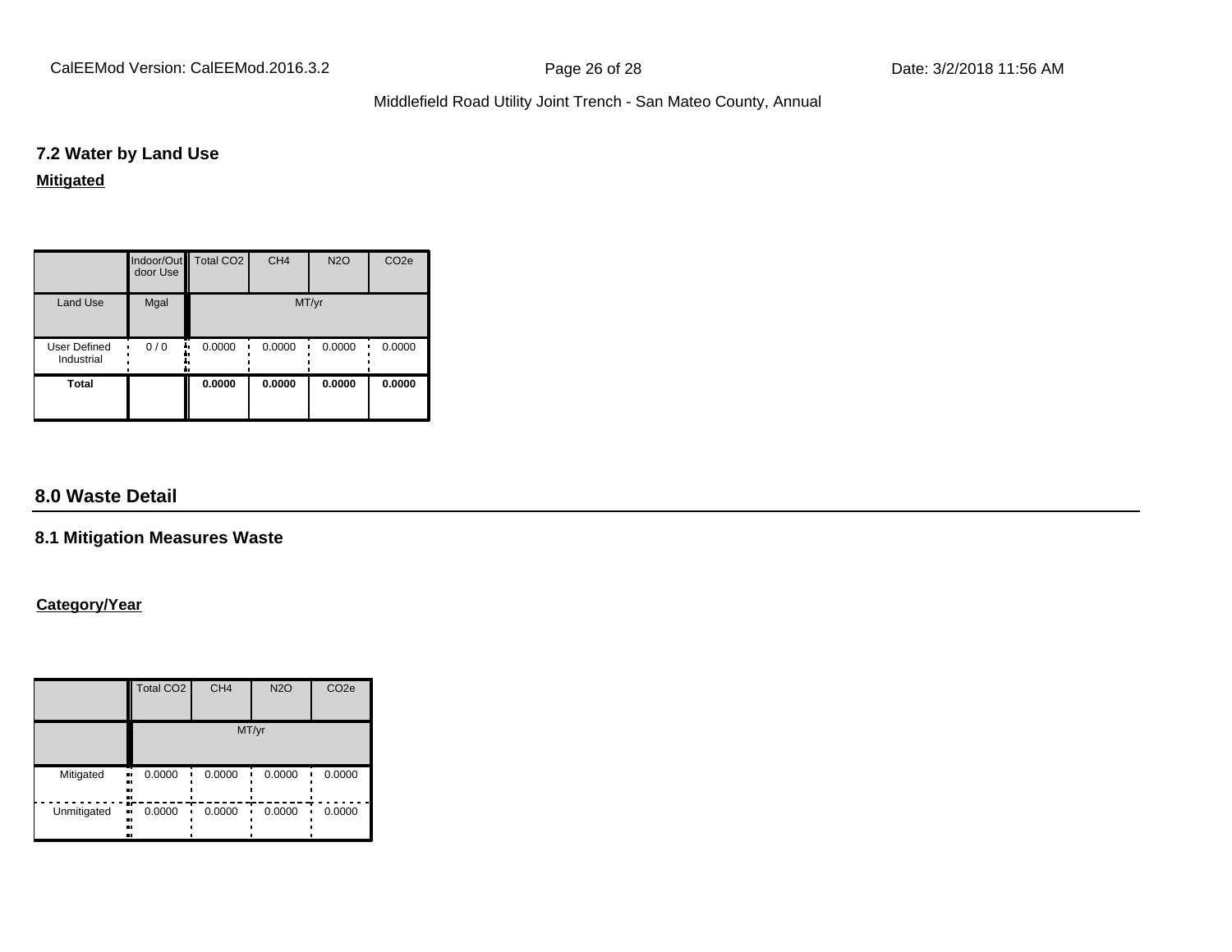### 7.2 Water by Land Use

**Mitigated**

| | Indoor/Outdoor Use | Total CO2 | CH4 | N2O | CO2e |
|---|---|---|---|---|---|
| Land Use | Mgal | MT/yr | | | |
| User Defined Industrial | 0 / 0 | 0.0000 | 0.0000 | 0.0000 | 0.0000 |
| **Total** | | **0.0000** | **0.0000** | **0.0000** | **0.0000** |

## 8.0 Waste Detail

### 8.1 Mitigation Measures Waste

**Category/Year**

| | Total CO2 | CH4 | N2O | CO2e |
|---|---|---|---|---|
| | MT/yr | | | |
| Mitigated | 0.0000 | 0.0000 | 0.0000 | 0.0000 |
| Unmitigated | 0.0000 | 0.0000 | 0.0000 | 0.0000 |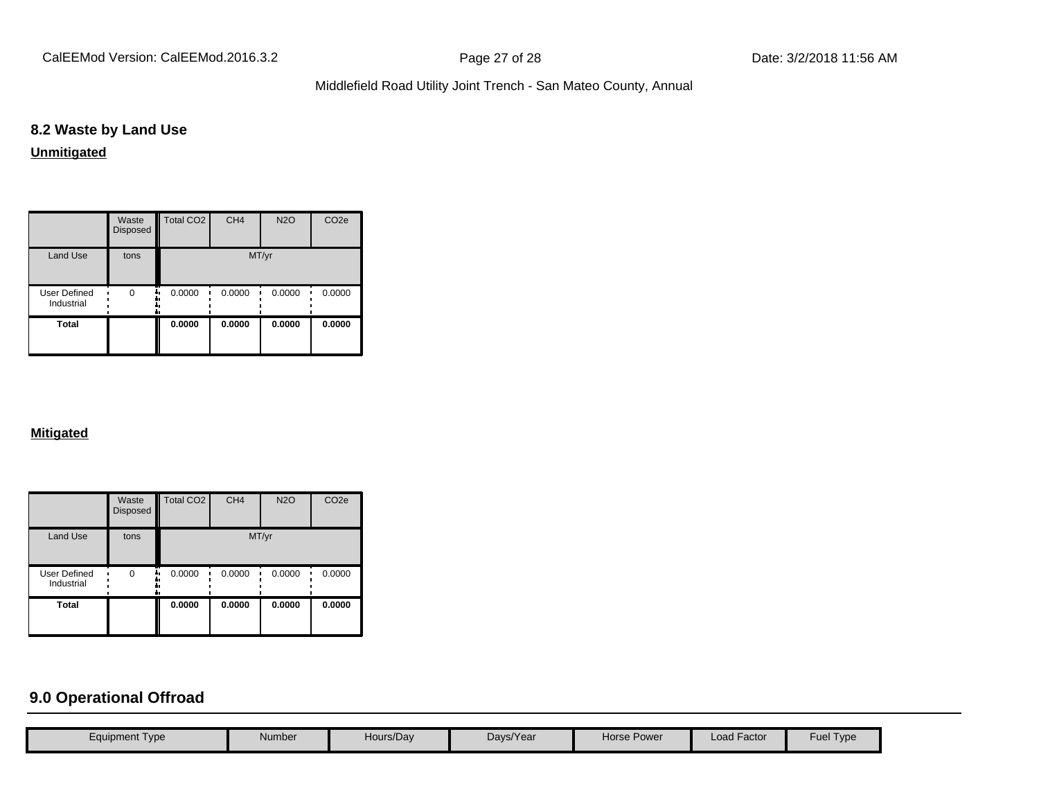## 8.2 Waste by Land Use

**Unmitigated**

| | Waste Disposed | Total CO2 | CH4 | N2O | CO2e |
|---|---|---|---|---|---|
| Land Use | tons | MT/yr | | | |
| User Defined Industrial | 0 | 0.0000 | 0.0000 | 0.0000 | 0.0000 |
| **Total** | | **0.0000** | **0.0000** | **0.0000** | **0.0000** |

**Mitigated**

| | Waste Disposed | Total CO2 | CH4 | N2O | CO2e |
|---|---|---|---|---|---|
| Land Use | tons | MT/yr | | | |
| User Defined Industrial | 0 | 0.0000 | 0.0000 | 0.0000 | 0.0000 |
| **Total** | | **0.0000** | **0.0000** | **0.0000** | **0.0000** |

## 9.0 Operational Offroad

| Equipment Type | Number | Hours/Day | Days/Year | Horse Power | Load Factor | Fuel Type |
|---|---|---|---|---|---|---|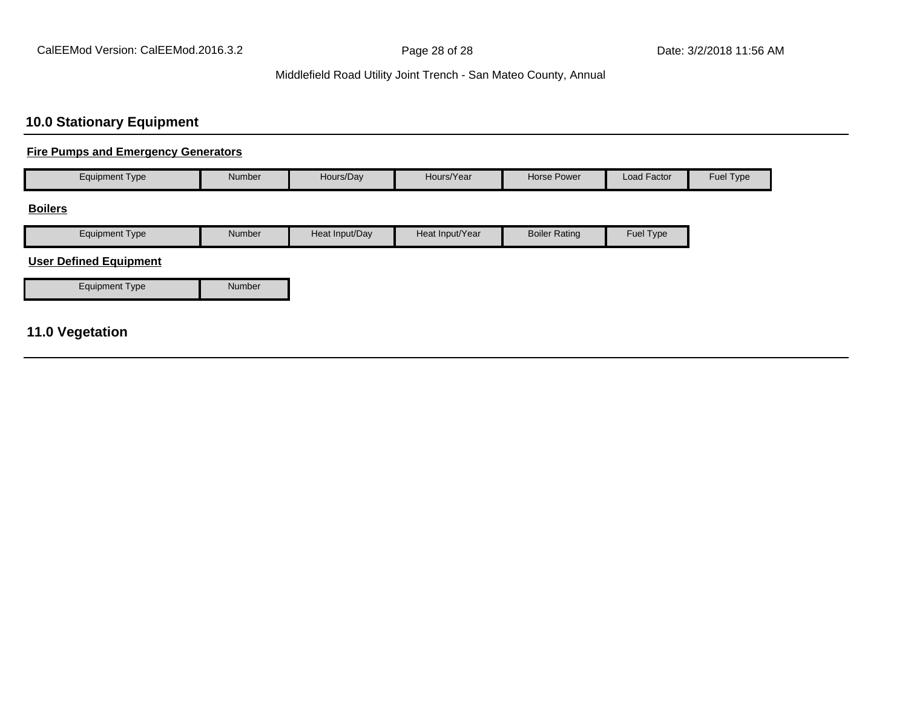## 10.0 Stationary Equipment

**Fire Pumps and Emergency Generators**

| Equipment Type | Number | Hours/Day | Hours/Year | Horse Power | Load Factor | Fuel Type |
|---|---|---|---|---|---|---|

**Boilers**

| Equipment Type | Number | Heat Input/Day | Heat Input/Year | Boiler Rating | Fuel Type |
|---|---|---|---|---|---|

**User Defined Equipment**

| Equipment Type | Number |
|---|---|

## 11.0 Vegetation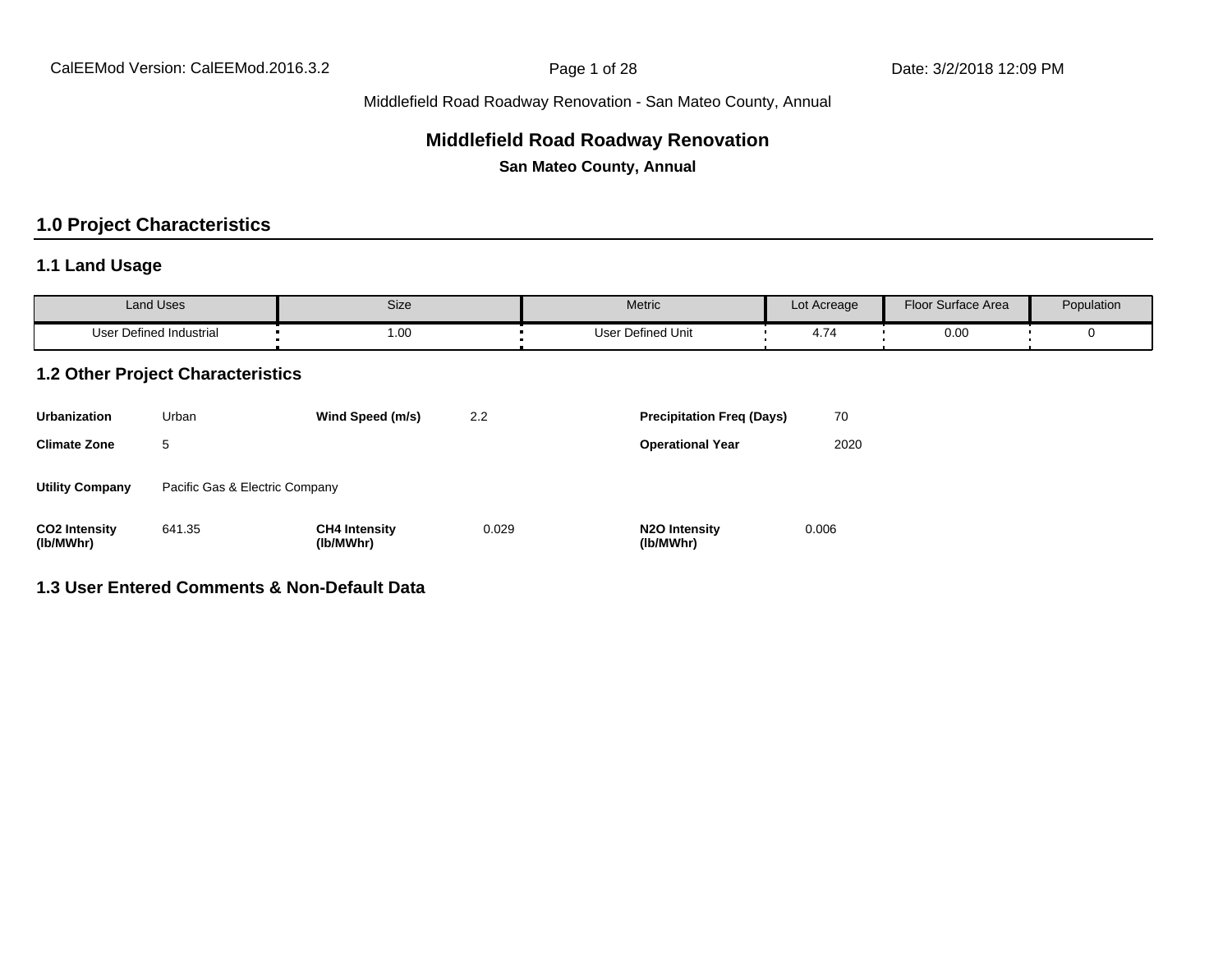Middlefield Road Roadway Renovation - San Mateo County, Annual

# Middlefield Road Roadway Renovation

**San Mateo County, Annual**

## 1.0 Project Characteristics

### 1.1 Land Usage

| Land Uses | Size | Metric | Lot Acreage | Floor Surface Area | Population |
|---|---|---|---|---|---|
| User Defined Industrial | 1.00 | User Defined Unit | 4.74 | 0.00 | 0 |

### 1.2 Other Project Characteristics

| | | | | | |
|---|---|---|---|---|---|
| **Urbanization** | Urban | **Wind Speed (m/s)** | 2.2 | **Precipitation Freq (Days)** | 70 |
| **Climate Zone** | 5 | | | **Operational Year** | 2020 |
| **Utility Company** | Pacific Gas & Electric Company | | | | |
| **CO2 Intensity (lb/MWhr)** | 641.35 | **CH4 Intensity (lb/MWhr)** | 0.029 | **N2O Intensity (lb/MWhr)** | 0.006 |

### 1.3 User Entered Comments & Non-Default Data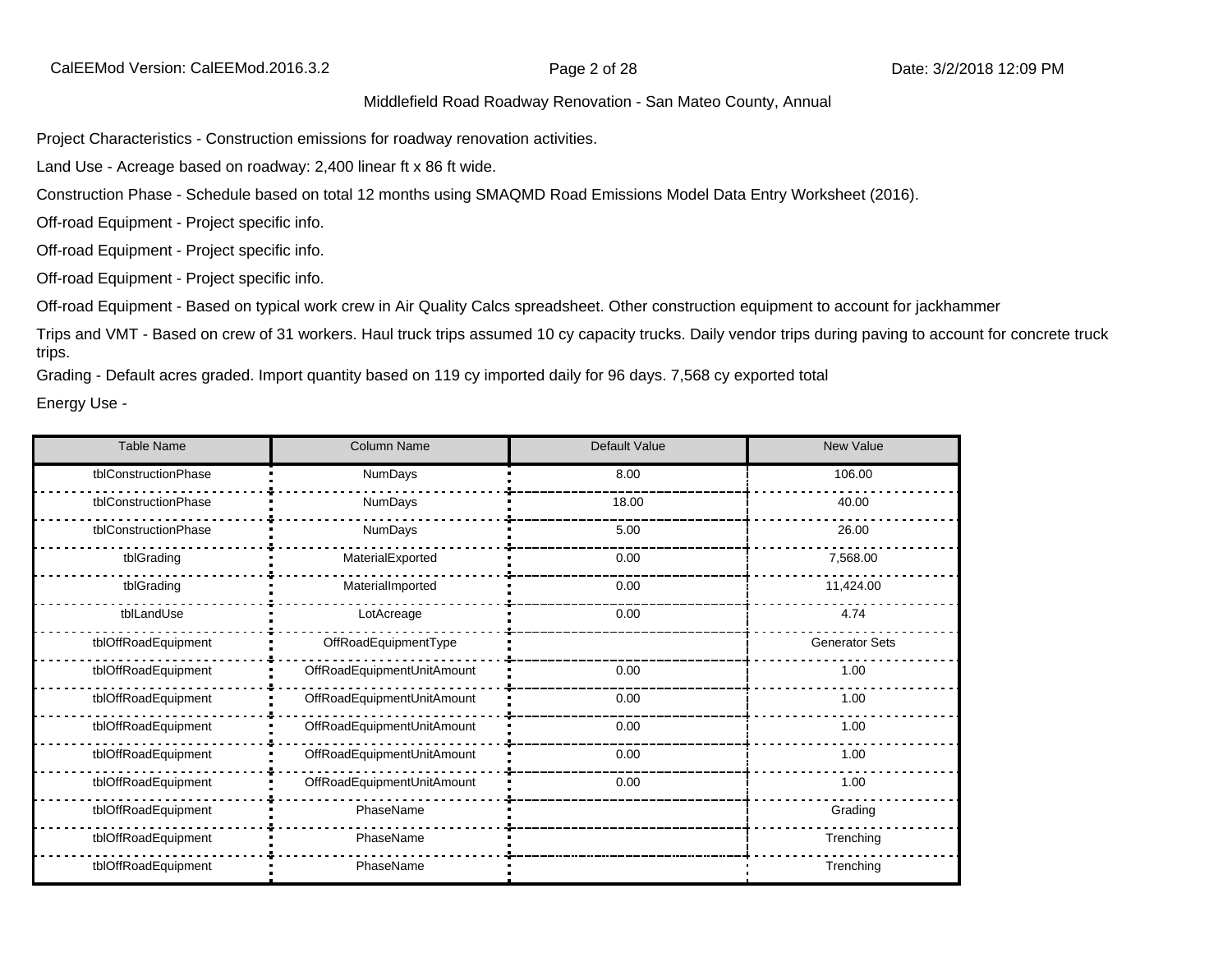Middlefield Road Roadway Renovation - San Mateo County, Annual

Project Characteristics - Construction emissions for roadway renovation activities.

Land Use - Acreage based on roadway: 2,400 linear ft x 86 ft wide.

Construction Phase - Schedule based on total 12 months using SMAQMD Road Emissions Model Data Entry Worksheet (2016).

Off-road Equipment - Project specific info.

Off-road Equipment - Project specific info.

Off-road Equipment - Project specific info.

Off-road Equipment - Based on typical work crew in Air Quality Calcs spreadsheet. Other construction equipment to account for jackhammer

Trips and VMT - Based on crew of 31 workers. Haul truck trips assumed 10 cy capacity trucks. Daily vendor trips during paving to account for concrete truck trips.

Grading - Default acres graded. Import quantity based on 119 cy imported daily for 96 days. 7,568 cy exported total

Energy Use -

| Table Name | Column Name | Default Value | New Value |
|---|---|---|---|
| tblConstructionPhase | NumDays | 8.00 | 106.00 |
| tblConstructionPhase | NumDays | 18.00 | 40.00 |
| tblConstructionPhase | NumDays | 5.00 | 26.00 |
| tblGrading | MaterialExported | 0.00 | 7,568.00 |
| tblGrading | MaterialImported | 0.00 | 11,424.00 |
| tblLandUse | LotAcreage | 0.00 | 4.74 |
| tblOffRoadEquipment | OffRoadEquipmentType | | Generator Sets |
| tblOffRoadEquipment | OffRoadEquipmentUnitAmount | 0.00 | 1.00 |
| tblOffRoadEquipment | OffRoadEquipmentUnitAmount | 0.00 | 1.00 |
| tblOffRoadEquipment | OffRoadEquipmentUnitAmount | 0.00 | 1.00 |
| tblOffRoadEquipment | OffRoadEquipmentUnitAmount | 0.00 | 1.00 |
| tblOffRoadEquipment | OffRoadEquipmentUnitAmount | 0.00 | 1.00 |
| tblOffRoadEquipment | PhaseName | | Grading |
| tblOffRoadEquipment | PhaseName | | Trenching |
| tblOffRoadEquipment | PhaseName | | Trenching |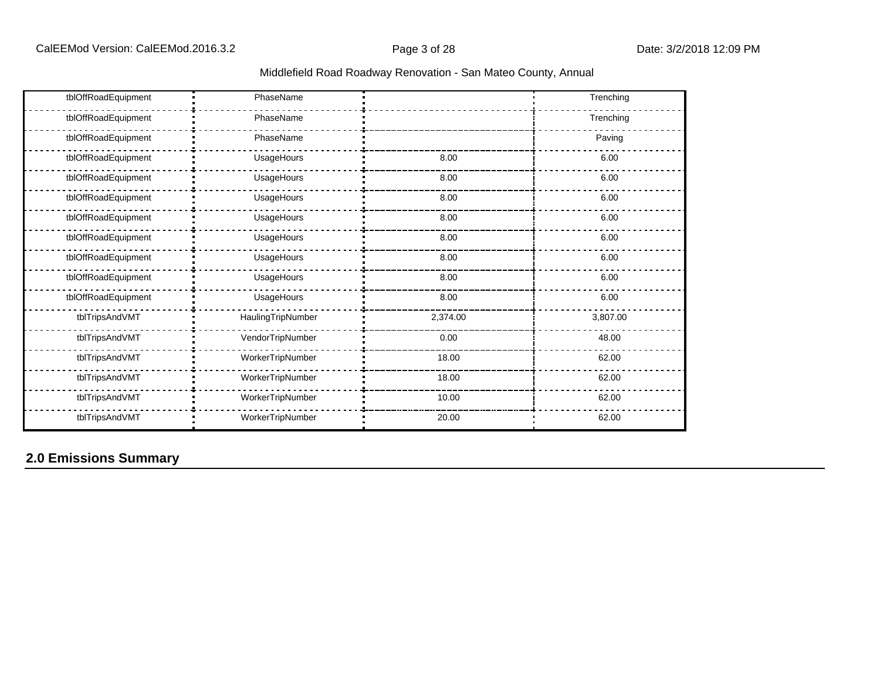| | | | |
|---|---|---|---|
| tblOffRoadEquipment | PhaseName | | Trenching |
| tblOffRoadEquipment | PhaseName | | Trenching |
| tblOffRoadEquipment | PhaseName | | Paving |
| tblOffRoadEquipment | UsageHours | 8.00 | 6.00 |
| tblOffRoadEquipment | UsageHours | 8.00 | 6.00 |
| tblOffRoadEquipment | UsageHours | 8.00 | 6.00 |
| tblOffRoadEquipment | UsageHours | 8.00 | 6.00 |
| tblOffRoadEquipment | UsageHours | 8.00 | 6.00 |
| tblOffRoadEquipment | UsageHours | 8.00 | 6.00 |
| tblOffRoadEquipment | UsageHours | 8.00 | 6.00 |
| tblOffRoadEquipment | UsageHours | 8.00 | 6.00 |
| tblTripsAndVMT | HaulingTripNumber | 2,374.00 | 3,807.00 |
| tblTripsAndVMT | VendorTripNumber | 0.00 | 48.00 |
| tblTripsAndVMT | WorkerTripNumber | 18.00 | 62.00 |
| tblTripsAndVMT | WorkerTripNumber | 18.00 | 62.00 |
| tblTripsAndVMT | WorkerTripNumber | 10.00 | 62.00 |
| tblTripsAndVMT | WorkerTripNumber | 20.00 | 62.00 |

## 2.0 Emissions Summary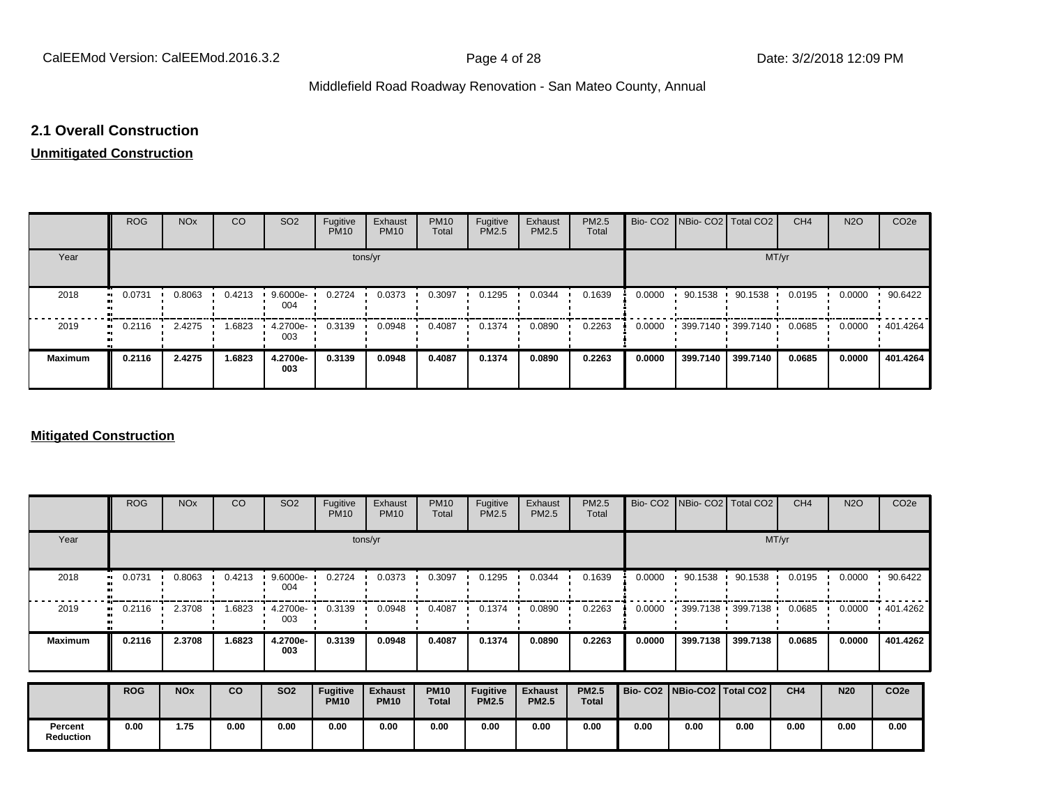## 2.1 Overall Construction

**Unmitigated Construction**

| | ROG | NOx | CO | SO2 | Fugitive PM10 | Exhaust PM10 | PM10 Total | Fugitive PM2.5 | Exhaust PM2.5 | PM2.5 Total | Bio- CO2 | NBio- CO2 | Total CO2 | CH4 | N2O | CO2e |
|---|---|---|---|---|---|---|---|---|---|---|---|---|---|---|---|---|
| Year | tons/yr | | | | | | | | | | MT/yr | | | | | |
| 2018 | 0.0731 | 0.8063 | 0.4213 | 9.6000e-004 | 0.2724 | 0.0373 | 0.3097 | 0.1295 | 0.0344 | 0.1639 | 0.0000 | 90.1538 | 90.1538 | 0.0195 | 0.0000 | 90.6422 |
| 2019 | 0.2116 | 2.4275 | 1.6823 | 4.2700e-003 | 0.3139 | 0.0948 | 0.4087 | 0.1374 | 0.0890 | 0.2263 | 0.0000 | 399.7140 | 399.7140 | 0.0685 | 0.0000 | 401.4264 |
| **Maximum** | **0.2116** | **2.4275** | **1.6823** | **4.2700e-003** | **0.3139** | **0.0948** | **0.4087** | **0.1374** | **0.0890** | **0.2263** | **0.0000** | **399.7140** | **399.7140** | **0.0685** | **0.0000** | **401.4264** |

**Mitigated Construction**

| | ROG | NOx | CO | SO2 | Fugitive PM10 | Exhaust PM10 | PM10 Total | Fugitive PM2.5 | Exhaust PM2.5 | PM2.5 Total | Bio- CO2 | NBio- CO2 | Total CO2 | CH4 | N2O | CO2e |
|---|---|---|---|---|---|---|---|---|---|---|---|---|---|---|---|---|
| Year | tons/yr | | | | | | | | | | MT/yr | | | | | |
| 2018 | 0.0731 | 0.8063 | 0.4213 | 9.6000e-004 | 0.2724 | 0.0373 | 0.3097 | 0.1295 | 0.0344 | 0.1639 | 0.0000 | 90.1538 | 90.1538 | 0.0195 | 0.0000 | 90.6422 |
| 2019 | 0.2116 | 2.3708 | 1.6823 | 4.2700e-003 | 0.3139 | 0.0948 | 0.4087 | 0.1374 | 0.0890 | 0.2263 | 0.0000 | 399.7138 | 399.7138 | 0.0685 | 0.0000 | 401.4262 |
| **Maximum** | **0.2116** | **2.3708** | **1.6823** | **4.2700e-003** | **0.3139** | **0.0948** | **0.4087** | **0.1374** | **0.0890** | **0.2263** | **0.0000** | **399.7138** | **399.7138** | **0.0685** | **0.0000** | **401.4262** |

| | **ROG** | **NOx** | **CO** | **SO2** | **Fugitive PM10** | **Exhaust PM10** | **PM10 Total** | **Fugitive PM2.5** | **Exhaust PM2.5** | **PM2.5 Total** | **Bio- CO2** | **NBio-CO2** | **Total CO2** | **CH4** | **N20** | **CO2e** |
|---|---|---|---|---|---|---|---|---|---|---|---|---|---|---|---|---|
| **Percent Reduction** | **0.00** | **1.75** | **0.00** | **0.00** | **0.00** | **0.00** | **0.00** | **0.00** | **0.00** | **0.00** | **0.00** | **0.00** | **0.00** | **0.00** | **0.00** | **0.00** |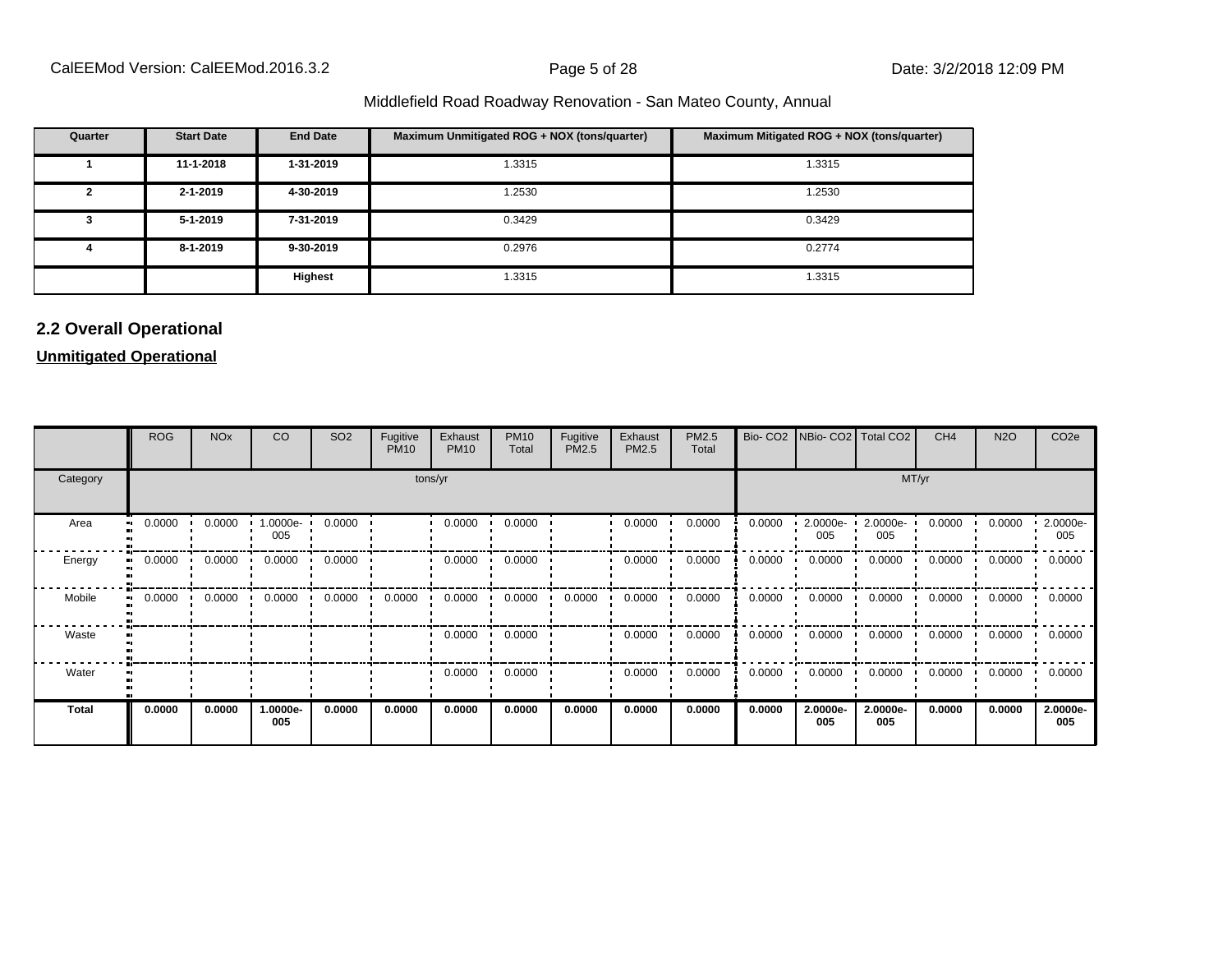| Quarter | Start Date | End Date | Maximum Unmitigated ROG + NOX (tons/quarter) | Maximum Mitigated ROG + NOX (tons/quarter) |
|---|---|---|---|---|
| 1 | 11-1-2018 | 1-31-2019 | 1.3315 | 1.3315 |
| 2 | 2-1-2019 | 4-30-2019 | 1.2530 | 1.2530 |
| 3 | 5-1-2019 | 7-31-2019 | 0.3429 | 0.3429 |
| 4 | 8-1-2019 | 9-30-2019 | 0.2976 | 0.2774 |
| | | **Highest** | 1.3315 | 1.3315 |

## 2.2 Overall Operational

**Unmitigated Operational**

| | ROG | NOx | CO | SO2 | Fugitive PM10 | Exhaust PM10 | PM10 Total | Fugitive PM2.5 | Exhaust PM2.5 | PM2.5 Total | Bio- CO2 | NBio- CO2 | Total CO2 | CH4 | N2O | CO2e |
|---|---|---|---|---|---|---|---|---|---|---|---|---|---|---|---|---|
| Category | tons/yr | | | | | | | | | | MT/yr | | | | | |
| Area | 0.0000 | 0.0000 | 1.0000e-005 | 0.0000 | | 0.0000 | 0.0000 | | 0.0000 | 0.0000 | 0.0000 | 2.0000e-005 | 2.0000e-005 | 0.0000 | 0.0000 | 2.0000e-005 |
| Energy | 0.0000 | 0.0000 | 0.0000 | 0.0000 | | 0.0000 | 0.0000 | | 0.0000 | 0.0000 | 0.0000 | 0.0000 | 0.0000 | 0.0000 | 0.0000 | 0.0000 |
| Mobile | 0.0000 | 0.0000 | 0.0000 | 0.0000 | 0.0000 | 0.0000 | 0.0000 | 0.0000 | 0.0000 | 0.0000 | 0.0000 | 0.0000 | 0.0000 | 0.0000 | 0.0000 | 0.0000 |
| Waste | | | | | | 0.0000 | 0.0000 | | 0.0000 | 0.0000 | 0.0000 | 0.0000 | 0.0000 | 0.0000 | 0.0000 | 0.0000 |
| Water | | | | | | 0.0000 | 0.0000 | | 0.0000 | 0.0000 | 0.0000 | 0.0000 | 0.0000 | 0.0000 | 0.0000 | 0.0000 |
| **Total** | **0.0000** | **0.0000** | **1.0000e-005** | **0.0000** | **0.0000** | **0.0000** | **0.0000** | **0.0000** | **0.0000** | **0.0000** | **0.0000** | **2.0000e-005** | **2.0000e-005** | **0.0000** | **0.0000** | **2.0000e-005** |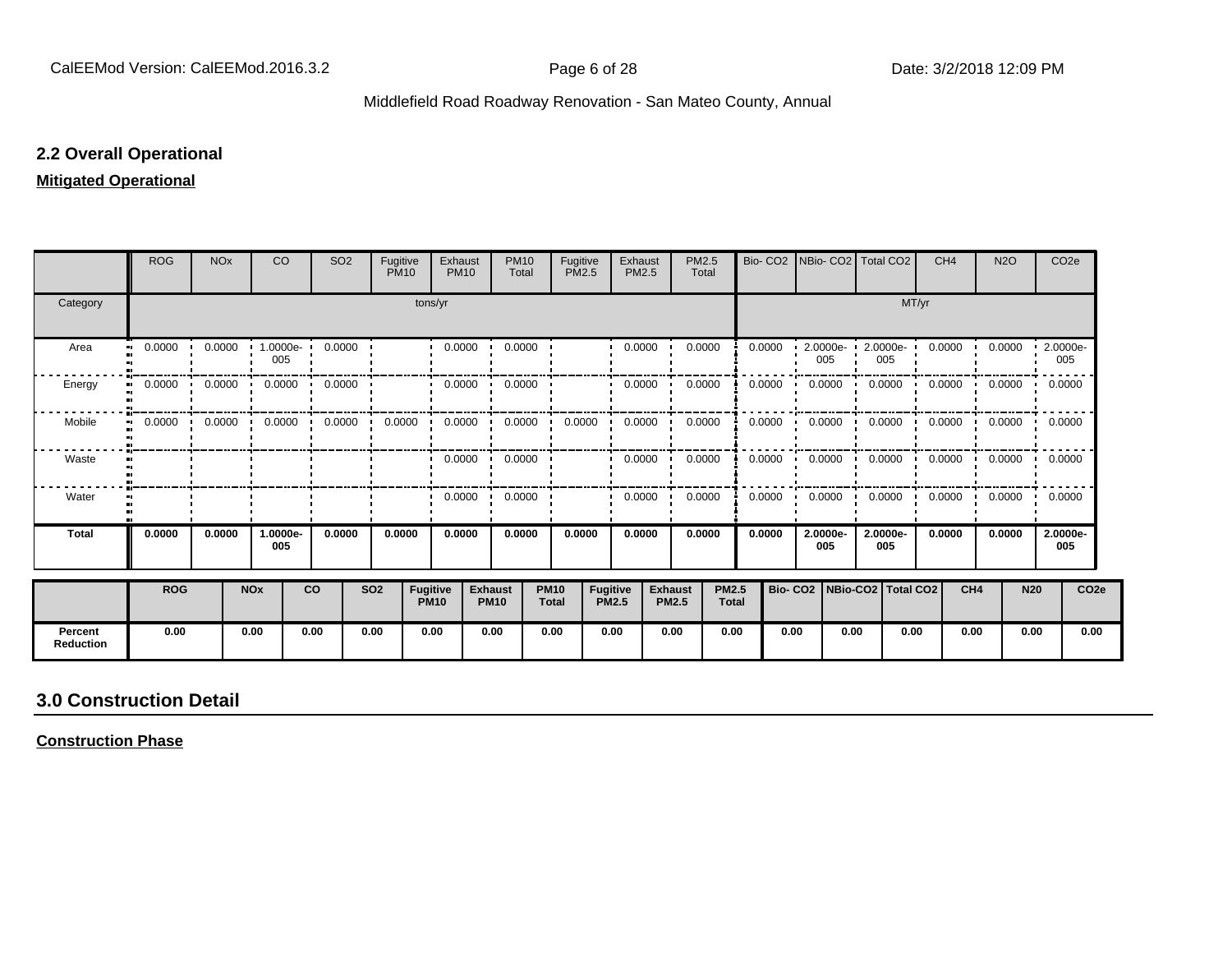## 2.2 Overall Operational

**Mitigated Operational**

| | ROG | NOx | CO | SO2 | Fugitive PM10 | Exhaust PM10 | PM10 Total | Fugitive PM2.5 | Exhaust PM2.5 | PM2.5 Total | Bio- CO2 | NBio- CO2 | Total CO2 | CH4 | N2O | CO2e |
|---|---|---|---|---|---|---|---|---|---|---|---|---|---|---|---|---|
| Category | tons/yr | | | | | | | | | | MT/yr | | | | | |
| Area | 0.0000 | 0.0000 | 1.0000e-005 | 0.0000 | | 0.0000 | 0.0000 | | 0.0000 | 0.0000 | 0.0000 | 2.0000e-005 | 2.0000e-005 | 0.0000 | 0.0000 | 2.0000e-005 |
| Energy | 0.0000 | 0.0000 | 0.0000 | 0.0000 | | 0.0000 | 0.0000 | | 0.0000 | 0.0000 | 0.0000 | 0.0000 | 0.0000 | 0.0000 | 0.0000 | 0.0000 |
| Mobile | 0.0000 | 0.0000 | 0.0000 | 0.0000 | 0.0000 | 0.0000 | 0.0000 | 0.0000 | 0.0000 | 0.0000 | 0.0000 | 0.0000 | 0.0000 | 0.0000 | 0.0000 | 0.0000 |
| Waste | | | | | | 0.0000 | 0.0000 | | 0.0000 | 0.0000 | 0.0000 | 0.0000 | 0.0000 | 0.0000 | 0.0000 | 0.0000 |
| Water | | | | | | 0.0000 | 0.0000 | | 0.0000 | 0.0000 | 0.0000 | 0.0000 | 0.0000 | 0.0000 | 0.0000 | 0.0000 |
| **Total** | **0.0000** | **0.0000** | **1.0000e-005** | **0.0000** | **0.0000** | **0.0000** | **0.0000** | **0.0000** | **0.0000** | **0.0000** | **0.0000** | **2.0000e-005** | **2.0000e-005** | **0.0000** | **0.0000** | **2.0000e-005** |

| | ROG | NOx | CO | SO2 | Fugitive PM10 | Exhaust PM10 | PM10 Total | Fugitive PM2.5 | Exhaust PM2.5 | PM2.5 Total | Bio- CO2 | NBio-CO2 | Total CO2 | CH4 | N20 | CO2e |
|---|---|---|---|---|---|---|---|---|---|---|---|---|---|---|---|---|
| **Percent Reduction** | 0.00 | 0.00 | 0.00 | 0.00 | 0.00 | 0.00 | 0.00 | 0.00 | 0.00 | 0.00 | 0.00 | 0.00 | 0.00 | 0.00 | 0.00 | 0.00 |

## 3.0 Construction Detail

**Construction Phase**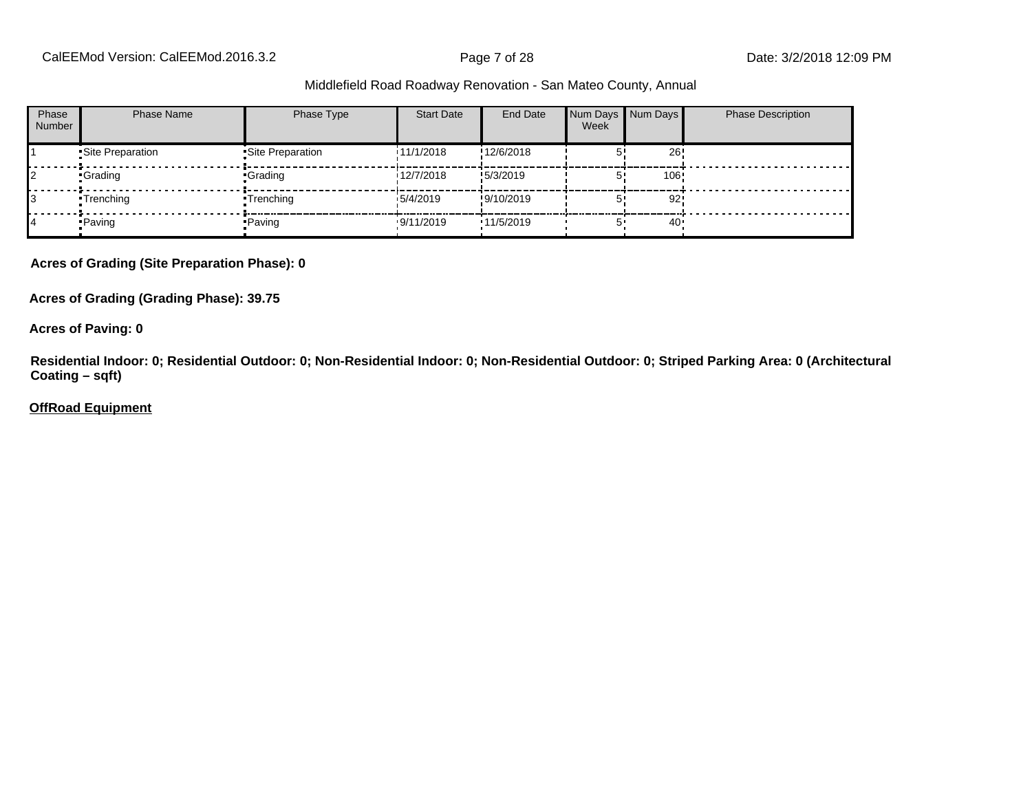| Phase Number | Phase Name | Phase Type | Start Date | End Date | Num Days Week | Num Days | Phase Description |
|---|---|---|---|---|---|---|---|
| 1 | Site Preparation | Site Preparation | 11/1/2018 | 12/6/2018 | 5 | 26 | |
| 2 | Grading | Grading | 12/7/2018 | 5/3/2019 | 5 | 106 | |
| 3 | Trenching | Trenching | 5/4/2019 | 9/10/2019 | 5 | 92 | |
| 4 | Paving | Paving | 9/11/2019 | 11/5/2019 | 5 | 40 | |

**Acres of Grading (Site Preparation Phase): 0**

**Acres of Grading (Grading Phase): 39.75**

**Acres of Paving: 0**

**Residential Indoor: 0; Residential Outdoor: 0; Non-Residential Indoor: 0; Non-Residential Outdoor: 0; Striped Parking Area: 0 (Architectural Coating – sqft)**

**OffRoad Equipment**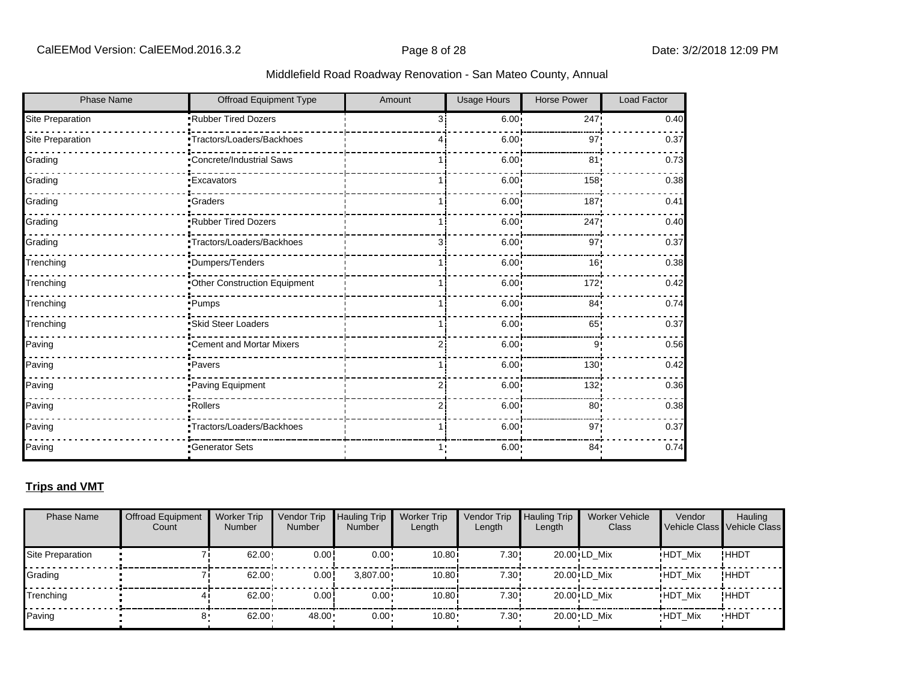| Phase Name | Offroad Equipment Type | Amount | Usage Hours | Horse Power | Load Factor |
|---|---|---|---|---|---|
| Site Preparation | Rubber Tired Dozers | 3 | 6.00 | 247 | 0.40 |
| Site Preparation | Tractors/Loaders/Backhoes | 4 | 6.00 | 97 | 0.37 |
| Grading | Concrete/Industrial Saws | 1 | 6.00 | 81 | 0.73 |
| Grading | Excavators | 1 | 6.00 | 158 | 0.38 |
| Grading | Graders | 1 | 6.00 | 187 | 0.41 |
| Grading | Rubber Tired Dozers | 1 | 6.00 | 247 | 0.40 |
| Grading | Tractors/Loaders/Backhoes | 3 | 6.00 | 97 | 0.37 |
| Trenching | Dumpers/Tenders | 1 | 6.00 | 16 | 0.38 |
| Trenching | Other Construction Equipment | 1 | 6.00 | 172 | 0.42 |
| Trenching | Pumps | 1 | 6.00 | 84 | 0.74 |
| Trenching | Skid Steer Loaders | 1 | 6.00 | 65 | 0.37 |
| Paving | Cement and Mortar Mixers | 2 | 6.00 | 9 | 0.56 |
| Paving | Pavers | 1 | 6.00 | 130 | 0.42 |
| Paving | Paving Equipment | 2 | 6.00 | 132 | 0.36 |
| Paving | Rollers | 2 | 6.00 | 80 | 0.38 |
| Paving | Tractors/Loaders/Backhoes | 1 | 6.00 | 97 | 0.37 |
| Paving | Generator Sets | 1 | 6.00 | 84 | 0.74 |

**Trips and VMT**

| Phase Name | Offroad Equipment Count | Worker Trip Number | Vendor Trip Number | Hauling Trip Number | Worker Trip Length | Vendor Trip Length | Hauling Trip Length | Worker Vehicle Class | Vendor Vehicle Class | Hauling Vehicle Class |
|---|---|---|---|---|---|---|---|---|---|---|
| Site Preparation | 7 | 62.00 | 0.00 | 0.00 | 10.80 | 7.30 | 20.00 | LD_Mix | HDT_Mix | HHDT |
| Grading | 7 | 62.00 | 0.00 | 3,807.00 | 10.80 | 7.30 | 20.00 | LD_Mix | HDT_Mix | HHDT |
| Trenching | 4 | 62.00 | 0.00 | 0.00 | 10.80 | 7.30 | 20.00 | LD_Mix | HDT_Mix | HHDT |
| Paving | 8 | 62.00 | 48.00 | 0.00 | 10.80 | 7.30 | 20.00 | LD_Mix | HDT_Mix | HHDT |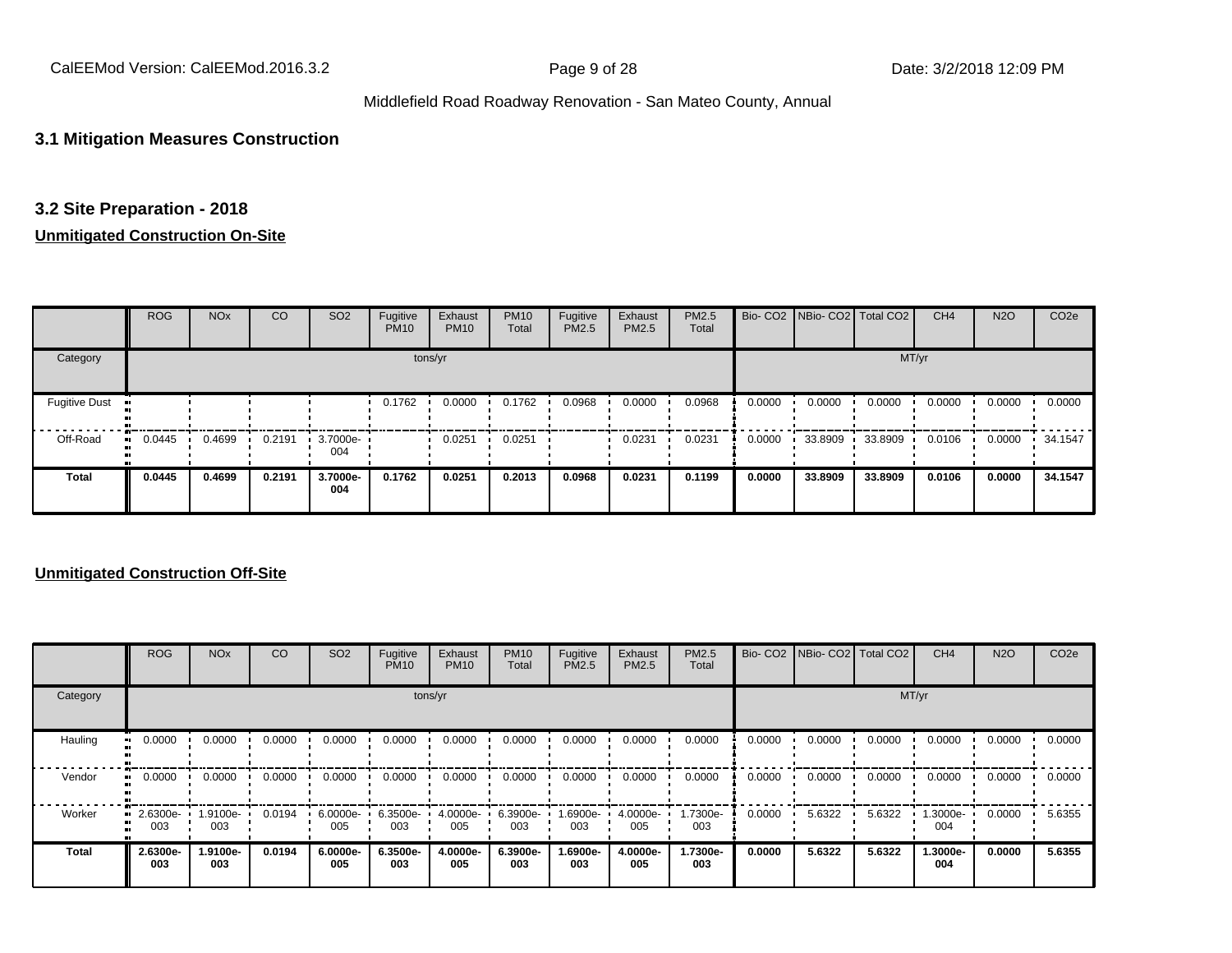## 3.1 Mitigation Measures Construction

## 3.2 Site Preparation - 2018

**Unmitigated Construction On-Site**

| | ROG | NOx | CO | SO2 | Fugitive PM10 | Exhaust PM10 | PM10 Total | Fugitive PM2.5 | Exhaust PM2.5 | PM2.5 Total | Bio- CO2 | NBio- CO2 | Total CO2 | CH4 | N2O | CO2e |
|---|---|---|---|---|---|---|---|---|---|---|---|---|---|---|---|---|
| Category | tons/yr | | | | | | | | | | MT/yr | | | | | |
| Fugitive Dust | | | | | 0.1762 | 0.0000 | 0.1762 | 0.0968 | 0.0000 | 0.0968 | 0.0000 | 0.0000 | 0.0000 | 0.0000 | 0.0000 | 0.0000 |
| Off-Road | 0.0445 | 0.4699 | 0.2191 | 3.7000e-004 | | 0.0251 | 0.0251 | | 0.0231 | 0.0231 | 0.0000 | 33.8909 | 33.8909 | 0.0106 | 0.0000 | 34.1547 |
| **Total** | **0.0445** | **0.4699** | **0.2191** | **3.7000e-004** | **0.1762** | **0.0251** | **0.2013** | **0.0968** | **0.0231** | **0.1199** | **0.0000** | **33.8909** | **33.8909** | **0.0106** | **0.0000** | **34.1547** |

**Unmitigated Construction Off-Site**

| | ROG | NOx | CO | SO2 | Fugitive PM10 | Exhaust PM10 | PM10 Total | Fugitive PM2.5 | Exhaust PM2.5 | PM2.5 Total | Bio- CO2 | NBio- CO2 | Total CO2 | CH4 | N2O | CO2e |
|---|---|---|---|---|---|---|---|---|---|---|---|---|---|---|---|---|
| Category | tons/yr | | | | | | | | | | MT/yr | | | | | |
| Hauling | 0.0000 | 0.0000 | 0.0000 | 0.0000 | 0.0000 | 0.0000 | 0.0000 | 0.0000 | 0.0000 | 0.0000 | 0.0000 | 0.0000 | 0.0000 | 0.0000 | 0.0000 | 0.0000 |
| Vendor | 0.0000 | 0.0000 | 0.0000 | 0.0000 | 0.0000 | 0.0000 | 0.0000 | 0.0000 | 0.0000 | 0.0000 | 0.0000 | 0.0000 | 0.0000 | 0.0000 | 0.0000 | 0.0000 |
| Worker | 2.6300e-003 | 1.9100e-003 | 0.0194 | 6.0000e-005 | 6.3500e-003 | 4.0000e-005 | 6.3900e-003 | 1.6900e-003 | 4.0000e-005 | 1.7300e-003 | 0.0000 | 5.6322 | 5.6322 | 1.3000e-004 | 0.0000 | 5.6355 |
| **Total** | **2.6300e-003** | **1.9100e-003** | **0.0194** | **6.0000e-005** | **6.3500e-003** | **4.0000e-005** | **6.3900e-003** | **1.6900e-003** | **4.0000e-005** | **1.7300e-003** | **0.0000** | **5.6322** | **5.6322** | **1.3000e-004** | **0.0000** | **5.6355** |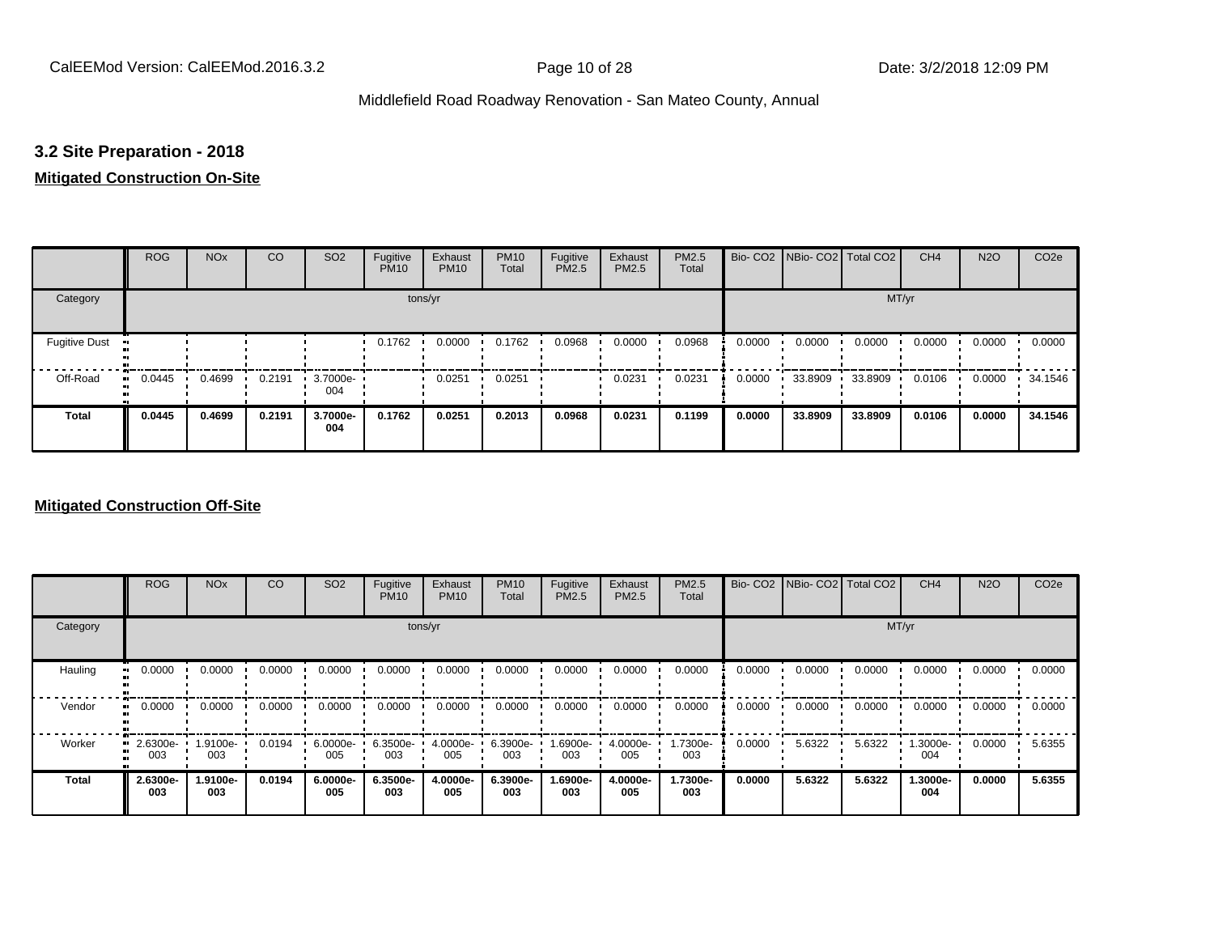### 3.2 Site Preparation - 2018

**Mitigated Construction On-Site**

| | ROG | NOx | CO | SO2 | Fugitive PM10 | Exhaust PM10 | PM10 Total | Fugitive PM2.5 | Exhaust PM2.5 | PM2.5 Total | Bio- CO2 | NBio- CO2 | Total CO2 | CH4 | N2O | CO2e |
|---|---|---|---|---|---|---|---|---|---|---|---|---|---|---|---|---|
| Category | tons/yr | | | | | | | | | | MT/yr | | | | | |
| Fugitive Dust | | | | | 0.1762 | 0.0000 | 0.1762 | 0.0968 | 0.0000 | 0.0968 | 0.0000 | 0.0000 | 0.0000 | 0.0000 | 0.0000 | 0.0000 |
| Off-Road | 0.0445 | 0.4699 | 0.2191 | 3.7000e-004 | | 0.0251 | 0.0251 | | 0.0231 | 0.0231 | 0.0000 | 33.8909 | 33.8909 | 0.0106 | 0.0000 | 34.1546 |
| **Total** | **0.0445** | **0.4699** | **0.2191** | **3.7000e-004** | **0.1762** | **0.0251** | **0.2013** | **0.0968** | **0.0231** | **0.1199** | **0.0000** | **33.8909** | **33.8909** | **0.0106** | **0.0000** | **34.1546** |

**Mitigated Construction Off-Site**

| | ROG | NOx | CO | SO2 | Fugitive PM10 | Exhaust PM10 | PM10 Total | Fugitive PM2.5 | Exhaust PM2.5 | PM2.5 Total | Bio- CO2 | NBio- CO2 | Total CO2 | CH4 | N2O | CO2e |
|---|---|---|---|---|---|---|---|---|---|---|---|---|---|---|---|---|
| Category | tons/yr | | | | | | | | | | MT/yr | | | | | |
| Hauling | 0.0000 | 0.0000 | 0.0000 | 0.0000 | 0.0000 | 0.0000 | 0.0000 | 0.0000 | 0.0000 | 0.0000 | 0.0000 | 0.0000 | 0.0000 | 0.0000 | 0.0000 | 0.0000 |
| Vendor | 0.0000 | 0.0000 | 0.0000 | 0.0000 | 0.0000 | 0.0000 | 0.0000 | 0.0000 | 0.0000 | 0.0000 | 0.0000 | 0.0000 | 0.0000 | 0.0000 | 0.0000 | 0.0000 |
| Worker | 2.6300e-003 | 1.9100e-003 | 0.0194 | 6.0000e-005 | 6.3500e-003 | 4.0000e-005 | 6.3900e-003 | 1.6900e-003 | 4.0000e-005 | 1.7300e-003 | 0.0000 | 5.6322 | 5.6322 | 1.3000e-004 | 0.0000 | 5.6355 |
| **Total** | **2.6300e-003** | **1.9100e-003** | **0.0194** | **6.0000e-005** | **6.3500e-003** | **4.0000e-005** | **6.3900e-003** | **1.6900e-003** | **4.0000e-005** | **1.7300e-003** | **0.0000** | **5.6322** | **5.6322** | **1.3000e-004** | **0.0000** | **5.6355** |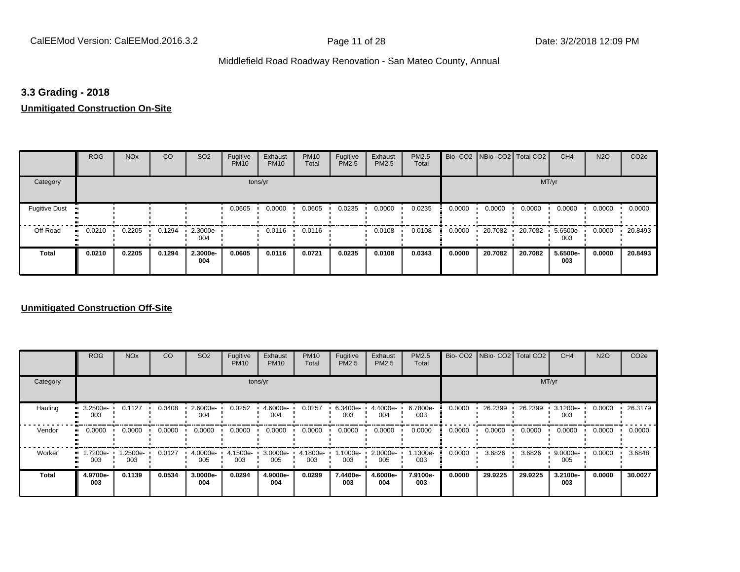## 3.3 Grading - 2018

**Unmitigated Construction On-Site**

| | ROG | NOx | CO | SO2 | Fugitive PM10 | Exhaust PM10 | PM10 Total | Fugitive PM2.5 | Exhaust PM2.5 | PM2.5 Total | Bio- CO2 | NBio- CO2 | Total CO2 | CH4 | N2O | CO2e |
|---|---|---|---|---|---|---|---|---|---|---|---|---|---|---|---|---|
| Category | tons/yr | | | | | | | | | | MT/yr | | | | | |
| Fugitive Dust | | | | | 0.0605 | 0.0000 | 0.0605 | 0.0235 | 0.0000 | 0.0235 | 0.0000 | 0.0000 | 0.0000 | 0.0000 | 0.0000 | 0.0000 |
| Off-Road | 0.0210 | 0.2205 | 0.1294 | 2.3000e-004 | | 0.0116 | 0.0116 | | 0.0108 | 0.0108 | 0.0000 | 20.7082 | 20.7082 | 5.6500e-003 | 0.0000 | 20.8493 |
| **Total** | **0.0210** | **0.2205** | **0.1294** | **2.3000e-004** | **0.0605** | **0.0116** | **0.0721** | **0.0235** | **0.0108** | **0.0343** | **0.0000** | **20.7082** | **20.7082** | **5.6500e-003** | **0.0000** | **20.8493** |

**Unmitigated Construction Off-Site**

| | ROG | NOx | CO | SO2 | Fugitive PM10 | Exhaust PM10 | PM10 Total | Fugitive PM2.5 | Exhaust PM2.5 | PM2.5 Total | Bio- CO2 | NBio- CO2 | Total CO2 | CH4 | N2O | CO2e |
|---|---|---|---|---|---|---|---|---|---|---|---|---|---|---|---|---|
| Category | tons/yr | | | | | | | | | | MT/yr | | | | | |
| Hauling | 3.2500e-003 | 0.1127 | 0.0408 | 2.6000e-004 | 0.0252 | 4.6000e-004 | 0.0257 | 6.3400e-003 | 4.4000e-004 | 6.7800e-003 | 0.0000 | 26.2399 | 26.2399 | 3.1200e-003 | 0.0000 | 26.3179 |
| Vendor | 0.0000 | 0.0000 | 0.0000 | 0.0000 | 0.0000 | 0.0000 | 0.0000 | 0.0000 | 0.0000 | 0.0000 | 0.0000 | 0.0000 | 0.0000 | 0.0000 | 0.0000 | 0.0000 |
| Worker | 1.7200e-003 | 1.2500e-003 | 0.0127 | 4.0000e-005 | 4.1500e-003 | 3.0000e-005 | 4.1800e-003 | 1.1000e-003 | 2.0000e-005 | 1.1300e-003 | 0.0000 | 3.6826 | 3.6826 | 9.0000e-005 | 0.0000 | 3.6848 |
| **Total** | **4.9700e-003** | **0.1139** | **0.0534** | **3.0000e-004** | **0.0294** | **4.9000e-004** | **0.0299** | **7.4400e-003** | **4.6000e-004** | **7.9100e-003** | **0.0000** | **29.9225** | **29.9225** | **3.2100e-003** | **0.0000** | **30.0027** |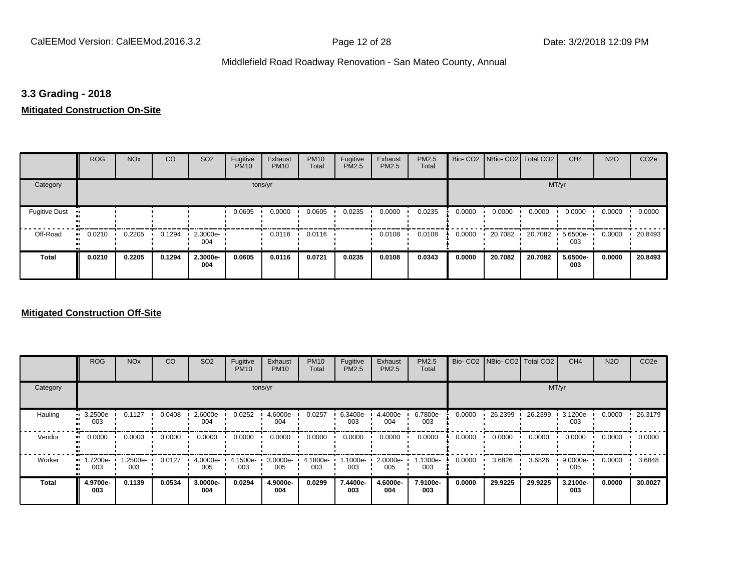### 3.3 Grading - 2018

**Mitigated Construction On-Site**

| | ROG | NOx | CO | SO2 | Fugitive PM10 | Exhaust PM10 | PM10 Total | Fugitive PM2.5 | Exhaust PM2.5 | PM2.5 Total | Bio- CO2 | NBio- CO2 | Total CO2 | CH4 | N2O | CO2e |
|---|---|---|---|---|---|---|---|---|---|---|---|---|---|---|---|---|
| Category | tons/yr | | | | | | | | | | MT/yr | | | | | |
| Fugitive Dust | | | | | 0.0605 | 0.0000 | 0.0605 | 0.0235 | 0.0000 | 0.0235 | 0.0000 | 0.0000 | 0.0000 | 0.0000 | 0.0000 | 0.0000 |
| Off-Road | 0.0210 | 0.2205 | 0.1294 | 2.3000e-004 | | 0.0116 | 0.0116 | | 0.0108 | 0.0108 | 0.0000 | 20.7082 | 20.7082 | 5.6500e-003 | 0.0000 | 20.8493 |
| **Total** | **0.0210** | **0.2205** | **0.1294** | **2.3000e-004** | **0.0605** | **0.0116** | **0.0721** | **0.0235** | **0.0108** | **0.0343** | **0.0000** | **20.7082** | **20.7082** | **5.6500e-003** | **0.0000** | **20.8493** |

**Mitigated Construction Off-Site**

| | ROG | NOx | CO | SO2 | Fugitive PM10 | Exhaust PM10 | PM10 Total | Fugitive PM2.5 | Exhaust PM2.5 | PM2.5 Total | Bio- CO2 | NBio- CO2 | Total CO2 | CH4 | N2O | CO2e |
|---|---|---|---|---|---|---|---|---|---|---|---|---|---|---|---|---|
| Category | tons/yr | | | | | | | | | | MT/yr | | | | | |
| Hauling | 3.2500e-003 | 0.1127 | 0.0408 | 2.6000e-004 | 0.0252 | 4.6000e-004 | 0.0257 | 6.3400e-003 | 4.4000e-004 | 6.7800e-003 | 0.0000 | 26.2399 | 26.2399 | 3.1200e-003 | 0.0000 | 26.3179 |
| Vendor | 0.0000 | 0.0000 | 0.0000 | 0.0000 | 0.0000 | 0.0000 | 0.0000 | 0.0000 | 0.0000 | 0.0000 | 0.0000 | 0.0000 | 0.0000 | 0.0000 | 0.0000 | 0.0000 |
| Worker | 1.7200e-003 | 1.2500e-003 | 0.0127 | 4.0000e-005 | 4.1500e-003 | 3.0000e-005 | 4.1800e-003 | 1.1000e-003 | 2.0000e-005 | 1.1300e-003 | 0.0000 | 3.6826 | 3.6826 | 9.0000e-005 | 0.0000 | 3.6848 |
| **Total** | **4.9700e-003** | **0.1139** | **0.0534** | **3.0000e-004** | **0.0294** | **4.9000e-004** | **0.0299** | **7.4400e-003** | **4.6000e-004** | **7.9100e-003** | **0.0000** | **29.9225** | **29.9225** | **3.2100e-003** | **0.0000** | **30.0027** |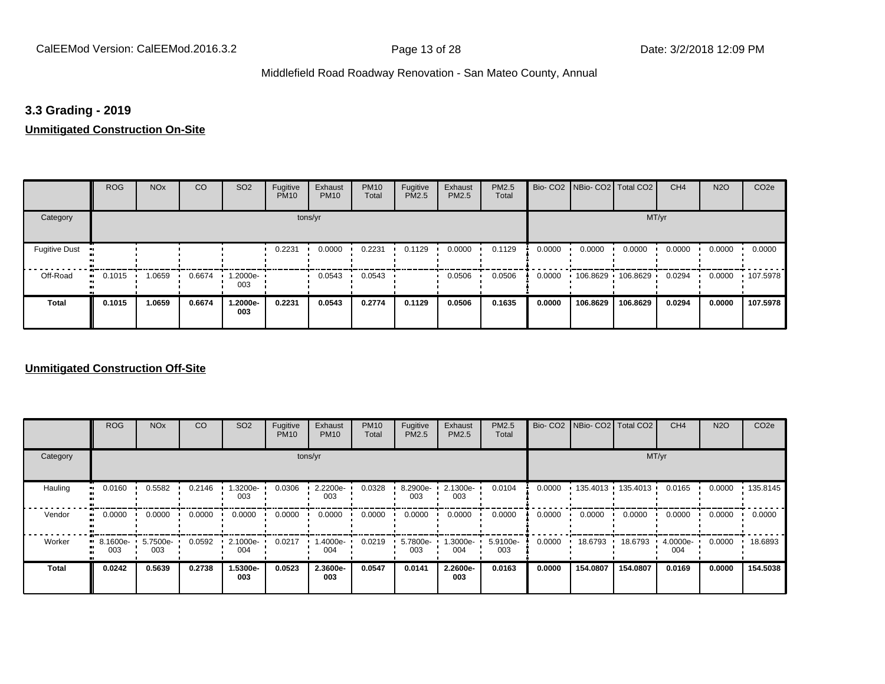## 3.3 Grading - 2019

**Unmitigated Construction On-Site**

| | ROG | NOx | CO | SO2 | Fugitive PM10 | Exhaust PM10 | PM10 Total | Fugitive PM2.5 | Exhaust PM2.5 | PM2.5 Total | Bio- CO2 | NBio- CO2 | Total CO2 | CH4 | N2O | CO2e |
|---|---|---|---|---|---|---|---|---|---|---|---|---|---|---|---|---|
| Category | tons/yr | | | | | | | | | | MT/yr | | | | | |
| Fugitive Dust | | | | | 0.2231 | 0.0000 | 0.2231 | 0.1129 | 0.0000 | 0.1129 | 0.0000 | 0.0000 | 0.0000 | 0.0000 | 0.0000 | 0.0000 |
| Off-Road | 0.1015 | 1.0659 | 0.6674 | 1.2000e-003 | | 0.0543 | 0.0543 | | 0.0506 | 0.0506 | 0.0000 | 106.8629 | 106.8629 | 0.0294 | 0.0000 | 107.5978 |
| **Total** | **0.1015** | **1.0659** | **0.6674** | **1.2000e-003** | **0.2231** | **0.0543** | **0.2774** | **0.1129** | **0.0506** | **0.1635** | **0.0000** | **106.8629** | **106.8629** | **0.0294** | **0.0000** | **107.5978** |

**Unmitigated Construction Off-Site**

| | ROG | NOx | CO | SO2 | Fugitive PM10 | Exhaust PM10 | PM10 Total | Fugitive PM2.5 | Exhaust PM2.5 | PM2.5 Total | Bio- CO2 | NBio- CO2 | Total CO2 | CH4 | N2O | CO2e |
|---|---|---|---|---|---|---|---|---|---|---|---|---|---|---|---|---|
| Category | tons/yr | | | | | | | | | | MT/yr | | | | | |
| Hauling | 0.0160 | 0.5582 | 0.2146 | 1.3200e-003 | 0.0306 | 2.2200e-003 | 0.0328 | 8.2900e-003 | 2.1300e-003 | 0.0104 | 0.0000 | 135.4013 | 135.4013 | 0.0165 | 0.0000 | 135.8145 |
| Vendor | 0.0000 | 0.0000 | 0.0000 | 0.0000 | 0.0000 | 0.0000 | 0.0000 | 0.0000 | 0.0000 | 0.0000 | 0.0000 | 0.0000 | 0.0000 | 0.0000 | 0.0000 | 0.0000 |
| Worker | 8.1600e-003 | 5.7500e-003 | 0.0592 | 2.1000e-004 | 0.0217 | 1.4000e-004 | 0.0219 | 5.7800e-003 | 1.3000e-004 | 5.9100e-003 | 0.0000 | 18.6793 | 18.6793 | 4.0000e-004 | 0.0000 | 18.6893 |
| **Total** | **0.0242** | **0.5639** | **0.2738** | **1.5300e-003** | **0.0523** | **2.3600e-003** | **0.0547** | **0.0141** | **2.2600e-003** | **0.0163** | **0.0000** | **154.0807** | **154.0807** | **0.0169** | **0.0000** | **154.5038** |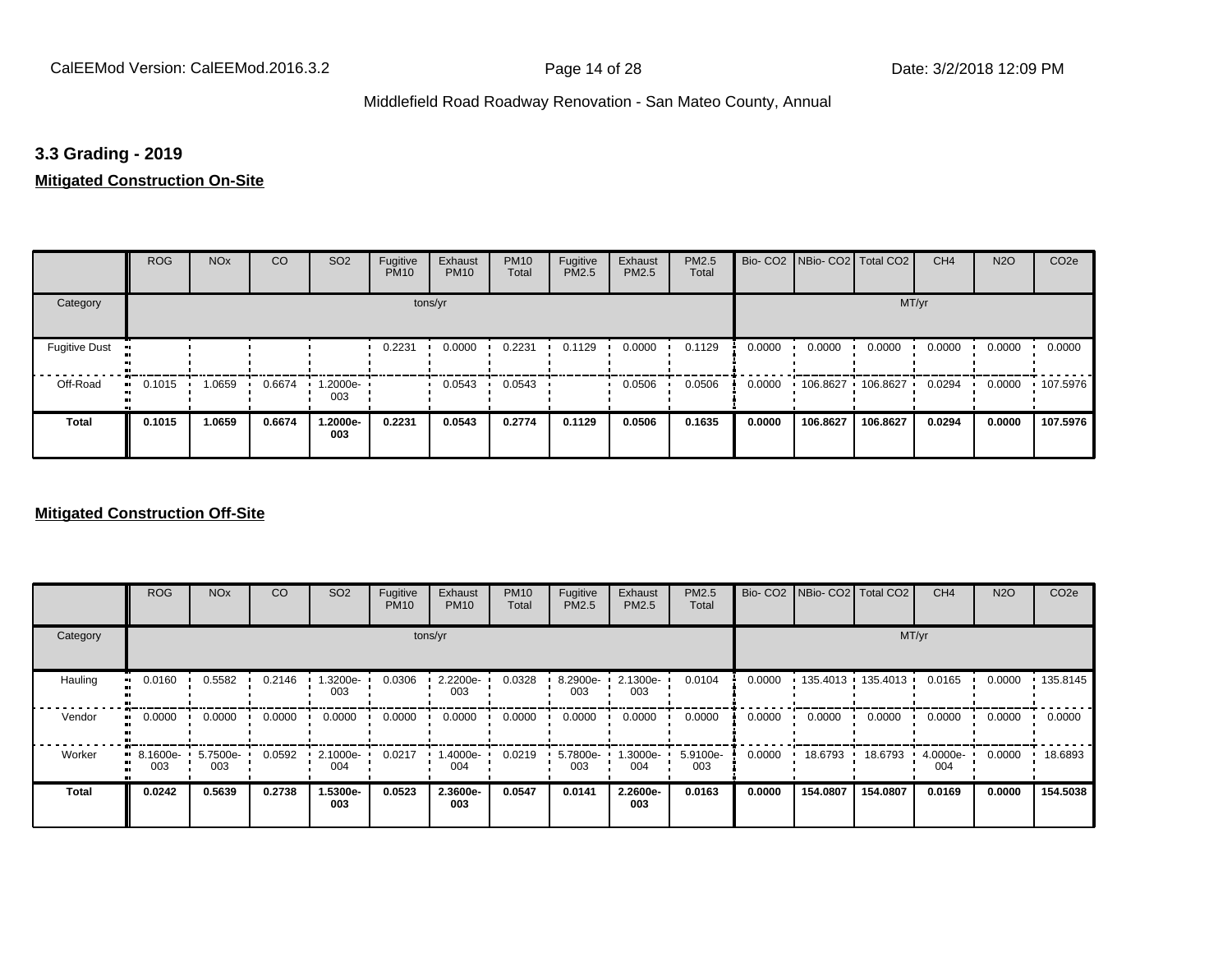## 3.3 Grading - 2019

**Mitigated Construction On-Site**

| | ROG | NOx | CO | SO2 | Fugitive PM10 | Exhaust PM10 | PM10 Total | Fugitive PM2.5 | Exhaust PM2.5 | PM2.5 Total | Bio- CO2 | NBio- CO2 | Total CO2 | CH4 | N2O | CO2e |
|---|---|---|---|---|---|---|---|---|---|---|---|---|---|---|---|---|
| Category | | | | | tons/yr | | | | | | MT/yr | | | | | |
| Fugitive Dust | | | | | 0.2231 | 0.0000 | 0.2231 | 0.1129 | 0.0000 | 0.1129 | 0.0000 | 0.0000 | 0.0000 | 0.0000 | 0.0000 | 0.0000 |
| Off-Road | 0.1015 | 1.0659 | 0.6674 | 1.2000e-003 | | 0.0543 | 0.0543 | | 0.0506 | 0.0506 | 0.0000 | 106.8627 | 106.8627 | 0.0294 | 0.0000 | 107.5976 |
| **Total** | **0.1015** | **1.0659** | **0.6674** | **1.2000e-003** | **0.2231** | **0.0543** | **0.2774** | **0.1129** | **0.0506** | **0.1635** | **0.0000** | **106.8627** | **106.8627** | **0.0294** | **0.0000** | **107.5976** |

**Mitigated Construction Off-Site**

| | ROG | NOx | CO | SO2 | Fugitive PM10 | Exhaust PM10 | PM10 Total | Fugitive PM2.5 | Exhaust PM2.5 | PM2.5 Total | Bio- CO2 | NBio- CO2 | Total CO2 | CH4 | N2O | CO2e |
|---|---|---|---|---|---|---|---|---|---|---|---|---|---|---|---|---|
| Category | | | | | tons/yr | | | | | | MT/yr | | | | | |
| Hauling | 0.0160 | 0.5582 | 0.2146 | 1.3200e-003 | 0.0306 | 2.2200e-003 | 0.0328 | 8.2900e-003 | 2.1300e-003 | 0.0104 | 0.0000 | 135.4013 | 135.4013 | 0.0165 | 0.0000 | 135.8145 |
| Vendor | 0.0000 | 0.0000 | 0.0000 | 0.0000 | 0.0000 | 0.0000 | 0.0000 | 0.0000 | 0.0000 | 0.0000 | 0.0000 | 0.0000 | 0.0000 | 0.0000 | 0.0000 | 0.0000 |
| Worker | 8.1600e-003 | 5.7500e-003 | 0.0592 | 2.1000e-004 | 0.0217 | 1.4000e-004 | 0.0219 | 5.7800e-003 | 1.3000e-004 | 5.9100e-003 | 0.0000 | 18.6793 | 18.6793 | 4.0000e-004 | 0.0000 | 18.6893 |
| **Total** | **0.0242** | **0.5639** | **0.2738** | **1.5300e-003** | **0.0523** | **2.3600e-003** | **0.0547** | **0.0141** | **2.2600e-003** | **0.0163** | **0.0000** | **154.0807** | **154.0807** | **0.0169** | **0.0000** | **154.5038** |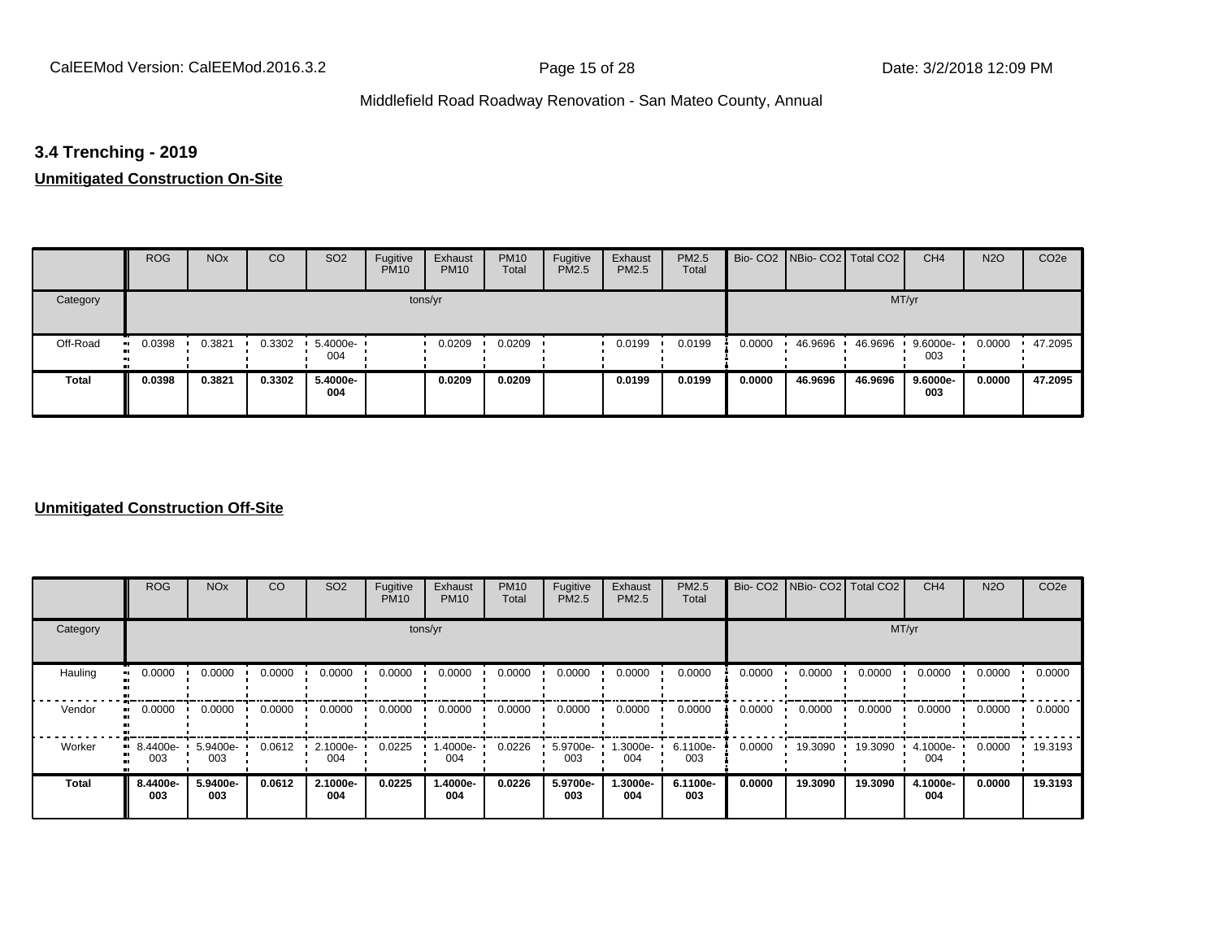### 3.4 Trenching - 2019

**Unmitigated Construction On-Site**

| | ROG | NOx | CO | SO2 | Fugitive PM10 | Exhaust PM10 | PM10 Total | Fugitive PM2.5 | Exhaust PM2.5 | PM2.5 Total | Bio- CO2 | NBio- CO2 | Total CO2 | CH4 | N2O | CO2e |
|---|---|---|---|---|---|---|---|---|---|---|---|---|---|---|---|---|
| Category | tons/yr | | | | | | | | | | MT/yr | | | | | |
| Off-Road | 0.0398 | 0.3821 | 0.3302 | 5.4000e-004 | | 0.0209 | 0.0209 | | 0.0199 | 0.0199 | 0.0000 | 46.9696 | 46.9696 | 9.6000e-003 | 0.0000 | 47.2095 |
| **Total** | **0.0398** | **0.3821** | **0.3302** | **5.4000e-004** | | **0.0209** | **0.0209** | | **0.0199** | **0.0199** | **0.0000** | **46.9696** | **46.9696** | **9.6000e-003** | **0.0000** | **47.2095** |

**Unmitigated Construction Off-Site**

| | ROG | NOx | CO | SO2 | Fugitive PM10 | Exhaust PM10 | PM10 Total | Fugitive PM2.5 | Exhaust PM2.5 | PM2.5 Total | Bio- CO2 | NBio- CO2 | Total CO2 | CH4 | N2O | CO2e |
|---|---|---|---|---|---|---|---|---|---|---|---|---|---|---|---|---|
| Category | tons/yr | | | | | | | | | | MT/yr | | | | | |
| Hauling | 0.0000 | 0.0000 | 0.0000 | 0.0000 | 0.0000 | 0.0000 | 0.0000 | 0.0000 | 0.0000 | 0.0000 | 0.0000 | 0.0000 | 0.0000 | 0.0000 | 0.0000 | 0.0000 |
| Vendor | 0.0000 | 0.0000 | 0.0000 | 0.0000 | 0.0000 | 0.0000 | 0.0000 | 0.0000 | 0.0000 | 0.0000 | 0.0000 | 0.0000 | 0.0000 | 0.0000 | 0.0000 | 0.0000 |
| Worker | 8.4400e-003 | 5.9400e-003 | 0.0612 | 2.1000e-004 | 0.0225 | 1.4000e-004 | 0.0226 | 5.9700e-003 | 1.3000e-004 | 6.1100e-003 | 0.0000 | 19.3090 | 19.3090 | 4.1000e-004 | 0.0000 | 19.3193 |
| **Total** | **8.4400e-003** | **5.9400e-003** | **0.0612** | **2.1000e-004** | **0.0225** | **1.4000e-004** | **0.0226** | **5.9700e-003** | **1.3000e-004** | **6.1100e-003** | **0.0000** | **19.3090** | **19.3090** | **4.1000e-004** | **0.0000** | **19.3193** |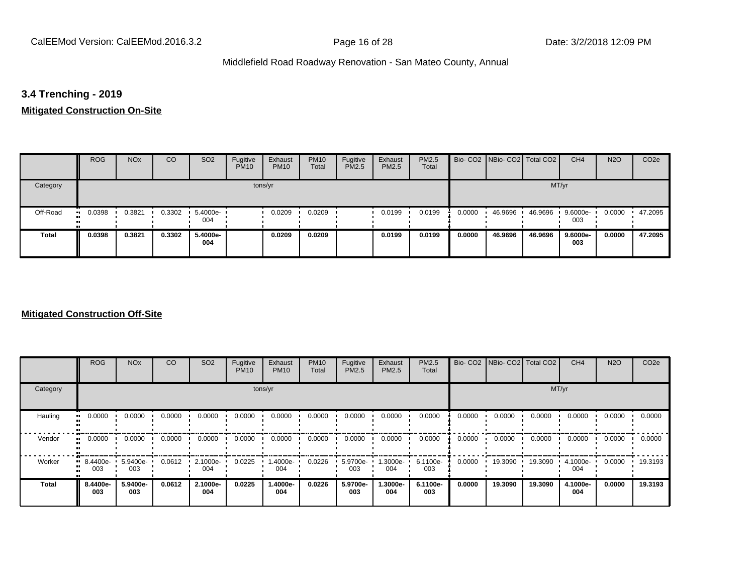## 3.4 Trenching - 2019

**Mitigated Construction On-Site**

| | ROG | NOx | CO | SO2 | Fugitive PM10 | Exhaust PM10 | PM10 Total | Fugitive PM2.5 | Exhaust PM2.5 | PM2.5 Total | Bio- CO2 | NBio- CO2 | Total CO2 | CH4 | N2O | CO2e |
|---|---|---|---|---|---|---|---|---|---|---|---|---|---|---|---|---|
| Category | tons/yr | | | | | | | | | | MT/yr | | | | | |
| Off-Road | 0.0398 | 0.3821 | 0.3302 | 5.4000e-004 | | 0.0209 | 0.0209 | | 0.0199 | 0.0199 | 0.0000 | 46.9696 | 46.9696 | 9.6000e-003 | 0.0000 | 47.2095 |
| **Total** | **0.0398** | **0.3821** | **0.3302** | **5.4000e-004** | | **0.0209** | **0.0209** | | **0.0199** | **0.0199** | **0.0000** | **46.9696** | **46.9696** | **9.6000e-003** | **0.0000** | **47.2095** |

**Mitigated Construction Off-Site**

| | ROG | NOx | CO | SO2 | Fugitive PM10 | Exhaust PM10 | PM10 Total | Fugitive PM2.5 | Exhaust PM2.5 | PM2.5 Total | Bio- CO2 | NBio- CO2 | Total CO2 | CH4 | N2O | CO2e |
|---|---|---|---|---|---|---|---|---|---|---|---|---|---|---|---|---|
| Category | tons/yr | | | | | | | | | | MT/yr | | | | | |
| Hauling | 0.0000 | 0.0000 | 0.0000 | 0.0000 | 0.0000 | 0.0000 | 0.0000 | 0.0000 | 0.0000 | 0.0000 | 0.0000 | 0.0000 | 0.0000 | 0.0000 | 0.0000 | 0.0000 |
| Vendor | 0.0000 | 0.0000 | 0.0000 | 0.0000 | 0.0000 | 0.0000 | 0.0000 | 0.0000 | 0.0000 | 0.0000 | 0.0000 | 0.0000 | 0.0000 | 0.0000 | 0.0000 | 0.0000 |
| Worker | 8.4400e-003 | 5.9400e-003 | 0.0612 | 2.1000e-004 | 0.0225 | 1.4000e-004 | 0.0226 | 5.9700e-003 | 1.3000e-004 | 6.1100e-003 | 0.0000 | 19.3090 | 19.3090 | 4.1000e-004 | 0.0000 | 19.3193 |
| **Total** | **8.4400e-003** | **5.9400e-003** | **0.0612** | **2.1000e-004** | **0.0225** | **1.4000e-004** | **0.0226** | **5.9700e-003** | **1.3000e-004** | **6.1100e-003** | **0.0000** | **19.3090** | **19.3090** | **4.1000e-004** | **0.0000** | **19.3193** |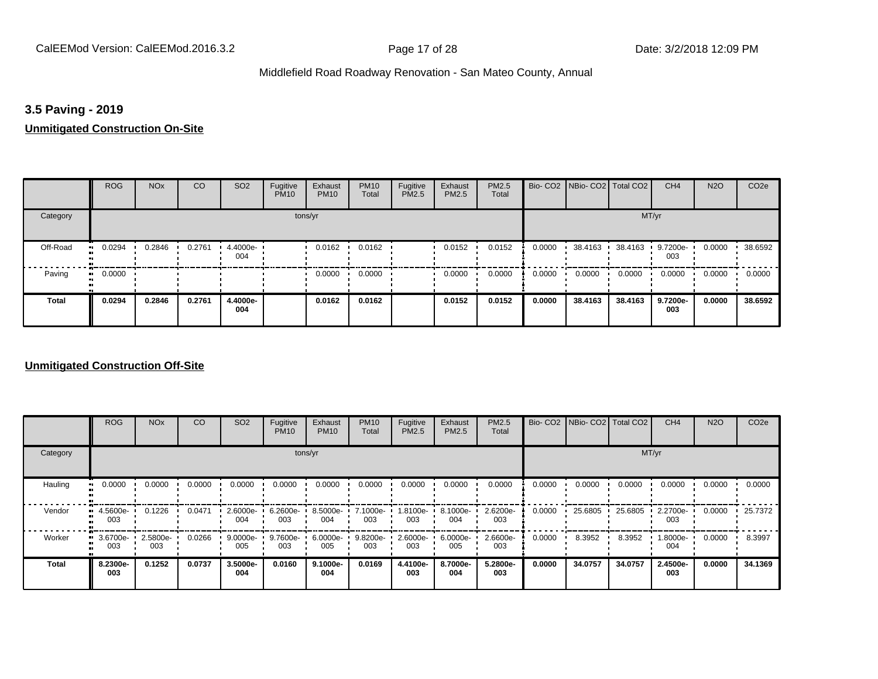### 3.5 Paving - 2019

**Unmitigated Construction On-Site**

| | ROG | NOx | CO | SO2 | Fugitive PM10 | Exhaust PM10 | PM10 Total | Fugitive PM2.5 | Exhaust PM2.5 | PM2.5 Total | Bio- CO2 | NBio- CO2 | Total CO2 | CH4 | N2O | CO2e |
|---|---|---|---|---|---|---|---|---|---|---|---|---|---|---|---|---|
| Category | tons/yr | | | | | | | | | | MT/yr | | | | | |
| Off-Road | 0.0294 | 0.2846 | 0.2761 | 4.4000e-004 | | 0.0162 | 0.0162 | | 0.0152 | 0.0152 | 0.0000 | 38.4163 | 38.4163 | 9.7200e-003 | 0.0000 | 38.6592 |
| Paving | 0.0000 | | | | | 0.0000 | 0.0000 | | 0.0000 | 0.0000 | 0.0000 | 0.0000 | 0.0000 | 0.0000 | 0.0000 | 0.0000 |
| **Total** | **0.0294** | **0.2846** | **0.2761** | **4.4000e-004** | | **0.0162** | **0.0162** | | **0.0152** | **0.0152** | **0.0000** | **38.4163** | **38.4163** | **9.7200e-003** | **0.0000** | **38.6592** |

**Unmitigated Construction Off-Site**

| | ROG | NOx | CO | SO2 | Fugitive PM10 | Exhaust PM10 | PM10 Total | Fugitive PM2.5 | Exhaust PM2.5 | PM2.5 Total | Bio- CO2 | NBio- CO2 | Total CO2 | CH4 | N2O | CO2e |
|---|---|---|---|---|---|---|---|---|---|---|---|---|---|---|---|---|
| Category | tons/yr | | | | | | | | | | MT/yr | | | | | |
| Hauling | 0.0000 | 0.0000 | 0.0000 | 0.0000 | 0.0000 | 0.0000 | 0.0000 | 0.0000 | 0.0000 | 0.0000 | 0.0000 | 0.0000 | 0.0000 | 0.0000 | 0.0000 | 0.0000 |
| Vendor | 4.5600e-003 | 0.1226 | 0.0471 | 2.6000e-004 | 6.2600e-003 | 8.5000e-004 | 7.1000e-003 | 1.8100e-003 | 8.1000e-004 | 2.6200e-003 | 0.0000 | 25.6805 | 25.6805 | 2.2700e-003 | 0.0000 | 25.7372 |
| Worker | 3.6700e-003 | 2.5800e-003 | 0.0266 | 9.0000e-005 | 9.7600e-003 | 6.0000e-005 | 9.8200e-003 | 2.6000e-003 | 6.0000e-005 | 2.6600e-003 | 0.0000 | 8.3952 | 8.3952 | 1.8000e-004 | 0.0000 | 8.3997 |
| **Total** | **8.2300e-003** | **0.1252** | **0.0737** | **3.5000e-004** | **0.0160** | **9.1000e-004** | **0.0169** | **4.4100e-003** | **8.7000e-004** | **5.2800e-003** | **0.0000** | **34.0757** | **34.0757** | **2.4500e-003** | **0.0000** | **34.1369** |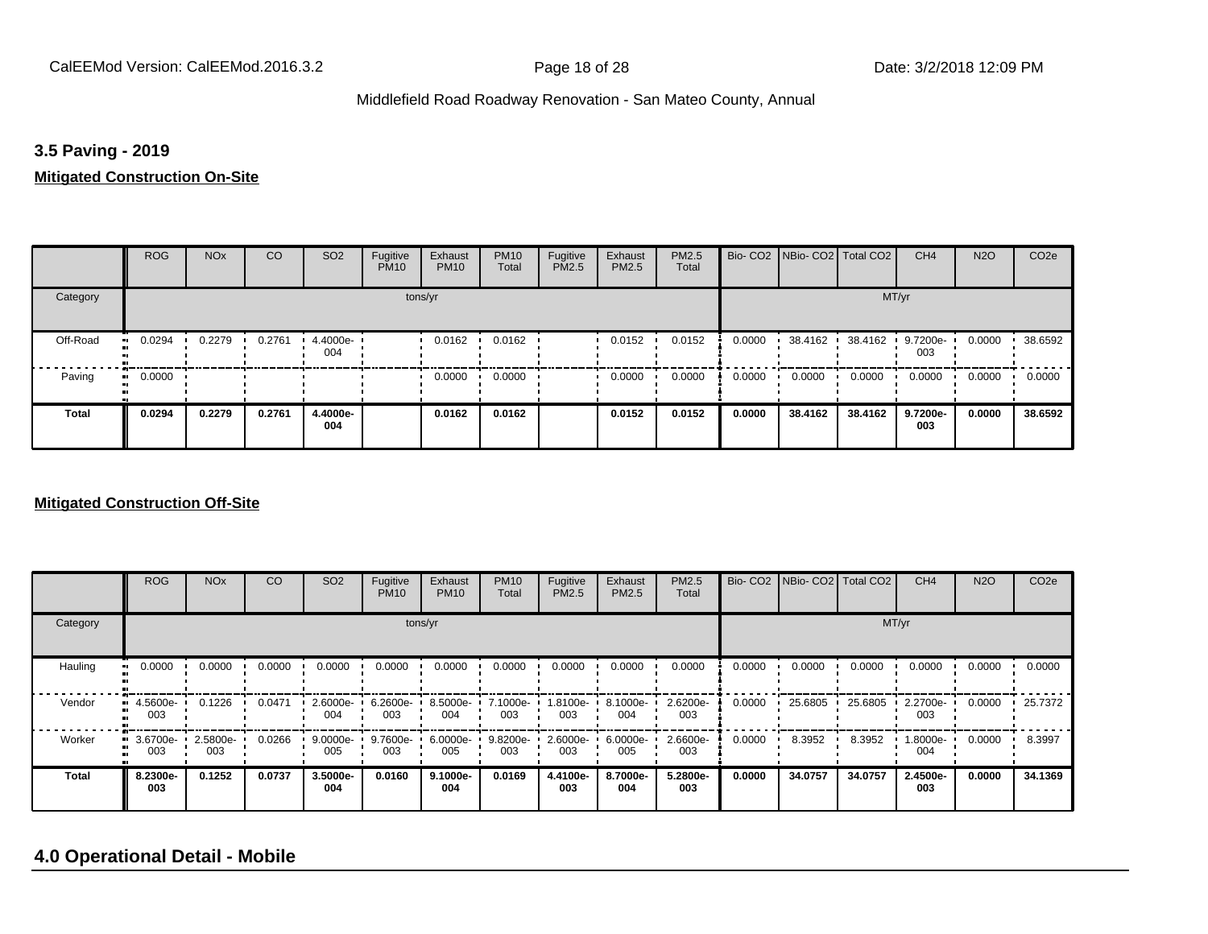### 3.5 Paving - 2019

**Mitigated Construction On-Site**

| | ROG | NOx | CO | SO2 | Fugitive PM10 | Exhaust PM10 | PM10 Total | Fugitive PM2.5 | Exhaust PM2.5 | PM2.5 Total | Bio- CO2 | NBio- CO2 | Total CO2 | CH4 | N2O | CO2e |
|---|---|---|---|---|---|---|---|---|---|---|---|---|---|---|---|---|
| Category | tons/yr | | | | | | | | | | MT/yr | | | | | |
| Off-Road | 0.0294 | 0.2279 | 0.2761 | 4.4000e-004 | | 0.0162 | 0.0162 | | 0.0152 | 0.0152 | 0.0000 | 38.4162 | 38.4162 | 9.7200e-003 | 0.0000 | 38.6592 |
| Paving | 0.0000 | | | | | 0.0000 | 0.0000 | | 0.0000 | 0.0000 | 0.0000 | 0.0000 | 0.0000 | 0.0000 | 0.0000 | 0.0000 |
| **Total** | **0.0294** | **0.2279** | **0.2761** | **4.4000e-004** | | **0.0162** | **0.0162** | | **0.0152** | **0.0152** | **0.0000** | **38.4162** | **38.4162** | **9.7200e-003** | **0.0000** | **38.6592** |

**Mitigated Construction Off-Site**

| | ROG | NOx | CO | SO2 | Fugitive PM10 | Exhaust PM10 | PM10 Total | Fugitive PM2.5 | Exhaust PM2.5 | PM2.5 Total | Bio- CO2 | NBio- CO2 | Total CO2 | CH4 | N2O | CO2e |
|---|---|---|---|---|---|---|---|---|---|---|---|---|---|---|---|---|
| Category | tons/yr | | | | | | | | | | MT/yr | | | | | |
| Hauling | 0.0000 | 0.0000 | 0.0000 | 0.0000 | 0.0000 | 0.0000 | 0.0000 | 0.0000 | 0.0000 | 0.0000 | 0.0000 | 0.0000 | 0.0000 | 0.0000 | 0.0000 | 0.0000 |
| Vendor | 4.5600e-003 | 0.1226 | 0.0471 | 2.6000e-004 | 6.2600e-003 | 8.5000e-004 | 7.1000e-003 | 1.8100e-003 | 8.1000e-004 | 2.6200e-003 | 0.0000 | 25.6805 | 25.6805 | 2.2700e-003 | 0.0000 | 25.7372 |
| Worker | 3.6700e-003 | 2.5800e-003 | 0.0266 | 9.0000e-005 | 9.7600e-003 | 6.0000e-005 | 9.8200e-003 | 2.6000e-003 | 6.0000e-005 | 2.6600e-003 | 0.0000 | 8.3952 | 8.3952 | 1.8000e-004 | 0.0000 | 8.3997 |
| **Total** | **8.2300e-003** | **0.1252** | **0.0737** | **3.5000e-004** | **0.0160** | **9.1000e-004** | **0.0169** | **4.4100e-003** | **8.7000e-004** | **5.2800e-003** | **0.0000** | **34.0757** | **34.0757** | **2.4500e-003** | **0.0000** | **34.1369** |

## 4.0 Operational Detail - Mobile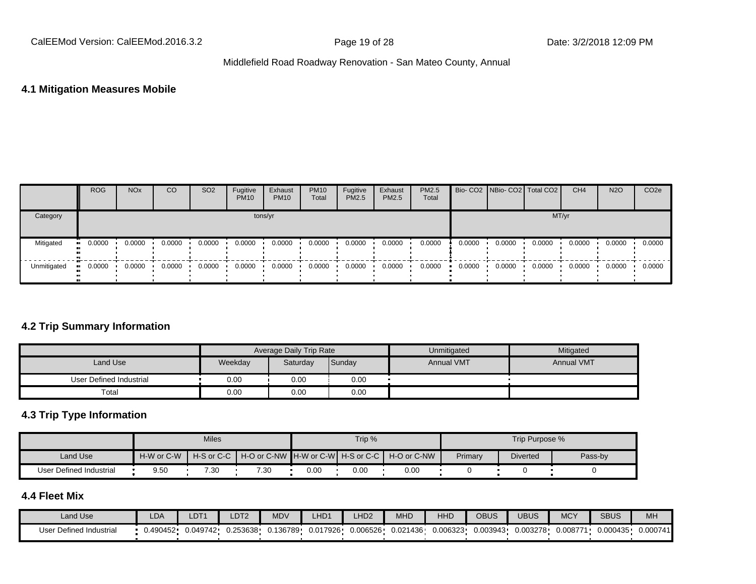### 4.1 Mitigation Measures Mobile

| | ROG | NOx | CO | SO2 | Fugitive PM10 | Exhaust PM10 | PM10 Total | Fugitive PM2.5 | Exhaust PM2.5 | PM2.5 Total | Bio- CO2 | NBio- CO2 | Total CO2 | CH4 | N2O | CO2e |
|---|---|---|---|---|---|---|---|---|---|---|---|---|---|---|---|---|
| Category | tons/yr | | | | | | | | | | MT/yr | | | | | |
| Mitigated | 0.0000 | 0.0000 | 0.0000 | 0.0000 | 0.0000 | 0.0000 | 0.0000 | 0.0000 | 0.0000 | 0.0000 | 0.0000 | 0.0000 | 0.0000 | 0.0000 | 0.0000 | 0.0000 |
| Unmitigated | 0.0000 | 0.0000 | 0.0000 | 0.0000 | 0.0000 | 0.0000 | 0.0000 | 0.0000 | 0.0000 | 0.0000 | 0.0000 | 0.0000 | 0.0000 | 0.0000 | 0.0000 | 0.0000 |

### 4.2 Trip Summary Information

| | Average Daily Trip Rate | | | Unmitigated | Mitigated |
|---|---|---|---|---|---|
| Land Use | Weekday | Saturday | Sunday | Annual VMT | Annual VMT |
| User Defined Industrial | 0.00 | 0.00 | 0.00 | | |
| Total | 0.00 | 0.00 | 0.00 | | |

### 4.3 Trip Type Information

| | Miles | | | Trip % | | | Trip Purpose % | | |
|---|---|---|---|---|---|---|---|---|---|
| Land Use | H-W or C-W | H-S or C-C | H-O or C-NW | H-W or C-W | H-S or C-C | H-O or C-NW | Primary | Diverted | Pass-by |
| User Defined Industrial | 9.50 | 7.30 | 7.30 | 0.00 | 0.00 | 0.00 | 0 | 0 | 0 |

### 4.4 Fleet Mix

| Land Use | LDA | LDT1 | LDT2 | MDV | LHD1 | LHD2 | MHD | HHD | OBUS | UBUS | MCY | SBUS | MH |
|---|---|---|---|---|---|---|---|---|---|---|---|---|---|
| User Defined Industrial | 0.490452 | 0.049742 | 0.253638 | 0.136789 | 0.017926 | 0.006526 | 0.021436 | 0.006323 | 0.003943 | 0.003278 | 0.008771 | 0.000435 | 0.000741 |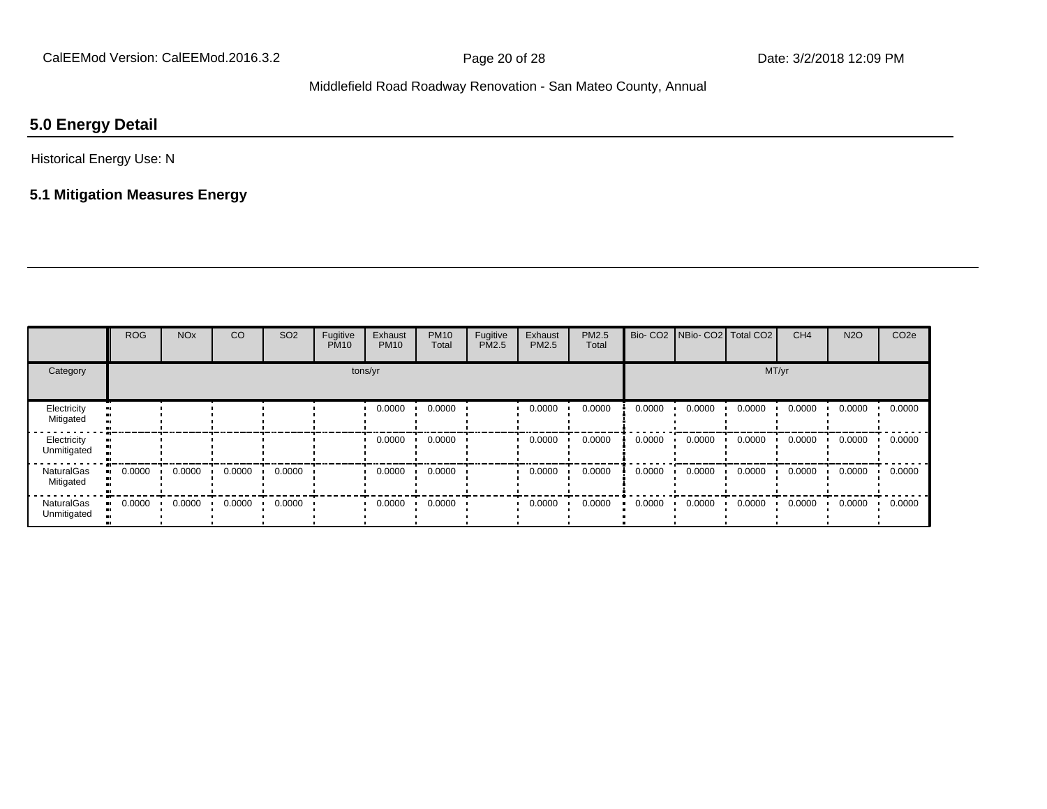## 5.0 Energy Detail

Historical Energy Use: N

### 5.1 Mitigation Measures Energy

| | ROG | NOx | CO | SO2 | Fugitive PM10 | Exhaust PM10 | PM10 Total | Fugitive PM2.5 | Exhaust PM2.5 | PM2.5 Total | Bio- CO2 | NBio- CO2 | Total CO2 | CH4 | N2O | CO2e |
|---|---|---|---|---|---|---|---|---|---|---|---|---|---|---|---|---|
| Category | tons/yr | | | | | | | | | | MT/yr | | | | | |
| Electricity Mitigated | | | | | | 0.0000 | 0.0000 | | 0.0000 | 0.0000 | 0.0000 | 0.0000 | 0.0000 | 0.0000 | 0.0000 | 0.0000 |
| Electricity Unmitigated | | | | | | 0.0000 | 0.0000 | | 0.0000 | 0.0000 | 0.0000 | 0.0000 | 0.0000 | 0.0000 | 0.0000 | 0.0000 |
| NaturalGas Mitigated | 0.0000 | 0.0000 | 0.0000 | 0.0000 | | 0.0000 | 0.0000 | | 0.0000 | 0.0000 | 0.0000 | 0.0000 | 0.0000 | 0.0000 | 0.0000 | 0.0000 |
| NaturalGas Unmitigated | 0.0000 | 0.0000 | 0.0000 | 0.0000 | | 0.0000 | 0.0000 | | 0.0000 | 0.0000 | 0.0000 | 0.0000 | 0.0000 | 0.0000 | 0.0000 | 0.0000 |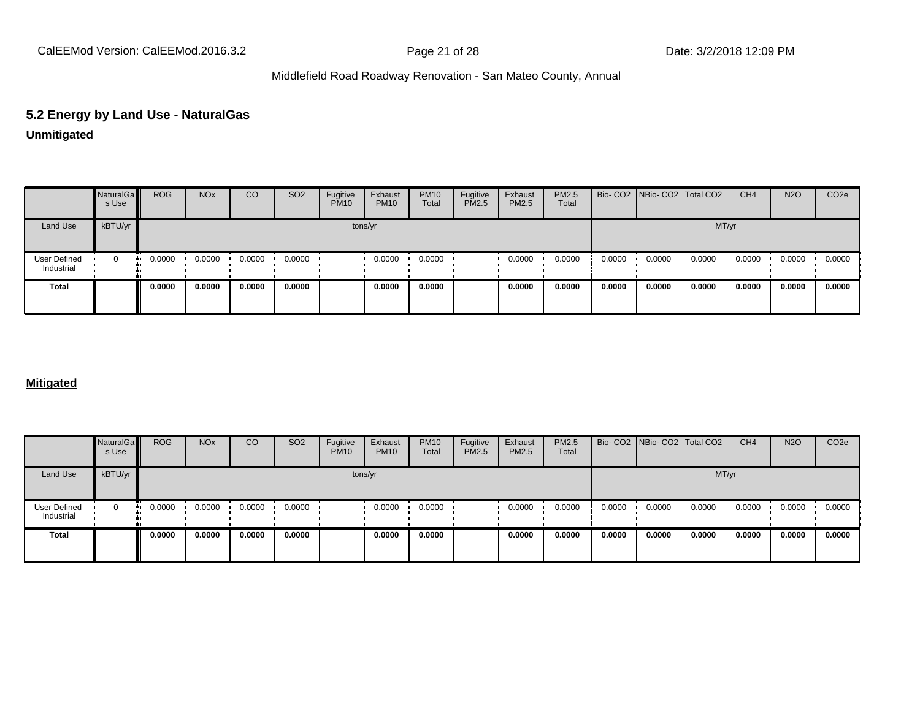## 5.2 Energy by Land Use - NaturalGas

**Unmitigated**

| | NaturalGas Use | ROG | NOx | CO | SO2 | Fugitive PM10 | Exhaust PM10 | PM10 Total | Fugitive PM2.5 | Exhaust PM2.5 | PM2.5 Total | Bio- CO2 | NBio- CO2 | Total CO2 | CH4 | N2O | CO2e |
|---|---|---|---|---|---|---|---|---|---|---|---|---|---|---|---|---|---|
| Land Use | kBTU/yr | tons/yr | | | | | | | | | | MT/yr | | | | | |
| User Defined Industrial | 0 | 0.0000 | 0.0000 | 0.0000 | 0.0000 | | 0.0000 | 0.0000 | | 0.0000 | 0.0000 | 0.0000 | 0.0000 | 0.0000 | 0.0000 | 0.0000 | 0.0000 |
| **Total** | | **0.0000** | **0.0000** | **0.0000** | **0.0000** | | **0.0000** | **0.0000** | | **0.0000** | **0.0000** | **0.0000** | **0.0000** | **0.0000** | **0.0000** | **0.0000** | **0.0000** |

**Mitigated**

| | NaturalGas Use | ROG | NOx | CO | SO2 | Fugitive PM10 | Exhaust PM10 | PM10 Total | Fugitive PM2.5 | Exhaust PM2.5 | PM2.5 Total | Bio- CO2 | NBio- CO2 | Total CO2 | CH4 | N2O | CO2e |
|---|---|---|---|---|---|---|---|---|---|---|---|---|---|---|---|---|---|
| Land Use | kBTU/yr | tons/yr | | | | | | | | | | MT/yr | | | | | |
| User Defined Industrial | 0 | 0.0000 | 0.0000 | 0.0000 | 0.0000 | | 0.0000 | 0.0000 | | 0.0000 | 0.0000 | 0.0000 | 0.0000 | 0.0000 | 0.0000 | 0.0000 | 0.0000 |
| **Total** | | **0.0000** | **0.0000** | **0.0000** | **0.0000** | | **0.0000** | **0.0000** | | **0.0000** | **0.0000** | **0.0000** | **0.0000** | **0.0000** | **0.0000** | **0.0000** | **0.0000** |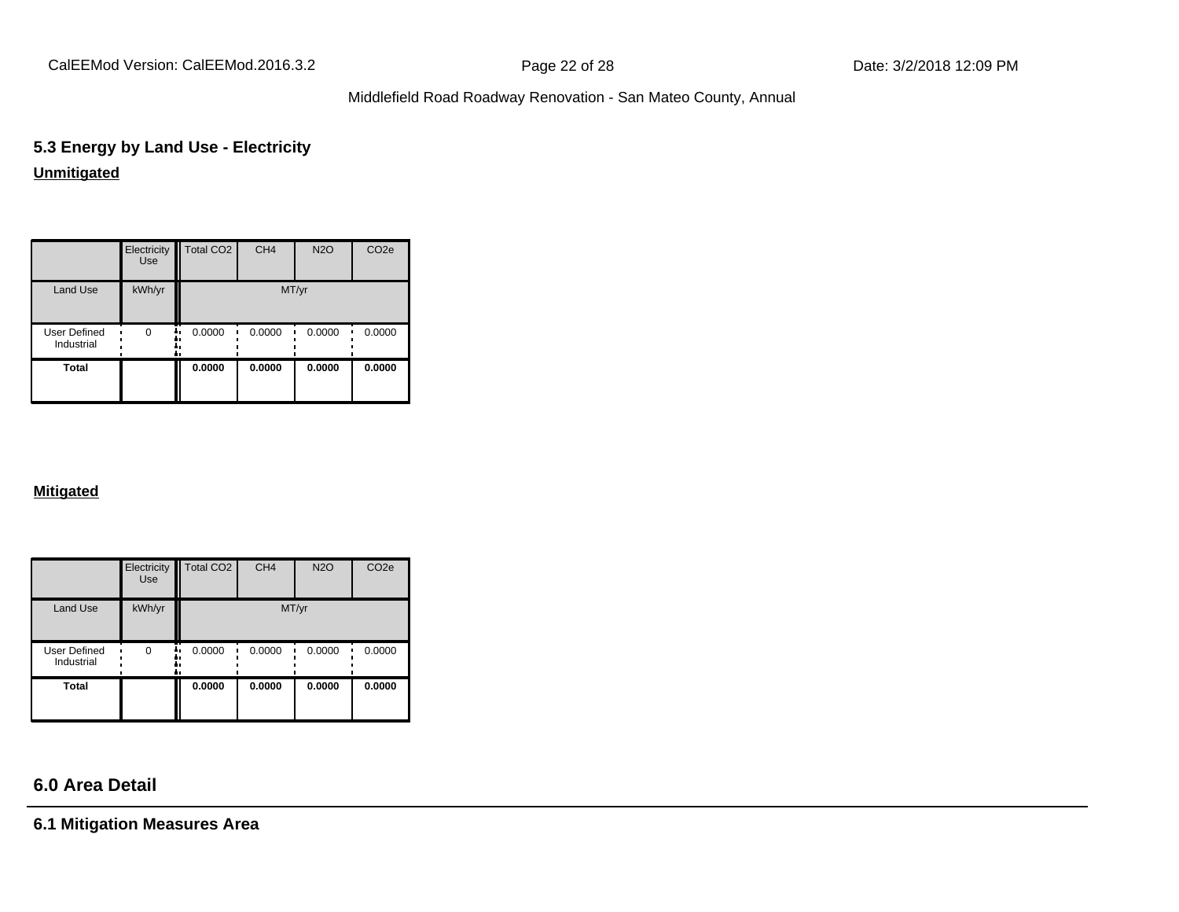## 5.3 Energy by Land Use - Electricity

**Unmitigated**

| | Electricity Use | Total CO2 | CH4 | N2O | CO2e |
|---|---|---|---|---|---|
| Land Use | kWh/yr | MT/yr | | | |
| User Defined Industrial | 0 | 0.0000 | 0.0000 | 0.0000 | 0.0000 |
| **Total** | | **0.0000** | **0.0000** | **0.0000** | **0.0000** |

**Mitigated**

| | Electricity Use | Total CO2 | CH4 | N2O | CO2e |
|---|---|---|---|---|---|
| Land Use | kWh/yr | MT/yr | | | |
| User Defined Industrial | 0 | 0.0000 | 0.0000 | 0.0000 | 0.0000 |
| **Total** | | **0.0000** | **0.0000** | **0.0000** | **0.0000** |

## 6.0 Area Detail

### 6.1 Mitigation Measures Area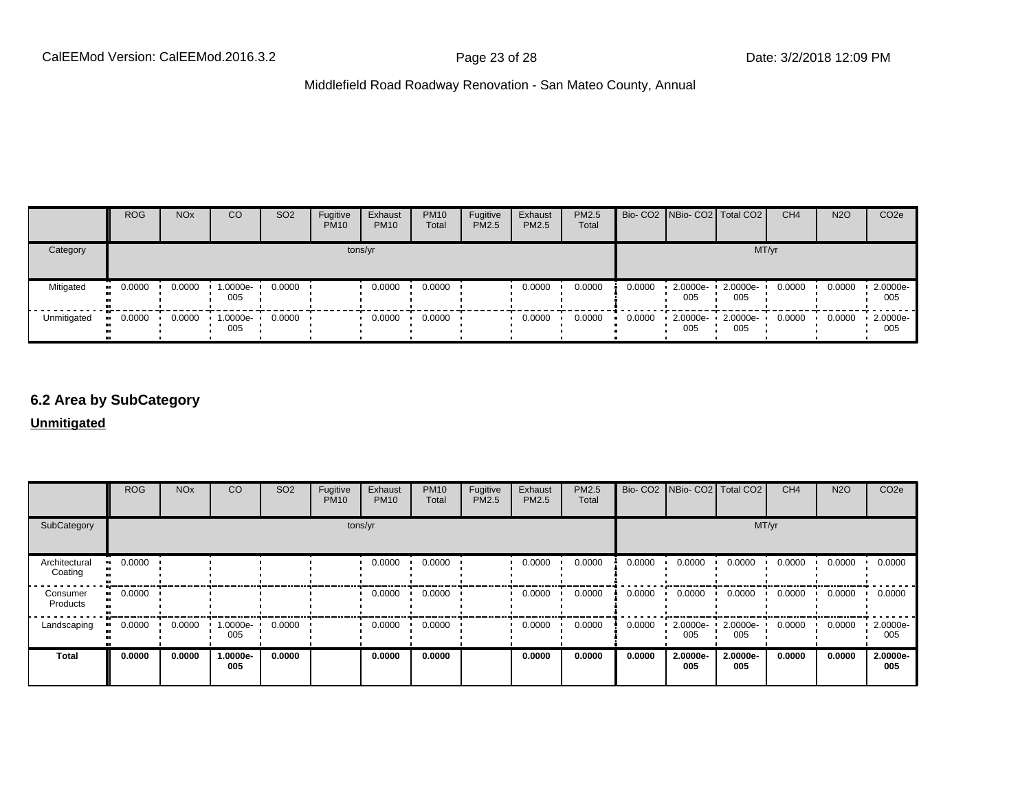|  | ROG | NOx | CO | SO2 | Fugitive PM10 | Exhaust PM10 | PM10 Total | Fugitive PM2.5 | Exhaust PM2.5 | PM2.5 Total | Bio- CO2 | NBio- CO2 | Total CO2 | CH4 | N2O | CO2e |
|---|---|---|---|---|---|---|---|---|---|---|---|---|---|---|---|---|
| Category | tons/yr | | | | | | | | | | MT/yr | | | | | |
| Mitigated | 0.0000 | 0.0000 | 1.0000e-005 | 0.0000 | | 0.0000 | 0.0000 | | 0.0000 | 0.0000 | 0.0000 | 2.0000e-005 | 2.0000e-005 | 0.0000 | 0.0000 | 2.0000e-005 |
| Unmitigated | 0.0000 | 0.0000 | 1.0000e-005 | 0.0000 | | 0.0000 | 0.0000 | | 0.0000 | 0.0000 | 0.0000 | 2.0000e-005 | 2.0000e-005 | 0.0000 | 0.0000 | 2.0000e-005 |

## 6.2 Area by SubCategory

**Unmitigated**

|  | ROG | NOx | CO | SO2 | Fugitive PM10 | Exhaust PM10 | PM10 Total | Fugitive PM2.5 | Exhaust PM2.5 | PM2.5 Total | Bio- CO2 | NBio- CO2 | Total CO2 | CH4 | N2O | CO2e |
|---|---|---|---|---|---|---|---|---|---|---|---|---|---|---|---|---|
| SubCategory | tons/yr | | | | | | | | | | MT/yr | | | | | |
| Architectural Coating | 0.0000 | | | | | 0.0000 | 0.0000 | | 0.0000 | 0.0000 | 0.0000 | 0.0000 | 0.0000 | 0.0000 | 0.0000 | 0.0000 |
| Consumer Products | 0.0000 | | | | | 0.0000 | 0.0000 | | 0.0000 | 0.0000 | 0.0000 | 0.0000 | 0.0000 | 0.0000 | 0.0000 | 0.0000 |
| Landscaping | 0.0000 | 0.0000 | 1.0000e-005 | 0.0000 | | 0.0000 | 0.0000 | | 0.0000 | 0.0000 | 0.0000 | 2.0000e-005 | 2.0000e-005 | 0.0000 | 0.0000 | 2.0000e-005 |
| **Total** | **0.0000** | **0.0000** | **1.0000e-005** | **0.0000** | | **0.0000** | **0.0000** | | **0.0000** | **0.0000** | **0.0000** | **2.0000e-005** | **2.0000e-005** | **0.0000** | **0.0000** | **2.0000e-005** |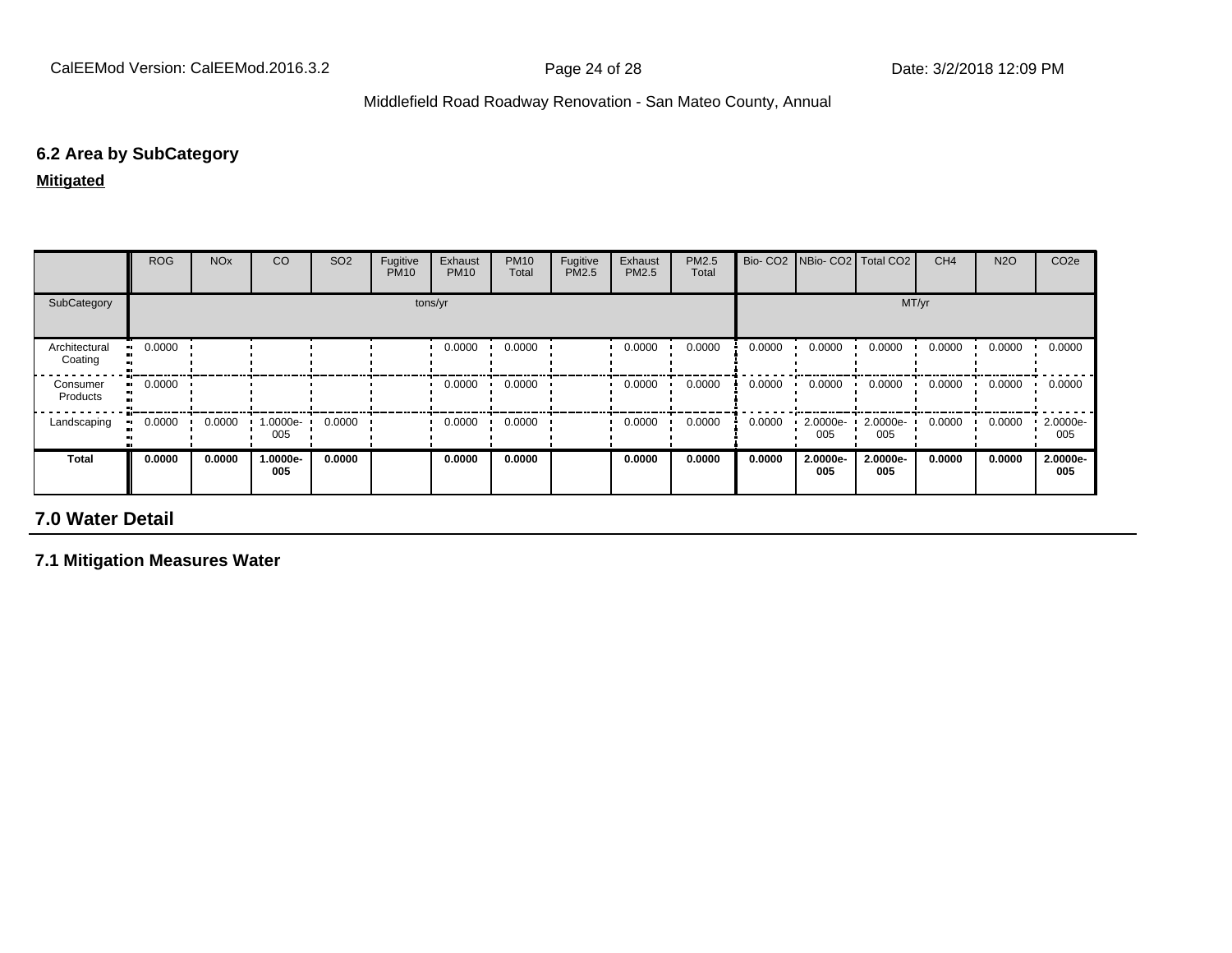### 6.2 Area by SubCategory

**Mitigated**

| | ROG | NOx | CO | SO2 | Fugitive PM10 | Exhaust PM10 | PM10 Total | Fugitive PM2.5 | Exhaust PM2.5 | PM2.5 Total | Bio- CO2 | NBio- CO2 | Total CO2 | CH4 | N2O | CO2e |
|---|---|---|---|---|---|---|---|---|---|---|---|---|---|---|---|---|
| SubCategory | tons/yr | | | | | | | | | | MT/yr | | | | | |
| Architectural Coating | 0.0000 | | | | | 0.0000 | 0.0000 | | 0.0000 | 0.0000 | 0.0000 | 0.0000 | 0.0000 | 0.0000 | 0.0000 | 0.0000 |
| Consumer Products | 0.0000 | | | | | 0.0000 | 0.0000 | | 0.0000 | 0.0000 | 0.0000 | 0.0000 | 0.0000 | 0.0000 | 0.0000 | 0.0000 |
| Landscaping | 0.0000 | 0.0000 | 1.0000e-005 | 0.0000 | | 0.0000 | 0.0000 | | 0.0000 | 0.0000 | 0.0000 | 2.0000e-005 | 2.0000e-005 | 0.0000 | 0.0000 | 2.0000e-005 |
| **Total** | **0.0000** | **0.0000** | **1.0000e-005** | **0.0000** | | **0.0000** | **0.0000** | | **0.0000** | **0.0000** | **0.0000** | **2.0000e-005** | **2.0000e-005** | **0.0000** | **0.0000** | **2.0000e-005** |

## 7.0 Water Detail

### 7.1 Mitigation Measures Water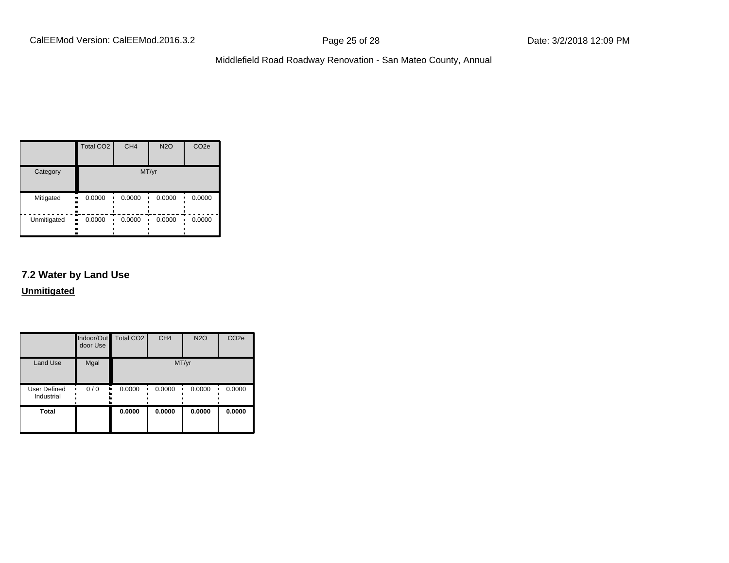|  | Total CO2 | CH4 | N2O | CO2e |
|---|---|---|---|---|
| Category | MT/yr | | | |
| Mitigated | 0.0000 | 0.0000 | 0.0000 | 0.0000 |
| Unmitigated | 0.0000 | 0.0000 | 0.0000 | 0.0000 |

### 7.2 Water by Land Use

**Unmitigated**

|  | Indoor/Outdoor Use | Total CO2 | CH4 | N2O | CO2e |
|---|---|---|---|---|---|
| Land Use | Mgal | MT/yr | | | |
| User Defined Industrial | 0 / 0 | 0.0000 | 0.0000 | 0.0000 | 0.0000 |
| **Total** |  | **0.0000** | **0.0000** | **0.0000** | **0.0000** |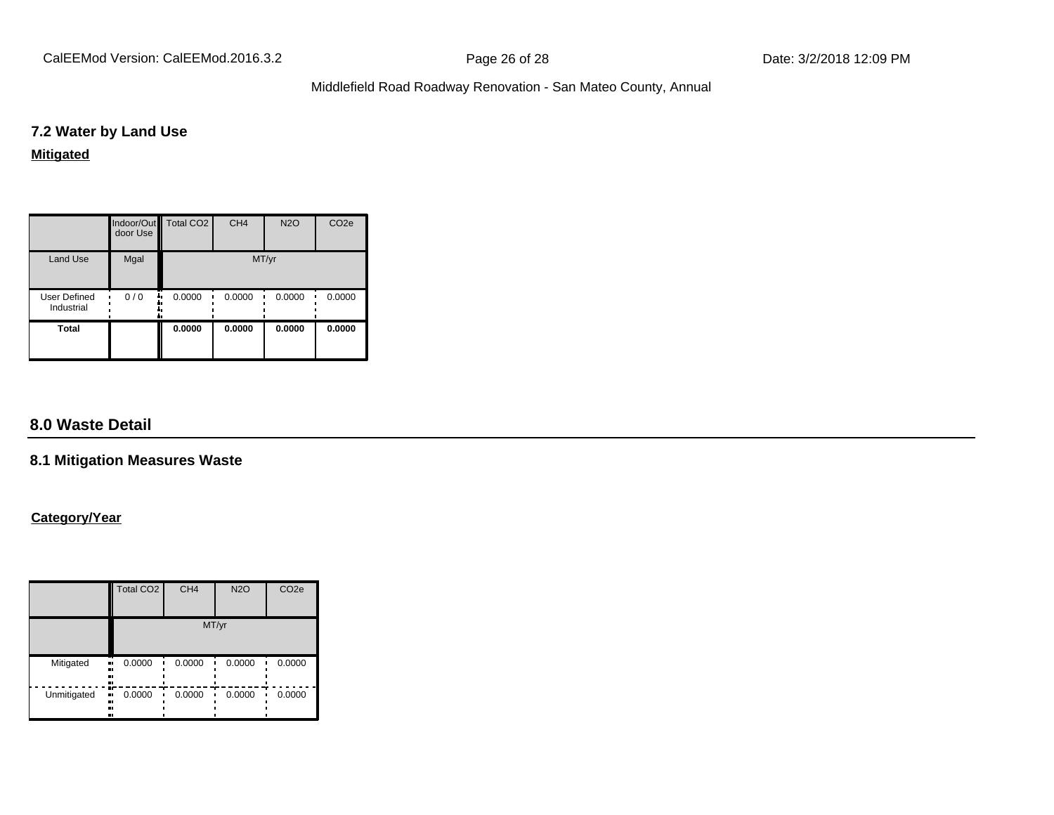### 7.2 Water by Land Use

**Mitigated**

| | Indoor/Outdoor Use | Total CO2 | CH4 | N2O | CO2e |
|---|---|---|---|---|---|
| Land Use | Mgal | MT/yr | | | |
| User Defined Industrial | 0 / 0 | 0.0000 | 0.0000 | 0.0000 | 0.0000 |
| **Total** | | **0.0000** | **0.0000** | **0.0000** | **0.0000** |

## 8.0 Waste Detail

### 8.1 Mitigation Measures Waste

**Category/Year**

| | Total CO2 | CH4 | N2O | CO2e |
|---|---|---|---|---|
| | MT/yr | | | |
| Mitigated | 0.0000 | 0.0000 | 0.0000 | 0.0000 |
| Unmitigated | 0.0000 | 0.0000 | 0.0000 | 0.0000 |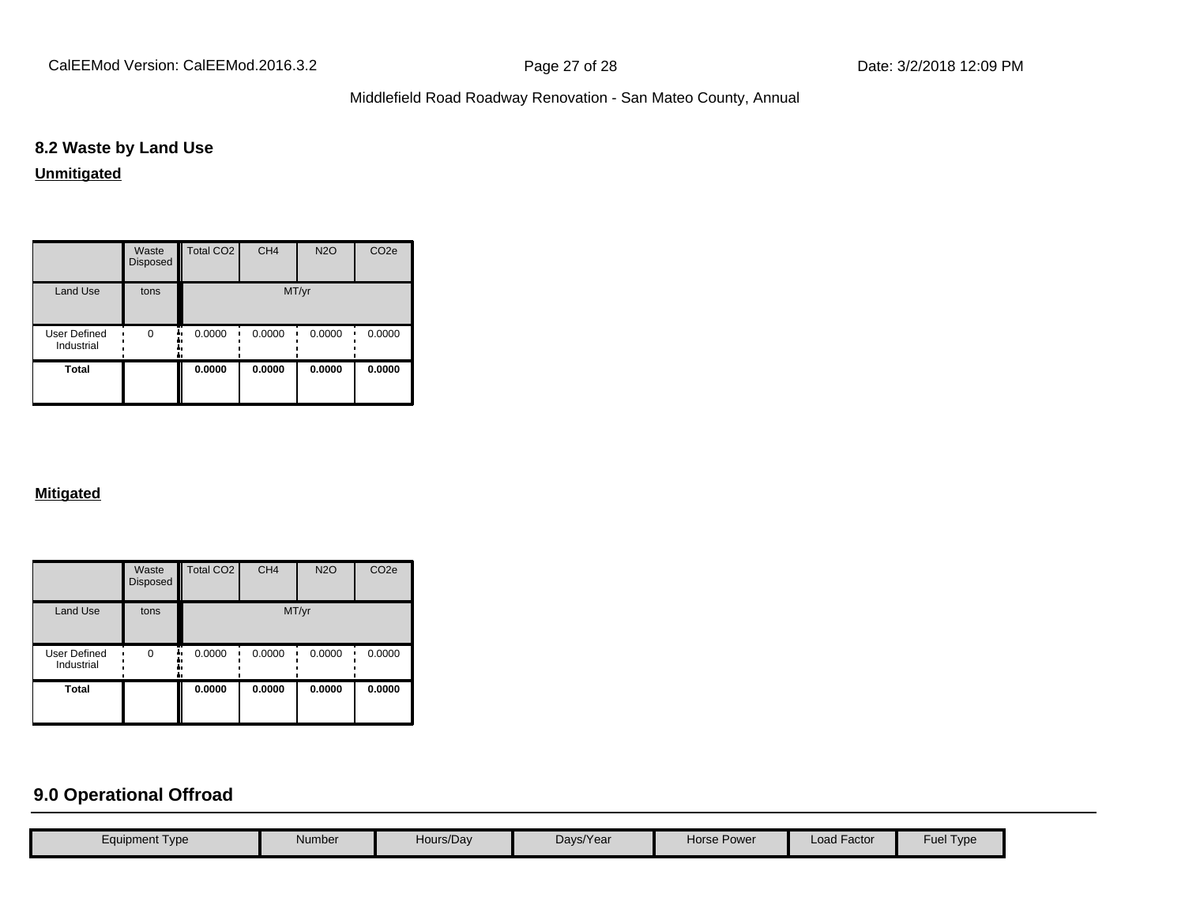## 8.2 Waste by Land Use

**Unmitigated**

| | Waste Disposed | Total CO2 | CH4 | N2O | CO2e |
|---|---|---|---|---|---|
| Land Use | tons | MT/yr | | | |
| User Defined Industrial | 0 | 0.0000 | 0.0000 | 0.0000 | 0.0000 |
| **Total** | | **0.0000** | **0.0000** | **0.0000** | **0.0000** |

**Mitigated**

| | Waste Disposed | Total CO2 | CH4 | N2O | CO2e |
|---|---|---|---|---|---|
| Land Use | tons | MT/yr | | | |
| User Defined Industrial | 0 | 0.0000 | 0.0000 | 0.0000 | 0.0000 |
| **Total** | | **0.0000** | **0.0000** | **0.0000** | **0.0000** |

## 9.0 Operational Offroad

| Equipment Type | Number | Hours/Day | Days/Year | Horse Power | Load Factor | Fuel Type |
|---|---|---|---|---|---|---|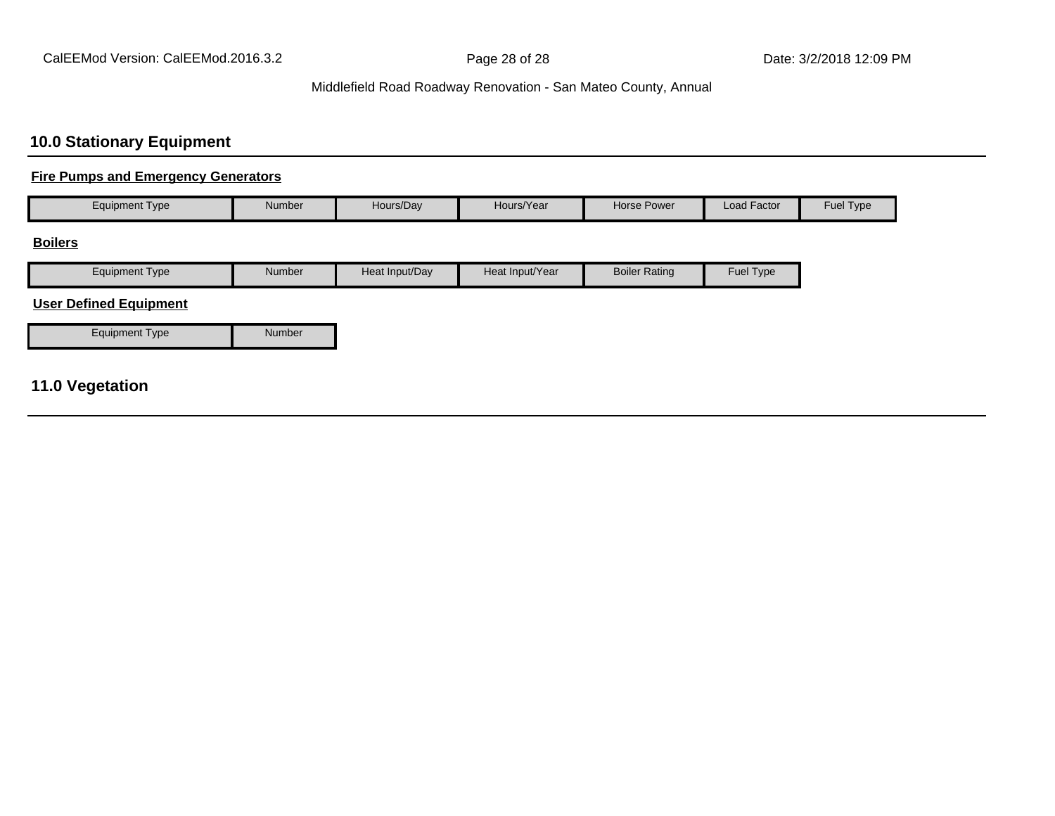## 10.0 Stationary Equipment

**Fire Pumps and Emergency Generators**

| Equipment Type | Number | Hours/Day | Hours/Year | Horse Power | Load Factor | Fuel Type |
|---|---|---|---|---|---|---|

**Boilers**

| Equipment Type | Number | Heat Input/Day | Heat Input/Year | Boiler Rating | Fuel Type |
|---|---|---|---|---|---|

**User Defined Equipment**

| Equipment Type | Number |
|---|---|

## 11.0 Vegetation